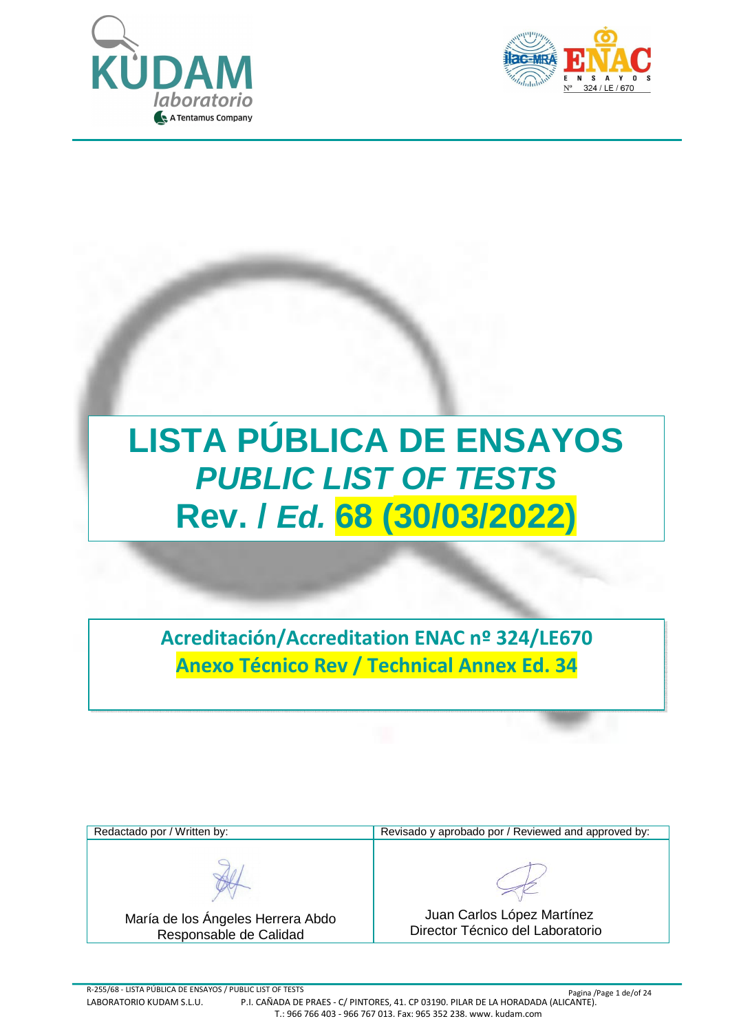# LISTA PÚBLICA DE ENSAYOS

## *PUBLIC LIST OF TESTS*

## Rev. / *Ed.* 68 (30/03/2022)

**Acreditación/Accreditation ENAC nº 324/LE670**

**Anexo Técnico Rev / Technical Annex Ed. 34**

| Redactado por / Written by: | Revisado y aprobado por / Reviewed and approved by: |
|---|---|
| María de los Ángeles Herrera Abdo<br>Responsable de Calidad | Juan Carlos López Martínez<br>Director Técnico del Laboratorio |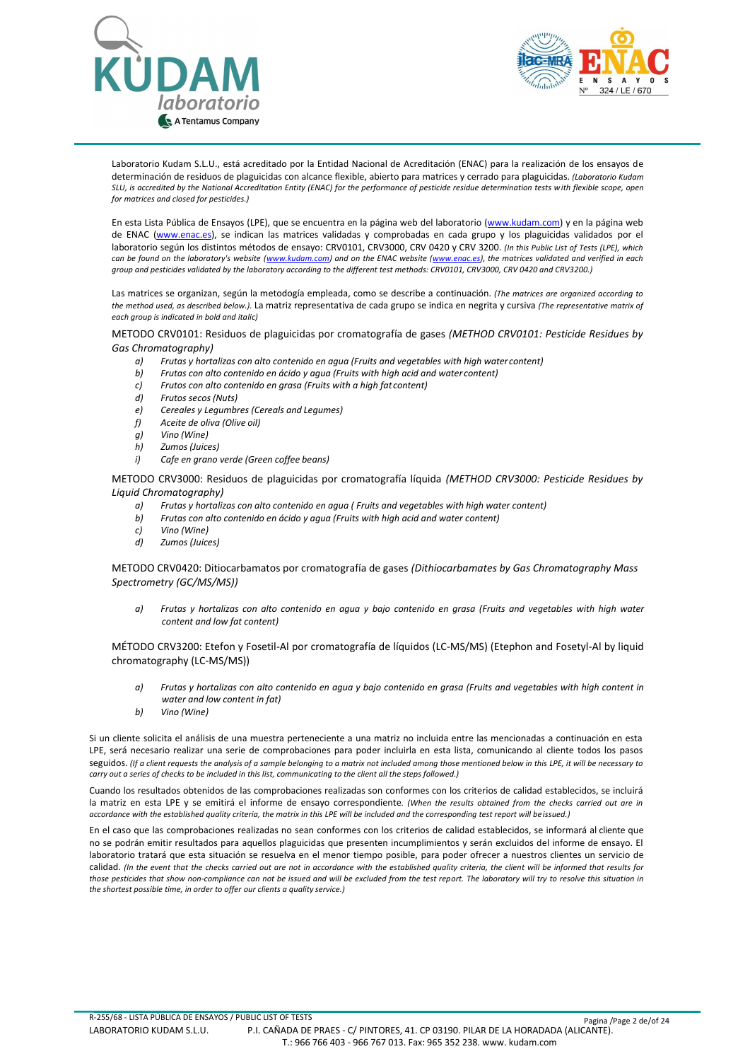Laboratorio Kudam S.L.U., está acreditado por la Entidad Nacional de Acreditación (ENAC) para la realización de los ensayos de determinación de residuos de plaguicidas con alcance flexible, abierto para matrices y cerrado para plaguicidas. *(Laboratorio Kudam SLU, is accredited by the National Accreditation Entity (ENAC) for the performance of pesticide residue determination tests with flexible scope, open for matrices and closed for pesticides.)*

En esta Lista Pública de Ensayos (LPE), que se encuentra en la página web del laboratorio (www.kudam.com) y en la página web de ENAC (www.enac.es), se indican las matrices validadas y comprobadas en cada grupo y los plaguicidas validados por el laboratorio según los distintos métodos de ensayo: CRV0101, CRV3000, CRV 0420 y CRV 3200. *(In this Public List of Tests (LPE), which can be found on the laboratory's website (www.kudam.com) and on the ENAC website (www.enac.es), the matrices validated and verified in each group and pesticides validated by the laboratory according to the different test methods: CRV0101, CRV3000, CRV 0420 and CRV3200.)*

Las matrices se organizan, según la metodgía empleada, como se describe a continuación. *(The matrices are organized according to the method used, as described below.)*. La matriz representativa de cada grupo se indica en negrita y cursiva *(The representative matrix of each group is indicated in bold and italic)*

METODO CRV0101: Residuos de plaguicidas por cromatografía de gases *(METHOD CRV0101: Pesticide Residues by Gas Chromatography)*

a) *Frutas y hortalizas con alto contenido en agua (Fruits and vegetables with high water content)*
b) *Frutos con alto contenido en ácido y agua (Fruits with high acid and water content)*
c) *Frutos con alto contenido en grasa (Fruits with a high fat content)*
d) *Frutos secos (Nuts)*
e) *Cereales y Legumbres (Cereals and Legumes)*
f) *Aceite de oliva (Olive oil)*
g) *Vino (Wine)*
h) *Zumos (Juices)*
i) *Cafe en grano verde (Green coffee beans)*

METODO CRV3000: Residuos de plaguicidas por cromatografía líquida *(METHOD CRV3000: Pesticide Residues by Liquid Chromatography)*

a) *Frutas y hortalizas con alto contenido en agua ( Fruits and vegetables with high water content)*
b) *Frutos con alto contenido en ácido y agua (Fruits with high acid and water content)*
c) *Vino (Wine)*
d) *Zumos (Juices)*

METODO CRV0420: Ditiocarbamatos por cromatografía de gases *(Dithiocarbamates by Gas Chromatography Mass Spectrometry (GC/MS/MS))*

a) *Frutas y hortalizas con alto contenido en agua y bajo contenido en grasa (Fruits and vegetables with high water content and low fat content)*

MÉTODO CRV3200: Etefon y Fosetil-Al por cromatografía de líquidos (LC-MS/MS) (Etephon and Fosetyl-Al by liquid chromatography (LC-MS/MS))

a) *Frutas y hortalizas con alto contenido en agua y bajo contenido en grasa (Fruits and vegetables with high content in water and low content in fat)*
b) *Vino (Wine)*

Si un cliente solicita el análisis de una muestra perteneciente a una matriz no incluida entre las mencionadas a continuación en esta LPE, será necesario realizar una serie de comprobaciones para poder incluirla en esta lista, comunicando al cliente todos los pasos seguidos. *(If a client requests the analysis of a sample belonging to a matrix not included among those mentioned below in this LPE, it will be necessary to carry out a series of checks to be included in this list, communicating to the client all the steps followed.)*

Cuando los resultados obtenidos de las comprobaciones realizadas son conformes con los criterios de calidad establecidos, se incluirá la matriz en esta LPE y se emitirá el informe de ensayo correspondiente. *(When the results obtained from the checks carried out are in accordance with the established quality criteria, the matrix in this LPE will be included and the corresponding test report will be issued.)*

En el caso que las comprobaciones realizadas no sean conformes con los criterios de calidad establecidos, se informará al cliente que no se podrán emitir resultados para aquellos plaguicidas que presenten incumplimientos y serán excluidos del informe de ensayo. El laboratorio tratará que esta situación se resuelva en el menor tiempo posible, para poder ofrecer a nuestros clientes un servicio de calidad. *(In the event that the checks carried out are not in accordance with the established quality criteria, the client will be informed that results for those pesticides that show non-compliance can not be issued and will be excluded from the test report. The laboratory will try to resolve this situation in the shortest possible time, in order to offer our clients a quality service.)*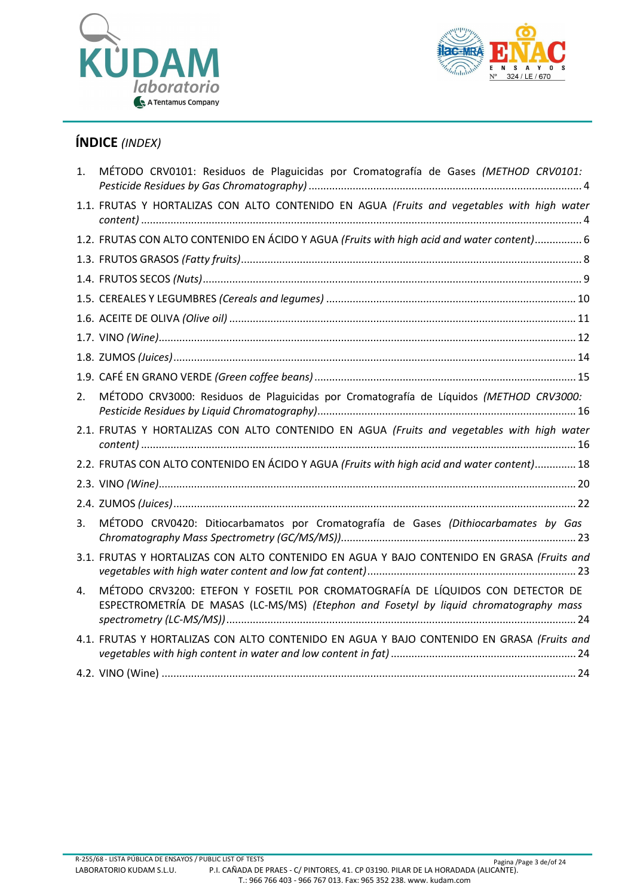## **ÍNDICE** *(INDEX)*

1. MÉTODO CRV0101: Residuos de Plaguicidas por Cromatografía de Gases *(METHOD CRV0101: Pesticide Residues by Gas Chromatography)* ... 4

1.1. FRUTAS Y HORTALIZAS CON ALTO CONTENIDO EN AGUA *(Fruits and vegetables with high water content)* ... 4

1.2. FRUTAS CON ALTO CONTENIDO EN ÁCIDO Y AGUA *(Fruits with high acid and water content)* ... 6

1.3. FRUTOS GRASOS *(Fatty fruits)* ... 8

1.4. FRUTOS SECOS *(Nuts)* ... 9

1.5. CEREALES Y LEGUMBRES *(Cereals and legumes)* ... 10

1.6. ACEITE DE OLIVA *(Olive oil)* ... 11

1.7. VINO *(Wine)* ... 12

1.8. ZUMOS *(Juices)* ... 14

1.9. CAFÉ EN GRANO VERDE *(Green coffee beans)* ... 15

2. MÉTODO CRV3000: Residuos de Plaguicidas por Cromatografía de Líquidos *(METHOD CRV3000: Pesticide Residues by Liquid Chromatography)* ... 16

2.1. FRUTAS Y HORTALIZAS CON ALTO CONTENIDO EN AGUA *(Fruits and vegetables with high water content)* ... 16

2.2. FRUTAS CON ALTO CONTENIDO EN ÁCIDO Y AGUA *(Fruits with high acid and water content)* ... 18

2.3. VINO *(Wine)* ... 20

2.4. ZUMOS *(Juices)* ... 22

3. MÉTODO CRV0420: Ditiocarbamatos por Cromatografía de Gases *(Dithiocarbamates by Gas Chromatography Mass Spectrometry (GC/MS/MS))* ... 23

3.1. FRUTAS Y HORTALIZAS CON ALTO CONTENIDO EN AGUA Y BAJO CONTENIDO EN GRASA *(Fruits and vegetables with high water content and low fat content)* ... 23

4. MÉTODO CRV3200: ETEFON Y FOSETIL POR CROMATOGRAFÍA DE LÍQUIDOS CON DETECTOR DE ESPECTROMETRÍA DE MASAS (LC-MS/MS) *(Etephon and Fosetyl by liquid chromatography mass spectrometry (LC-MS/MS))* ... 24

4.1. FRUTAS Y HORTALIZAS CON ALTO CONTENIDO EN AGUA Y BAJO CONTENIDO EN GRASA *(Fruits and vegetables with high content in water and low content in fat)* ... 24

4.2. VINO (Wine) ... 24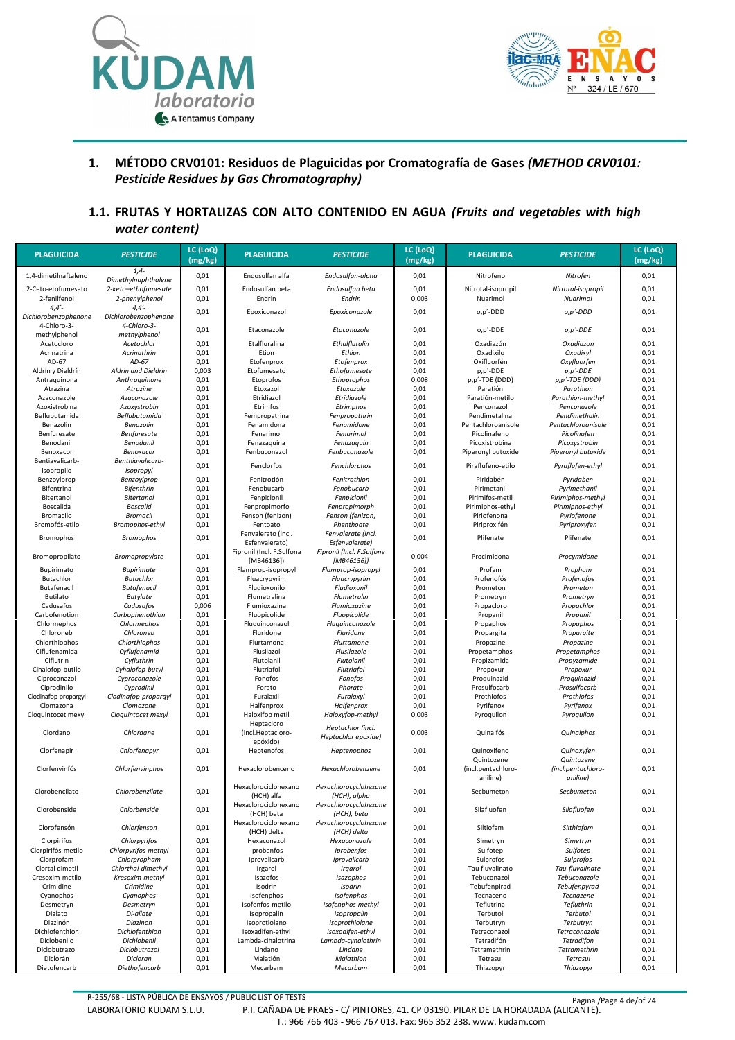## 1. MÉTODO CRV0101: Residuos de Plaguicidas por Cromatografía de Gases *(METHOD CRV0101: Pesticide Residues by Gas Chromatography)*

### 1.1. FRUTAS Y HORTALIZAS CON ALTO CONTENIDO EN AGUA *(Fruits and vegetables with high water content)*

| PLAGUICIDA | PESTICIDE | LC (LoQ) (mg/kg) | PLAGUICIDA | PESTICIDE | LC (LoQ) (mg/kg) | PLAGUICIDA | PESTICIDE | LC (LoQ) (mg/kg) |
|---|---|---|---|---|---|---|---|---|
| 1,4-dimetilnaftaleno | *1,4-Dimethylnaphthalene* | 0,01 | Endosulfan alfa | *Endosulfan-alpha* | 0,01 | Nitrofeno | *Nitrofen* | 0,01 |
| 2-Ceto-etofumesato | *2-keto–ethofumesate* | 0,01 | Endosulfan beta | *Endosulfan beta* | 0,01 | Nitrotal-isopropil | *Nitrotal-isopropil* | 0,01 |
| 2-fenilfenol | *2-phenylphenol* | 0,01 | Endrin | *Endrin* | 0,003 | Nuarimol | *Nuarimol* | 0,01 |
| 4,4'-Dichlorobenzophenone | *4,4'-Dichlorobenzophenone* | 0,01 | Epoxiconazol | *Epoxiconazole* | 0,01 | o,p´-DDD | *o,p´-DDD* | 0,01 |
| 4-Chloro-3-methylphenol | *4-Chloro-3-methylphenol* | 0,01 | Etaconazole | *Etaconazole* | 0,01 | o,p´-DDE | *o,p´-DDE* | 0,01 |
| Acetocloro | *Acetochlor* | 0,01 | Etalfluralina | *Ethalfluralin* | 0,01 | Oxadiazón | *Oxadiazon* | 0,01 |
| Acrinatrina | *Acrinathrin* | 0,01 | Etion | *Ethion* | 0,01 | Oxadixilo | *Oxadixyl* | 0,01 |
| AD-67 | *AD-67* | 0,01 | Etofenprox | *Etofenprox* | 0,01 | Oxifluorfén | *Oxyfluorfen* | 0,01 |
| Aldrín y Dieldrín | *Aldrin and Dieldrin* | 0,003 | Etofumesato | *Ethofumesate* | 0,01 | p,p´-DDE | *p,p´-DDE* | 0,01 |
| Antraquinona | *Anthraquinone* | 0,01 | Etoprofos | *Ethoprophos* | 0,008 | p,p´-TDE (DDD) | *p,p´-TDE (DDD)* | 0,01 |
| Atrazina | *Atrazine* | 0,01 | Etoxazol | *Etoxazole* | 0,01 | Paratión | *Parathion* | 0,01 |
| Azaconazole | *Azaconazole* | 0,01 | Etridiazol | *Etridiazole* | 0,01 | Paratión-metilo | *Parathion-methyl* | 0,01 |
| Azoxistrobina | *Azoxystrobin* | 0,01 | Etrimfos | *Etrimphos* | 0,01 | Penconazol | *Penconazole* | 0,01 |
| Beflubutamida | *Beflubutamida* | 0,01 | Fempropatrina | *Fenpropathrin* | 0,01 | Pendimetalina | *Pendimethalin* | 0,01 |
| Benazolin | *Benazolin* | 0,01 | Fenamidona | *Fenamidone* | 0,01 | Pentachloroanisole | *Pentachloroanisole* | 0,01 |
| Benfuresate | *Benfuresate* | 0,01 | Fenarimol | *Fenarimol* | 0,01 | Picolinafeno | *Picolinafen* | 0,01 |
| Benodanil | *Benodanil* | 0,01 | Fenazaquina | *Fenazaquin* | 0,01 | Picoxistrobina | *Picoxystrobin* | 0,01 |
| Benoxacor | *Benoxacor* | 0,01 | Fenbuconazol | *Fenbuconazole* | 0,01 | Piperonyl butoxide | *Piperonyl butoxide* | 0,01 |
| Bentiavalicarb-isopropilo | *Benthiavalicarb-isopropyl* | 0,01 | Fenclorfos | *Fenchlorphos* | 0,01 | Piraflufeno-etilo | *Pyraflufen-ethyl* | 0,01 |
| Benzoylprop | *Benzoylprop* | 0,01 | Fenitrotión | *Fenitrothion* | 0,01 | Piridabén | *Pyridaben* | 0,01 |
| Bifentrina | *Bifenthrin* | 0,01 | Fenobucarb | *Fenobucarb* | 0,01 | Pirimetanil | *Pyrimethanil* | 0,01 |
| Bitertanol | *Bitertanol* | 0,01 | Fenpiclonil | *Fenpiclonil* | 0,01 | Pirimifos-metil | *Pirimiphos-methyl* | 0,01 |
| Boscalida | *Boscalid* | 0,01 | Fenpropimorfo | *Fenpropimorph* | 0,01 | Pirimiphos-ethyl | *Pirimiphos-ethyl* | 0,01 |
| Bromacilo | *Bromacil* | 0,01 | Fenson (fenizon) | *Fenson (fenizon)* | 0,01 | Piriofenona | *Pyriofenone* | 0,01 |
| Bromofós-etilo | *Bromophos-ethyl* | 0,01 | Fentoato | *Phenthoate* | 0,01 | Piriproxifén | *Pyriproxyfen* | 0,01 |
| Bromophos | *Bromophos* | 0,01 | Fenvalerato (incl. Esfenvalerato) | *Fenvalerate (incl. Esfenvalerate)* | 0,01 | Plifenate | Plifenate | 0,01 |
| Bromopropilato | *Bromopropylate* | 0,01 | Fipronil (Incl. F.Sulfona [MB46136]) | *Fipronil (Incl. F.Sulfone [MB46136])* | 0,004 | Procimidona | *Procymidone* | 0,01 |
| Bupirimato | *Bupirimate* | 0,01 | Flamprop-isopropyl | *Flamprop-isopropyl* | 0,01 | Profam | *Propham* | 0,01 |
| Butachlor | *Butachlor* | 0,01 | Fluacrypyrim | *Fluacrypyrim* | 0,01 | Profenofós | *Profenofos* | 0,01 |
| Butafenacil | *Butafenacil* | 0,01 | Fludioxonilo | *Fludioxonil* | 0,01 | Prometon | *Prometon* | 0,01 |
| Butilato | *Butylate* | 0,01 | Flumetralina | *Flumetralin* | 0,01 | Prometryn | *Prometryn* | 0,01 |
| Cadusafos | *Cadusafos* | 0,006 | Flumioxazina | *Flumioxazine* | 0,01 | Propacloro | *Propachlor* | 0,01 |
| Carbofenotion | *Carbophenothion* | 0,01 | Fluopicolide | *Fluopicolide* | 0,01 | Propanil | *Propanil* | 0,01 |
| Chlormephos | *Chlormephos* | 0,01 | Fluquinconazol | *Fluquinconazole* | 0,01 | Propaphos | *Propaphos* | 0,01 |
| Chloroneb | *Chloroneb* | 0,01 | Fluridone | *Fluridone* | 0,01 | Propargita | *Propargite* | 0,01 |
| Chlorthiophos | *Chlorthiophos* | 0,01 | Flurtamona | *Flurtamone* | 0,01 | Propazine | *Propazine* | 0,01 |
| Ciflufenamida | *Cyflufenamid* | 0,01 | Flusilazol | *Flusilazole* | 0,01 | Propetamphos | *Propetamphos* | 0,01 |
| Ciflutrin | *Cyfluthrin* | 0,01 | Flutolanil | *Flutolanil* | 0,01 | Propizamida | *Propyzamide* | 0,01 |
| Cihalofop-butilo | *Cyhalofop-butyl* | 0,01 | Flutriafol | *Flutriafol* | 0,01 | Propoxur | *Propoxur* | 0,01 |
| Ciproconazol | *Cyproconazole* | 0,01 | Fonofos | *Fonofos* | 0,01 | Proquinazid | *Proquinazid* | 0,01 |
| Ciprodinilo | *Cyprodinil* | 0,01 | Forato | *Phorate* | 0,01 | Prosulfocarb | *Prosulfocarb* | 0,01 |
| Clodinafop-propargyl | *Clodinafop-propargyl* | 0,01 | Furalaxil | *Furalaxyl* | 0,01 | Prothiofos | *Prothiofos* | 0,01 |
| Clomazona | *Clomazone* | 0,01 | Halfenprox | *Halfenprox* | 0,01 | Pyrifenox | *Pyrifenox* | 0,01 |
| Cloquintocet mexyl | *Cloquintocet mexyl* | 0,01 | Haloxifop metil | *Haloxyfop-methyl* | 0,003 | Pyroquilon | *Pyroquilon* | 0,01 |
| Clordano | *Chlordane* | 0,01 | Heptacloro (incl.Heptacloro-epóxido) | *Heptachlor (incl. Heptachlor epoxide)* | 0,003 | Quinalfós | *Quinalphos* | 0,01 |
| Clorfenapir | *Chlorfenapyr* | 0,01 | Heptenofos | *Heptenophos* | 0,01 | Quinoxifeno | *Quinoxyfen* | 0,01 |
| Clorfenvinfós | *Chlorfenvinphos* | 0,01 | Hexaclorobenceno | *Hexachlorobenzene* | 0,01 | Quintozene (incl.pentachloro-aniline) | *Quintozene (incl.pentachloro-aniline)* | 0,01 |
| Clorobencilato | *Chlorobenzilate* | 0,01 | Hexaclorociclohexano (HCH) alfa | *Hexachlorocyclohexane (HCH), alpha* | 0,01 | Secbumeton | *Secbumeton* | 0,01 |
| Clorobenside | *Chlorbenside* | 0,01 | Hexaclorociclohexano (HCH) beta | *Hexachlorocyclohexane (HCH), beta* | 0,01 | Silafluofen | *Silafluofen* | 0,01 |
| Clorofensón | *Chlorfenson* | 0,01 | Hexaclorociclohexano (HCH) delta | *Hexachlorocyclohexane (HCH) delta* | 0,01 | Siltiofam | *Silthiofam* | 0,01 |
| Clorpirifos | *Chlorpyrifos* | 0,01 | Hexaconazol | *Hexaconazole* | 0,01 | Simetryn | *Simetryn* | 0,01 |
| Clorpirifós-metilo | *Chlorpyrifos-methyl* | 0,01 | Iprobenfos | *Iprobenfos* | 0,01 | Sulfotep | *Sulfotep* | 0,01 |
| Clorprofam | *Chlorpropham* | 0,01 | Iprovalicarb | *Iprovalicarb* | 0,01 | Sulprofos | *Sulprofos* | 0,01 |
| Clortal dimetil | *Chlorthal-dimethyl* | 0,01 | Irgarol | *Irgarol* | 0,01 | Tau fluvalinato | *Tau-fluvalinate* | 0,01 |
| Cresoxim-metilo | *Kresoxim-methyl* | 0,01 | Isazofos | *Isazophos* | 0,01 | Tebuconazol | *Tebuconazole* | 0,01 |
| Crimidine | *Crimidine* | 0,01 | Isodrin | *Isodrin* | 0,01 | Tebufenpirad | *Tebufenpyrad* | 0,01 |
| Cyanophos | *Cyanophos* | 0,01 | Isofenphos | *Isofenphos* | 0,01 | Tecnaceno | *Tecnazene* | 0,01 |
| Desmetryn | *Desmetryn* | 0,01 | Isofenfos-metilo | *Isofenphos-methyl* | 0,01 | Teflutrina | *Tefluthrin* | 0,01 |
| Dialato | *Di-allate* | 0,01 | Isopropalin | *Isopropalin* | 0,01 | Terbutol | *Terbutol* | 0,01 |
| Diazinón | *Diazinon* | 0,01 | Isoprotiolano | *Isoprothiolane* | 0,01 | Terbutryn | *Terbutryn* | 0,01 |
| Dichlofenthion | *Dichlofenthion* | 0,01 | Isoxadifen-ethyl | *Isoxadifen-ethyl* | 0,01 | Tetraconazol | *Tetraconazole* | 0,01 |
| Diclobenilo | *Dichlobenil* | 0,01 | Lambda-cihalotrina | *Lambda-cyhalothrin* | 0,01 | Tetradifón | *Tetradifon* | 0,01 |
| Diclobutrazol | *Diclobutrazol* | 0,01 | Lindano | *Lindane* | 0,01 | Tetramethrin | *Tetramethrin* | 0,01 |
| Diclorán | *Dicloran* | 0,01 | Malatión | *Malathion* | 0,01 | Tetrasul | *Tetrasul* | 0,01 |
| Dietofencarb | *Diethofencarb* | 0,01 | Mecarbam | *Mecarbam* | 0,01 | Thiazopyr | *Thiazopyr* | 0,01 |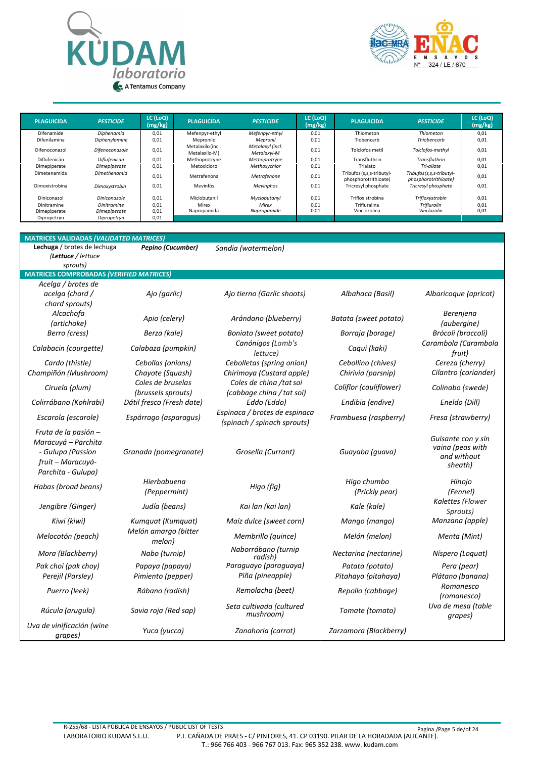| PLAGUICIDA | *PESTICIDE* | LC (LoQ) (mg/kg) | PLAGUICIDA | *PESTICIDE* | LC (LoQ) (mg/kg) | PLAGUICIDA | *PESTICIDE* | LC (LoQ) (mg/kg) |
|---|---|---|---|---|---|---|---|---|
| Difenamide | *Diphenamid* | 0,01 | Mefenpyr-ethyl | *Mefenpyr-ethyl* | 0,01 | Thiometon | *Thiometon* | 0,01 |
| Difenilamina | *Diphenylamine* | 0,01 | Mepronilo | *Mepronil* | 0,01 | Tiobencarb | *Thiobencarb* | 0,01 |
| Difenoconazol | *Difenoconazole* | 0,01 | Metalaxilo (incl. Metalaxilo-M) | *Metalaxyl (incl. Metalaxyl-M* | 0,01 | Tolclofos metil | *Tolclofos-methyl* | 0,01 |
| Diflufenicán | *Diflufenican* | 0,01 | Methoprotryne | *Methoprotryne* | 0,01 | Transfluthrin | *Transfluthrin* | 0,01 |
| Dimepiperate | *Dimepiperate* | 0,01 | Metoxicloro | *Methoxychlor* | 0,01 | Trialato | *Tri-allate* | 0,01 |
| Dimetenamida | *Dimethenamid* | 0,01 | Metrafenona | *Metrafenone* | 0,01 | Tribufos (s,s,s-tributyl-phosphorotrithioate) | *Tribufos (s,s,s-tributyl-phosphorotrithioate)* | 0,01 |
| Dimoxistrobina | *Dimoxystrobin* | 0,01 | Mevinfós | *Mevinphos* | 0,01 | Tricresyl phosphate | *Tricresyl phosphate* | 0,01 |
| Diniconazol | *Diniconazole* | 0,01 | Miclobutanil | *Myclobutanyl* | 0,01 | Trifloxistrobina | *Trifloxystrobin* | 0,01 |
| Dinitramine | *Dinitramine* | 0,01 | Mirex | *Mirex* | 0,01 | Trifluralina | *Trifluralin* | 0,01 |
| Dimepiperate | *Dimepiperate* | 0,01 | Napropamida | *Napropamide* | 0,01 | Vinclozolina | *Vinclozolin* | 0,01 |
| Dipropetryn | *Dipropetryn* | 0,01 | | | | | | |

**MATRICES VALIDADAS *(VALIDATED MATRICES)***

| | | |
|---|---|---|
| **Lechuga** / brotes de lechuga (***Lettuce** / lettuce sprouts)* | ***Pepino (Cucumber)*** | *Sandia (watermelon)* |

**MATRICES COMPROBADAS *(VERIFIED MATRICES)***

| | | | | |
|---|---|---|---|---|
| *Acelga / brotes de acelga (chard / chard sprouts)* | *Ajo (garlic)* | *Ajo tierno (Garlic shoots)* | *Albahaca (Basil)* | *Albaricoque (apricot)* |
| *Alcachofa (artichoke)* | *Apio (celery)* | *Arándano (blueberry)* | *Batata (sweet potato)* | *Berenjena (aubergine)* |
| *Berro (cress)* | *Berza (kale)* | *Boniato (sweet potato)* | *Borraja (borage)* | *Brócoli (broccoli)* |
| *Calabacin (courgette)* | *Calabaza (pumpkin)* | *Canónigos (Lamb's lettuce)* | *Caqui (kaki)* | *Carambola (Carambola fruit)* |
| *Cardo (thistle)* | *Cebollas (onions)* | *Cebolletas (spring onion)* | *Cebollino (chives)* | *Cereza (cherry)* |
| *Champiñón (Mushroom)* | *Chayote (Squash)* | *Chirimoya (Custard apple)* | *Chirivia (parsnip)* | *Cilantro (coriander)* |
| *Ciruela (plum)* | *Coles de bruselas (brussels sprouts)* | *Coles de china /tat soi (cabbage china / tat soi)* | *Coliflor (cauliflower)* | *Colinabo (swede)* |
| *Colirrábano (Kohlrabi)* | *Dátil fresco (Fresh date)* | *Eddo (Eddo)* | *Endibia (endive)* | *Eneldo (Dill)* |
| *Escarola (escarole)* | *Espárrago (asparagus)* | *Espinaca / brotes de espinaca (spinach / spinach sprouts)* | *Frambuesa (raspberry)* | *Fresa (strawberry)* |
| *Fruta de la pasión – Maracuyá – Parchita - Gulupa (Passion fruit – Maracuyá- Parchita - Gulupa)* | *Granada (pomegranate)* | *Grosella (Currant)* | *Guayaba (guava)* | *Guisante con y sin vaina (peas with and without sheath)* |
| *Habas (broad beans)* | *Hierbabuena (Peppermint)* | *Higo (fig)* | *Higo chumbo (Prickly pear)* | *Hinojo (Fennel)* |
| *Jengibre (Ginger)* | *Judía (beans)* | *Kai lan (kai lan)* | *Kale (kale)* | *Kalettes (Flower Sprouts)* |
| *Kiwi (kiwi)* | *Kumquat (Kumquat)* | *Maíz dulce (sweet corn)* | *Mango (mango)* | *Manzana (apple)* |
| *Melocotón (peach)* | *Melón amargo (bitter melon)* | *Membrillo (quince)* | *Melón (melon)* | *Menta (Mint)* |
| *Mora (Blackberry)* | *Nabo (turnip)* | *Naborrábano (turnip radish)* | *Nectarina (nectarine)* | *Níspero (Loquat)* |
| *Pak choi (pak choy)* | *Papaya (papaya)* | *Paraguayo (paraguaya)* | *Patata (potato)* | *Pera (pear)* |
| *Perejil (Parsley)* | *Pimiento (pepper)* | *Piña (pineapple)* | *Pitahaya (pitahaya)* | *Plátano (banana)* |
| *Puerro (leek)* | *Rábano (radish)* | *Remolacha (beet)* | *Repollo (cabbage)* | *Romanesco (romanesco)* |
| *Rúcula (arugula)* | *Savia roja (Red sap)* | *Seta cultivada (cultured mushroom)* | *Tomate (tomato)* | *Uva de mesa (table grapes)* |
| *Uva de vinificación (wine grapes)* | *Yuca (yucca)* | *Zanahoria (carrot)* | *Zarzamora (Blackberry)* | |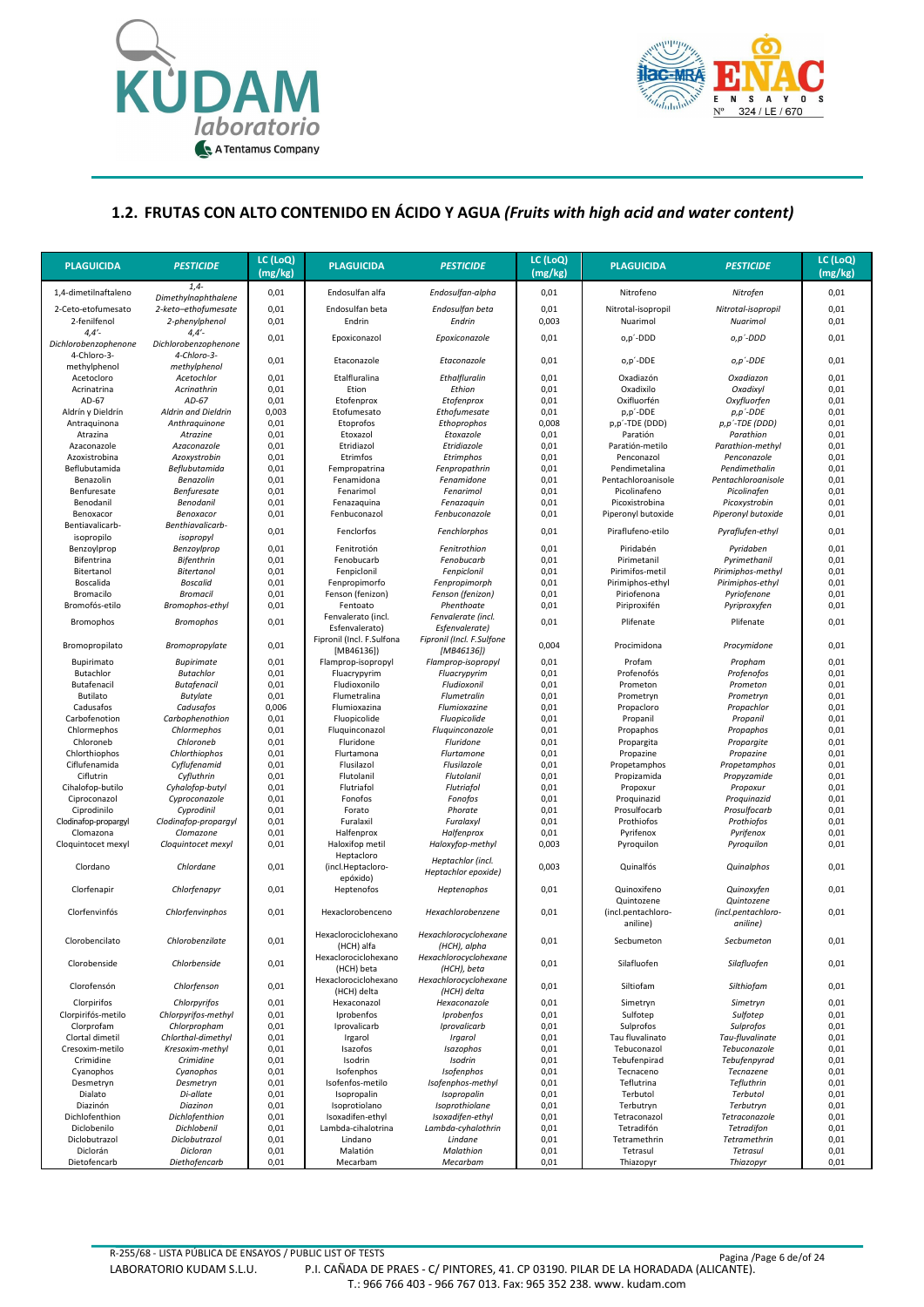## 1.2. FRUTAS CON ALTO CONTENIDO EN ÁCIDO Y AGUA *(Fruits with high acid and water content)*

| PLAGUICIDA | PESTICIDE | LC (LoQ) (mg/kg) | PLAGUICIDA | PESTICIDE | LC (LoQ) (mg/kg) | PLAGUICIDA | PESTICIDE | LC (LoQ) (mg/kg) |
|---|---|---|---|---|---|---|---|---|
| 1,4-dimetilnaftaleno | *1,4-Dimethylnaphthalene* | 0,01 | Endosulfan alfa | *Endosulfan-alpha* | 0,01 | Nitrofeno | *Nitrofen* | 0,01 |
| 2-Ceto-etofumesato | *2-keto–ethofumesate* | 0,01 | Endosulfan beta | *Endosulfan beta* | 0,01 | Nitrotal-isopropil | *Nitrotal-isopropil* | 0,01 |
| 2-fenilfenol | *2-phenylphenol* | 0,01 | Endrin | *Endrin* | 0,003 | Nuarimol | *Nuarimol* | 0,01 |
| 4,4´-Dichlorobenzophenone | *4,4´-Dichlorobenzophenone* | 0,01 | Epoxiconazol | *Epoxiconazole* | 0,01 | o,p´-DDD | *o,p´-DDD* | 0,01 |
| 4-Chloro-3-methylphenol | *4-Chloro-3-methylphenol* | 0,01 | Etaconazole | *Etaconazole* | 0,01 | o,p´-DDE | *o,p´-DDE* | 0,01 |
| Acetocloro | *Acetochlor* | 0,01 | Etalfluralina | *Ethalfluralin* | 0,01 | Oxadiazón | *Oxadiazon* | 0,01 |
| Acrinatrina | *Acrinathrin* | 0,01 | Etion | *Ethion* | 0,01 | Oxadixilo | *Oxadixyl* | 0,01 |
| AD-67 | *AD-67* | 0,01 | Etofenprox | *Etofenprox* | 0,01 | Oxifluorfén | *Oxyfluorfen* | 0,01 |
| Aldrín y Dieldrín | *Aldrin and Dieldrin* | 0,003 | Etofumesato | *Ethofumesate* | 0,01 | p,p´-DDE | *p,p´-DDE* | 0,01 |
| Antraquinona | *Anthraquinone* | 0,01 | Etoprofos | *Ethoprophos* | 0,008 | p,p´-TDE (DDD) | *p,p´-TDE (DDD)* | 0,01 |
| Atrazina | *Atrazine* | 0,01 | Etoxazol | *Etoxazole* | 0,01 | Paratión | *Parathion* | 0,01 |
| Azaconazole | *Azaconazole* | 0,01 | Etridiazol | *Etridiazole* | 0,01 | Paratión-metilo | *Parathion-methyl* | 0,01 |
| Azoxistrobina | *Azoxystrobin* | 0,01 | Etrimfos | *Etrimphos* | 0,01 | Penconazol | *Penconazole* | 0,01 |
| Beflubutamida | *Beflubutamid* | 0,01 | Fempropatrina | *Fenpropathrin* | 0,01 | Pendimetalina | *Pendimethalin* | 0,01 |
| Benazolin | *Benazolin* | 0,01 | Fenamidona | *Fenamidone* | 0,01 | Pentachloroanisole | *Pentachloroanisole* | 0,01 |
| Benfuresate | *Benfuresate* | 0,01 | Fenarimol | *Fenarimol* | 0,01 | Picolinafeno | *Picolinafen* | 0,01 |
| Benodanil | *Benodanil* | 0,01 | Fenazaquina | *Fenazaquin* | 0,01 | Picoxistrobina | *Picoxystrobin* | 0,01 |
| Benoxacor | *Benoxacor* | 0,01 | Fenbuconazol | *Fenbuconazole* | 0,01 | Piperonyl butoxide | *Piperonyl butoxide* | 0,01 |
| Bentiavalicarb-isopropilo | *Benthiavalicarb-isopropyl* | 0,01 | Fenclorfos | *Fenchlorphos* | 0,01 | Piraflufeno-etilo | *Pyraflufen-ethyl* | 0,01 |
| Benzoylprop | *Benzoylprop* | 0,01 | Fenitrotión | *Fenitrothion* | 0,01 | Piridabén | *Pyridaben* | 0,01 |
| Bifentrina | *Bifenthrin* | 0,01 | Fenobucarb | *Fenobucarb* | 0,01 | Pirimetanil | *Pyrimethanil* | 0,01 |
| Bitertanol | *Bitertanol* | 0,01 | Fenpiclonil | *Fenpiclonil* | 0,01 | Pirimifos-metil | *Pirimiphos-methyl* | 0,01 |
| Boscalida | *Boscalid* | 0,01 | Fenpropimorfo | *Fenpropimorph* | 0,01 | Pirimiphos-ethyl | *Pirimiphos-ethyl* | 0,01 |
| Bromacilo | *Bromacil* | 0,01 | Fenson (fenizon) | *Fenson (fenizon)* | 0,01 | Piriofenona | *Pyriofenone* | 0,01 |
| Bromofós-etilo | *Bromophos-ethyl* | 0,01 | Fentoato | *Phenthoate* | 0,01 | Piriproxifén | *Pyriproxyfen* | 0,01 |
| Bromophos | *Bromophos* | 0,01 | Fenvalerato (incl. Esfenvalerato) | *Fenvalerate (incl. Esfenvalerate)* | 0,01 | Plifenate | Plifenate | 0,01 |
| Bromopropilato | *Bromopropylate* | 0,01 | Fipronil (Incl. F.Sulfona [MB46136]) | *Fipronil (Incl. F.Sulfone [MB46136])* | 0,004 | Procimidona | *Procymidone* | 0,01 |
| Bupirimato | *Bupirimate* | 0,01 | Flamprop-isopropyl | *Flamprop-isopropyl* | 0,01 | Profam | *Propham* | 0,01 |
| Butachlor | *Butachlor* | 0,01 | Fluacrypyrim | *Fluacrypyrim* | 0,01 | Profenofós | *Profenofos* | 0,01 |
| Butafenacil | *Butafenacil* | 0,01 | Fludioxonilo | *Fludioxonil* | 0,01 | Prometon | *Prometon* | 0,01 |
| Butilato | *Butylate* | 0,01 | Flumetralina | *Flumetralin* | 0,01 | Prometryn | *Prometryn* | 0,01 |
| Cadusafos | *Cadusafos* | 0,006 | Flumioxazina | *Flumioxazine* | 0,01 | Propacloro | *Propachlor* | 0,01 |
| Carbofenotion | *Carbophenothion* | 0,01 | Fluopicolide | *Fluopicolide* | 0,01 | Propanil | *Propanil* | 0,01 |
| Chlormephos | *Chlormephos* | 0,01 | Fluquinconazol | *Fluquinconazole* | 0,01 | Propaphos | *Propaphos* | 0,01 |
| Chloroneb | *Chloroneb* | 0,01 | Fluridone | *Fluridone* | 0,01 | Propargita | *Propargite* | 0,01 |
| Chlorthiophos | *Chlorthiophos* | 0,01 | Flurtamona | *Flurtamone* | 0,01 | Propazine | *Propazine* | 0,01 |
| Ciflufenamida | *Cyflufenamid* | 0,01 | Flusilazol | *Flusilazole* | 0,01 | Propetamphos | *Propetamphos* | 0,01 |
| Ciflutrin | *Cyfluthrin* | 0,01 | Flutolanil | *Flutolanil* | 0,01 | Propizamida | *Propyzamide* | 0,01 |
| Cihalofop-butilo | *Cyhalofop-butyl* | 0,01 | Flutriafol | *Flutriafol* | 0,01 | Propoxur | *Propoxur* | 0,01 |
| Ciproconazol | *Cyproconazole* | 0,01 | Fonofos | *Fonofos* | 0,01 | Proquinazid | *Proquinazid* | 0,01 |
| Ciprodinilo | *Cyprodinil* | 0,01 | Forato | *Phorate* | 0,01 | Prosulfocarb | *Prosulfocarb* | 0,01 |
| Clodinafop-propargyl | *Clodinafop-propargyl* | 0,01 | Furalaxil | *Furalaxyl* | 0,01 | Prothiofos | *Prothiofos* | 0,01 |
| Clomazona | *Clomazone* | 0,01 | Halfenprox | *Halfenprox* | 0,01 | Pyrifenox | *Pyrifenox* | 0,01 |
| Cloquintocet mexyl | *Cloquintocet mexyl* | 0,01 | Haloxifop metil | *Haloxyfop-methyl* | 0,003 | Pyroquilon | *Pyroquilon* | 0,01 |
| Clordano | *Chlordane* | 0,01 | Heptacloro (incl.Heptacloro-epóxido) | *Heptachlor (incl. Heptachlor epoxide)* | 0,003 | Quinalfós | *Quinalphos* | 0,01 |
| Clorfenapir | *Chlorfenapyr* | 0,01 | Heptenofos | *Heptenophos* | 0,01 | Quinoxifeno | *Quinoxyfen* | 0,01 |
| Clorfenvinfós | *Chlorfenvinphos* | 0,01 | Hexaclorobenceno | *Hexachlorobenzene* | 0,01 | Quintozene (incl.pentachloro-aniline) | *Quintozene (incl.pentachloro-aniline)* | 0,01 |
| Clorobencilato | *Chlorobenzilate* | 0,01 | Hexaclorociclohexano (HCH) alfa | *Hexachlorocyclohexane (HCH), alpha* | 0,01 | Secbumeton | *Secbumeton* | 0,01 |
| Clorobenside | *Chlorbenside* | 0,01 | Hexaclorociclohexano (HCH) beta | *Hexachlorocyclohexane (HCH), beta* | 0,01 | Silafluofen | *Silafluofen* | 0,01 |
| Clorofensón | *Chlorfenson* | 0,01 | Hexaclorociclohexano (HCH) delta | *Hexachlorocyclohexane (HCH) delta* | 0,01 | Siltiofam | *Silthiofam* | 0,01 |
| Clorpirifos | *Chlorpyrifos* | 0,01 | Hexaconazol | *Hexaconazole* | 0,01 | Simetryn | *Simetryn* | 0,01 |
| Clorpirifós-metilo | *Chlorpyrifos-methyl* | 0,01 | Iprobenfos | *Iprobenfos* | 0,01 | Sulfotep | *Sulfotep* | 0,01 |
| Clorprofam | *Chlorpropham* | 0,01 | Iprovalicarb | *Iprovalicarb* | 0,01 | Sulprofos | *Sulprofos* | 0,01 |
| Clortal dimetil | *Chlorthal-dimethyl* | 0,01 | Irgarol | *Irgarol* | 0,01 | Tau fluvalinato | *Tau-fluvalinate* | 0,01 |
| Cresoxim-metilo | *Kresoxim-methyl* | 0,01 | Isazofos | *Isazophos* | 0,01 | Tebuconazol | *Tebuconazole* | 0,01 |
| Crimidine | *Crimidine* | 0,01 | Isodrin | *Isodrin* | 0,01 | Tebufenpirad | *Tebufenpyrad* | 0,01 |
| Cyanophos | *Cyanophos* | 0,01 | Isofenphos | *Isofenphos* | 0,01 | Tecnaceno | *Tecnazene* | 0,01 |
| Desmetryn | *Desmetryn* | 0,01 | Isofenfos-metilo | *Isofenphos-methyl* | 0,01 | Teflutrina | *Tefluthrin* | 0,01 |
| Dialato | *Di-allate* | 0,01 | Isopropalin | *Isopropalin* | 0,01 | Terbutol | *Terbutol* | 0,01 |
| Diazinón | *Diazinon* | 0,01 | Isoprotiolano | *Isoprothiolane* | 0,01 | Terbutryn | *Terbutryn* | 0,01 |
| Dichlofenthion | *Dichlofenthion* | 0,01 | Isoxadifen-ethyl | *Isoxadifen-ethyl* | 0,01 | Tetraconazol | *Tetraconazole* | 0,01 |
| Diclobenilo | *Dichlobenil* | 0,01 | Lambda-cihalotrina | *Lambda-cyhalothrin* | 0,01 | Tetradifón | *Tetradifon* | 0,01 |
| Diclobutrazol | *Diclobutrazol* | 0,01 | Lindano | *Lindane* | 0,01 | Tetramethrin | *Tetramethrin* | 0,01 |
| Diclorán | *Dicloran* | 0,01 | Malatión | *Malathion* | 0,01 | Tetrasul | *Tetrasul* | 0,01 |
| Dietofencarb | *Diethofencarb* | 0,01 | Mecarbam | *Mecarbam* | 0,01 | Thiazopyr | *Thiazopyr* | 0,01 |

R-255/68 - LISTA PÚBLICA DE ENSAYOS / PUBLIC LIST OF TESTS
LABORATORIO KUDAM S.L.U. P.I. CAÑADA DE PRAES - C/ PINTORES, 41. CP 03190. PILAR DE LA HORADADA (ALICANTE).
T.: 966 766 403 - 966 767 013. Fax: 965 352 238. www. kudam.com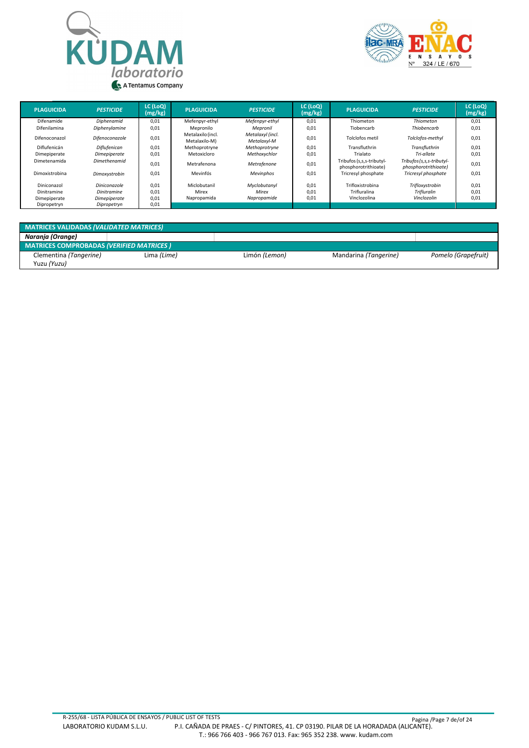| PLAGUICIDA | *PESTICIDE* | LC (LoQ) (mg/kg) | PLAGUICIDA | *PESTICIDE* | LC (LoQ) (mg/kg) | PLAGUICIDA | *PESTICIDE* | LC (LoQ) (mg/kg) |
|---|---|---|---|---|---|---|---|---|
| Difenamide | *Diphenamid* | 0,01 | Mefenpyr-ethyl | *Mefenpyr-ethyl* | 0,01 | Thiometon | *Thiometon* | 0,01 |
| Difenilamina | *Diphenylamine* | 0,01 | Mepronilo | *Mepronil* | 0,01 | Tiobencarb | *Thiobencarb* | 0,01 |
| Difenoconazol | *Difenoconazole* | 0,01 | Metalaxilo (incl. Metalaxilo-M) | *Metalaxyl (incl. Metalaxyl-M* | 0,01 | Tolclofos metil | *Tolclofos-methyl* | 0,01 |
| Diflufenicán | *Diflufenican* | 0,01 | Methoprotryne | *Methoprotryne* | 0,01 | Transfluthrin | *Transfluthrin* | 0,01 |
| Dimepiperate | *Dimepiperate* | 0,01 | Metoxicloro | *Methoxychlor* | 0,01 | Trialato | *Tri-allate* | 0,01 |
| Dimetenamida | *Dimethenamid* | 0,01 | Metrafenona | *Metrafenone* | 0,01 | Tribufos (s,s,s-tributyl-phosphorotrithioate) | *Tribufos (s,s,s-tributyl-phosphorotrithioate)* | 0,01 |
| Dimoxistrobina | *Dimoxystrobin* | 0,01 | Mevinfós | *Mevinphos* | 0,01 | Tricresyl phosphate | *Tricresyl phosphate* | 0,01 |
| Diniconazol | *Diniconazole* | 0,01 | Miclobutanil | *Myclobutanyl* | 0,01 | Trifloxistrobina | *Trifloxystrobin* | 0,01 |
| Dinitramine | *Dinitramine* | 0,01 | Mirex | *Mirex* | 0,01 | Trifluralina | *Trifluralin* | 0,01 |
| Dimepiperate | *Dimepiperate* | 0,01 | Napropamida | *Napropamide* | 0,01 | Vinclozolina | *Vinclozolin* | 0,01 |
| Dipropetryn | *Dipropetryn* | 0,01 | | | | | | |

**MATRICES VALIDADAS *(VALIDATED MATRICES)***

***Naranja (Orange)***

**MATRICES COMPROBADAS *(VERIFIED MATRICES )***

| | | | | |
|---|---|---|---|---|
| Clementina *(Tangerine)* | Lima *(Lime)* | Limón *(Lemon)* | Mandarina *(Tangerine)* | *Pomelo (Grapefruit)* |
| Yuzu *(Yuzu)* | | | | |

R-255/68 - LISTA PÚBLICA DE ENSAYOS / PUBLIC LIST OF TESTS

LABORATORIO KUDAM S.L.U. P.I. CAÑADA DE PRAES - C/ PINTORES, 41. CP 03190. PILAR DE LA HORADADA (ALICANTE).
T.: 966 766 403 - 966 767 013. Fax: 965 352 238. www. kudam.com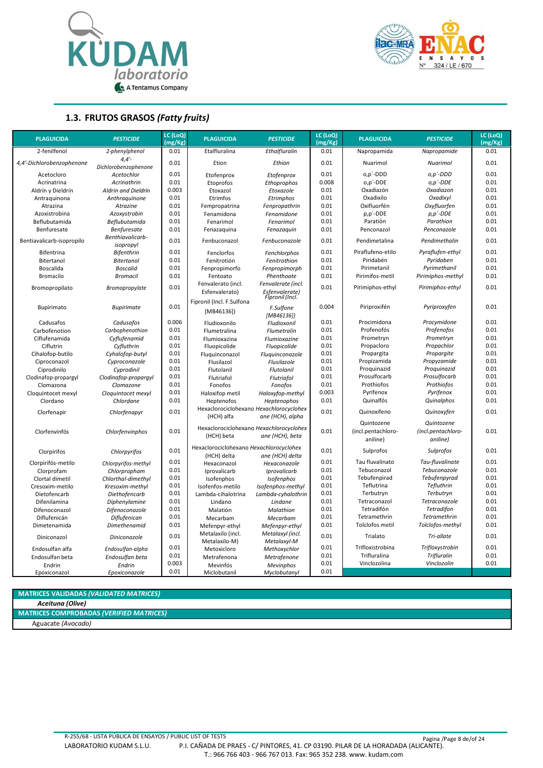## 1.3. FRUTOS GRASOS *(Fatty fruits)*

| PLAGUICIDA | *PESTICIDE* | LC (LoQ) (mg/Kg) | PLAGUICIDA | *PESTICIDE* | LC (LoQ) (mg/Kg) | PLAGUICIDA | *PESTICIDE* | LC (LoQ) (mg/Kg) |
|---|---|---|---|---|---|---|---|---|
| 2-fenilfenol | *2-phenylphenol* | 0.01 | Etalfluralina | *Ethalfluralin* | 0.01 | Napropamida | *Napropamide* | 0.01 |
| 4,4'-Dichlorobenzophenone | *4,4'-Dichlorobenzophenone* | 0.01 | Etion | *Ethion* | 0.01 | Nuarimol | *Nuarimol* | 0.01 |
| Acetocloro | *Acetochlor* | 0.01 | Etofenprox | *Etofenprox* | 0.01 | o,p´-DDD | *o,p´-DDD* | 0.01 |
| Acrinatrina | *Acrinathrin* | 0.01 | Etoprofos | *Ethoprophos* | 0.008 | o,p´-DDE | *o,p´-DDE* | 0.01 |
| Aldrín y Dieldrín | *Aldrin and Dieldrin* | 0.003 | Etoxazol | *Etoxazole* | 0.01 | Oxadiazón | *Oxadiazon* | 0.01 |
| Antraquinona | *Anthraquinone* | 0.01 | Etrimfos | *Etrimphos* | 0.01 | Oxadixilo | *Oxadixyl* | 0.01 |
| Atrazina | *Atrazine* | 0.01 | Fempropatrina | *Fenpropathrin* | 0.01 | Oxifluorfén | *Oxyfluorfen* | 0.01 |
| Azoxistrobina | *Azoxystrobin* | 0.01 | Fenamidona | *Fenamidone* | 0.01 | p,p´-DDE | *p,p´-DDE* | 0.01 |
| Beflubutamida | *Beflubutamida* | 0.01 | Fenarimol | *Fenarimol* | 0.01 | Paratión | *Parathion* | 0.01 |
| Benfuresate | *Benfuresate* | 0.01 | Fenazaquina | *Fenazaquin* | 0.01 | Penconazol | *Penconazole* | 0.01 |
| Bentiavalicarb-isopropilo | *Benthiavalicarb-isopropyl* | 0.01 | Fenbuconazol | *Fenbuconazole* | 0.01 | Pendimetalina | *Pendimethalin* | 0.01 |
| Bifentrina | *Bifenthrin* | 0.01 | Fenclorfos | *Fenchlorphos* | 0.01 | Piraflufeno-etilo | *Pyraflufen-ethyl* | 0.01 |
| Bitertanol | *Bitertanol* | 0.01 | Fenitrotión | *Fenitrothion* | 0.01 | Piridabén | *Pyridaben* | 0.01 |
| Boscalida | *Boscalid* | 0.01 | Fenpropimorfo | *Fenpropimorph* | 0.01 | Pirimetanil | *Pyrimethanil* | 0.01 |
| Bromacilo | *Bromacil* | 0.01 | Fentoato | *Phenthoate* | 0.01 | Pirimifos-metil | *Pirimiphos-methyl* | 0.01 |
| Bromopropilato | *Bromopropylate* | 0.01 | Fenvalerato (incl. Esfenvalerato) | *Fenvalerate (incl. Esfenvalerate)* | 0.01 | Pirimiphos-ethyl | *Pirimiphos-ethyl* | 0.01 |
| Bupirimato | *Bupirimate* | 0.01 | Fipronil (Incl. F.Sulfona [MB46136]) | *Fipronil (Incl. F.Sulfone [MB46136])* | 0.004 | Piriproxifén | *Pyriproxyfen* | 0.01 |
| Cadusafos | *Cadusafos* | 0.006 | Fludioxonilo | *Fludioxonil* | 0.01 | Procimidona | *Procymidone* | 0.01 |
| Carbofenotion | *Carbophenothion* | 0.01 | Flumetralina | *Flumetralin* | 0.01 | Profenofós | *Profenofos* | 0.01 |
| Ciflufenamida | *Cyflufenamid* | 0.01 | Flumioxazina | *Flumioxazine* | 0.01 | Prometryn | *Prometryn* | 0.01 |
| Ciflutrin | *Cyfluthrin* | 0.01 | Fluopicolide | *Fluopicolide* | 0.01 | Propacloro | *Propachlor* | 0.01 |
| Cihalofop-butilo | *Cyhalofop-butyl* | 0.01 | Fluquinconazol | *Fluquinconazole* | 0.01 | Propargita | *Propargite* | 0.01 |
| Ciproconazol | *Cyproconazole* | 0.01 | Flusilazol | *Flusilazole* | 0.01 | Propizamida | *Propyzamide* | 0.01 |
| Ciprodinilo | *Cyprodinil* | 0.01 | Flutolanil | *Flutolanil* | 0.01 | Proquinazid | *Proquinazid* | 0.01 |
| Clodinafop-propargyl | *Clodinafop-propargyl* | 0.01 | Flutriafol | *Flutriafol* | 0.01 | Prosulfocarb | *Prosulfocarb* | 0.01 |
| Clomazona | *Clomazone* | 0.01 | Fonofos | *Fonofos* | 0.01 | Prothiofos | *Prothiofos* | 0.01 |
| Cloquintocet mexyl | *Cloquintocet mexyl* | 0.01 | Haloxifop metil | *Haloxyfop-methyl* | 0.003 | Pyrifenox | *Pyrifenox* | 0.01 |
| Clordano | *Chlordane* | 0.01 | Heptenofos | *Heptenophos* | 0.01 | Quinalfós | *Quinalphos* | 0.01 |
| Clorfenapir | *Chlorfenapyr* | 0.01 | Hexaclorociclohexano (HCH) alfa | *Hexachlorocyclohexane (HCH), alpha* | 0.01 | Quinoxifeno | *Quinoxyfen* | 0.01 |
| Clorfenvinfós | *Chlorfenvinphos* | 0.01 | Hexaclorociclohexano (HCH) beta | *Hexachlorocyclohexane (HCH), beta* | 0.01 | Quintozene (incl.pentachloro-aniline) | *Quintozene (incl.pentachloro-aniline)* | 0.01 |
| Clorpirifos | *Chlorpyrifos* | 0.01 | Hexaclorociclohexano (HCH) delta | *Hexachlorocyclohexane (HCH) delta* | 0.01 | Sulprofos | *Sulprofos* | 0.01 |
| Clorpirifós-metilo | *Chlorpyrifos-methyl* | 0.01 | Hexaconazol | *Hexaconazole* | 0.01 | Tau fluvalinato | *Tau-fluvalinate* | 0.01 |
| Clorprofam | *Chlorpropham* | 0.01 | Iprovalicarb | *Iprovalicarb* | 0.01 | Tebuconazol | *Tebuconazole* | 0.01 |
| Clortal dimetil | *Chlorthal-dimethyl* | 0.01 | Isofenphos | *Isofenphos* | 0.01 | Tebufenpirad | *Tebufenpyrad* | 0.01 |
| Cresoxim-metilo | *Kresoxim-methyl* | 0.01 | Isofenfos-metilo | *Isofenphos-methyl* | 0.01 | Teflutrina | *Tefluthrin* | 0.01 |
| Dietofencarb | *Diethofencarb* | 0.01 | Lambda-cihalotrina | *Lambda-cyhalothrin* | 0.01 | Terbutryn | *Terbutryn* | 0.01 |
| Difenilamina | *Diphenylamine* | 0.01 | Lindano | *Lindane* | 0.01 | Tetraconazol | *Tetraconazole* | 0.01 |
| Difenoconazol | *Difenoconazole* | 0.01 | Malatión | *Malathion* | 0.01 | Tetradifón | *Tetradifon* | 0.01 |
| Diflufenicán | *Diflufenican* | 0.01 | Mecarbam | *Mecarbam* | 0.01 | Tetramethrin | *Tetramethrin* | 0.01 |
| Dimetenamida | *Dimethenamid* | 0.01 | Mefenpyr-ethyl | *Mefenpyr-ethyl* | 0.01 | Tolclofos metil | *Tolclofos-methyl* | 0.01 |
| Diniconazol | *Diniconazole* | 0.01 | Metalaxilo (incl. Metalaxilo-M) | *Metalaxyl (incl. Metalaxyl-M* | 0.01 | Trialato | *Tri-allate* | 0.01 |
| Endosulfan alfa | *Endosulfan-alpha* | 0.01 | Metoxicloro | *Methoxychlor* | 0.01 | Trifloxistrobina | *Trifloxystrobin* | 0.01 |
| Endosulfan beta | *Endosulfan beta* | 0.01 | Metrafenona | *Metrafenone* | 0.01 | Trifluralina | *Trifluralin* | 0.01 |
| Endrin | *Endrin* | 0.003 | Mevinfós | *Mevinphos* | 0.01 | Vinclozolina | *Vinclozolin* | 0.01 |
| Epoxiconazol | *Epoxiconazole* | 0.01 | Miclobutanil | *Myclobutanyl* | 0.01 | | | |

| MATRICES VALIDADAS *(VALIDATED MATRICES)* |
|---|
| ***Aceituna (Olive)*** |
| **MATRICES COMPROBADAS *(VERIFIED MATRICES)*** |
| Aguacate *(Avocado)* |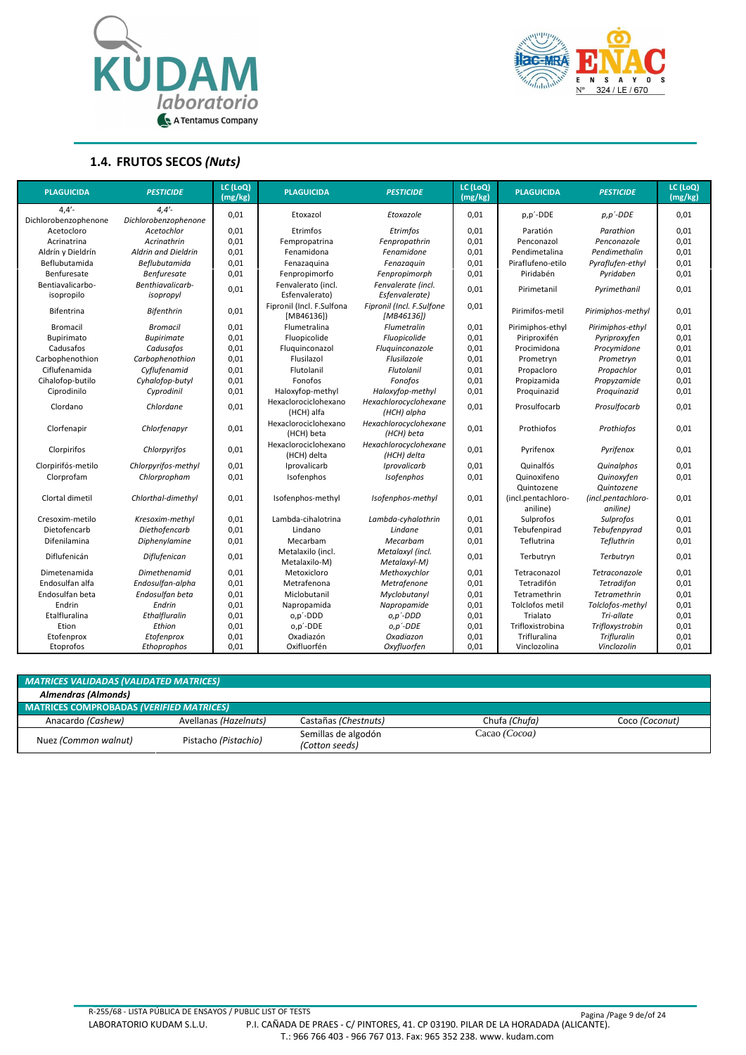## 1.4. FRUTOS SECOS *(Nuts)*

| PLAGUICIDA | *PESTICIDE* | LC (LoQ) (mg/kg) | PLAGUICIDA | *PESTICIDE* | LC (LoQ) (mg/kg) | PLAGUICIDA | *PESTICIDE* | LC (LoQ) (mg/kg) |
|---|---|---|---|---|---|---|---|---|
| 4,4'-Dichlorobenzophenone | *4,4'-Dichlorobenzophenone* | 0,01 | Etoxazol | *Etoxazole* | 0,01 | p,p´-DDE | *p,p´-DDE* | 0,01 |
| Acetocloro | *Acetochlor* | 0,01 | Etrimfos | *Etrimfos* | 0,01 | Paratión | *Parathion* | 0,01 |
| Acrinatrina | *Acrinathrin* | 0,01 | Fempropatrina | *Fenpropathrin* | 0,01 | Penconazol | *Penconazole* | 0,01 |
| Aldrín y Dieldrín | *Aldrin and Dieldrin* | 0,01 | Fenamidona | *Fenamidone* | 0,01 | Pendimetalina | *Pendimethalin* | 0,01 |
| Beflubutamida | *Beflubutamid* | 0,01 | Fenazaquina | *Fenazaquin* | 0,01 | Piraflufeno-etilo | *Pyraflufen-ethyl* | 0,01 |
| Benfuresate | *Benfuresate* | 0,01 | Fenpropimorfo | *Fenpropimorph* | 0,01 | Piridabén | *Pyridaben* | 0,01 |
| Bentiavalicarbo-isopropilo | *Benthiavalicarb-isopropyl* | 0,01 | Fenvalerato (incl. Esfenvalerato) | *Fenvalerate (incl. Esfenvalerate)* | 0,01 | Pirimetanil | *Pyrimethanil* | 0,01 |
| Bifentrina | *Bifenthrin* | 0,01 | Fipronil (Incl. F.Sulfona [MB46136]) | *Fipronil (Incl. F.Sulfone [MB46136])* | 0,01 | Pirimifos-metil | *Pirimiphos-methyl* | 0,01 |
| Bromacil | *Bromacil* | 0,01 | Flumetralina | *Flumetralin* | 0,01 | Pirimiphos-ethyl | *Pirimiphos-ethyl* | 0,01 |
| Bupirimato | *Bupirimate* | 0,01 | Fluopicolide | *Fluopicolide* | 0,01 | Piriproxifén | *Pyriproxyfen* | 0,01 |
| Cadusafos | *Cadusafos* | 0,01 | Fluquinconazol | *Fluquinconazole* | 0,01 | Procimidona | *Procymidone* | 0,01 |
| Carbophenothion | *Carbophenothion* | 0,01 | Flusilazol | *Flusilazole* | 0,01 | Prometryn | *Prometryn* | 0,01 |
| Ciflufenamida | *Cyflufenamid* | 0,01 | Flutolanil | *Flutolanil* | 0,01 | Propacloro | *Propachlor* | 0,01 |
| Cihalofop-butilo | *Cyhalofop-butyl* | 0,01 | Fonofos | *Fonofos* | 0,01 | Propizamida | *Propyzamide* | 0,01 |
| Ciprodinilo | *Cyprodinil* | 0,01 | Haloxyfop-methyl | *Haloxyfop-methyl* | 0,01 | Proquinazid | *Proquinazid* | 0,01 |
| Clordano | *Chlordane* | 0,01 | Hexaclorociclohexano (HCH) alfa | *Hexachlorocyclohexane (HCH) alpha* | 0,01 | Prosulfocarb | *Prosulfocarb* | 0,01 |
| Clorfenapir | *Chlorfenapyr* | 0,01 | Hexaclorociclohexano (HCH) beta | *Hexachlorocyclohexane (HCH) beta* | 0,01 | Prothiofos | *Prothiofos* | 0,01 |
| Clorpirifos | *Chlorpyrifos* | 0,01 | Hexaclorociclohexano (HCH) delta | *Hexachlorocyclohexane (HCH) delta* | 0,01 | Pyrifenox | *Pyrifenox* | 0,01 |
| Clorpirifós-metilo | *Chlorpyrifos-methyl* | 0,01 | Iprovalicarb | *Iprovalicarb* | 0,01 | Quinalfós | *Quinalphos* | 0,01 |
| Clorprofam | *Chlorpropham* | 0,01 | Isofenphos | *Isofenphos* | 0,01 | Quinoxifeno | *Quinoxyfen* | 0,01 |
| Clortal dimetil | *Chlorthal-dimethyl* | 0,01 | Isofenphos-methyl | *Isofenphos-methyl* | 0,01 | Quintozene (incl.pentachloro-aniline) | *Quintozene (incl.pentachloro-aniline)* | 0,01 |
| Cresoxim-metilo | *Kresoxim-methyl* | 0,01 | Lambda-cihalotrina | *Lambda-cyhalothrin* | 0,01 | Sulprofos | *Sulprofos* | 0,01 |
| Dietofencarb | *Diethofencarb* | 0,01 | Lindano | *Lindane* | 0,01 | Tebufenpirad | *Tebufenpyrad* | 0,01 |
| Difenilamina | *Diphenylamine* | 0,01 | Mecarbam | *Mecarbam* | 0,01 | Teflutrina | *Tefluthrin* | 0,01 |
| Diflufenicán | *Diflufenican* | 0,01 | Metalaxilo (incl. Metalaxilo-M) | *Metalaxyl (incl. Metalaxyl-M)* | 0,01 | Terbutryn | *Terbutryn* | 0,01 |
| Dimetenamida | *Dimethenamid* | 0,01 | Metoxicloro | *Methoxychlor* | 0,01 | Tetraconazol | *Tetraconazole* | 0,01 |
| Endosulfan alfa | *Endosulfan-alpha* | 0,01 | Metrafenona | *Metrafenone* | 0,01 | Tetradifón | *Tetradifon* | 0,01 |
| Endosulfan beta | *Endosulfan beta* | 0,01 | Miclobutanil | *Myclobutanyl* | 0,01 | Tetramethrin | *Tetramethrin* | 0,01 |
| Endrin | *Endrin* | 0,01 | Napropamida | *Napropamide* | 0,01 | Tolclofos metil | *Tolclofos-methyl* | 0,01 |
| Etalfluralina | *Ethalfluralin* | 0,01 | o,p´-DDD | *o,p´-DDD* | 0,01 | Trialato | *Tri-allate* | 0,01 |
| Etion | *Ethion* | 0,01 | o,p´-DDE | *o,p´-DDE* | 0,01 | Trifloxistrobina | *Trifloxystrobin* | 0,01 |
| Etofenprox | *Etofenprox* | 0,01 | Oxadiazón | *Oxadiazon* | 0,01 | Trifluralina | *Trifluralin* | 0,01 |
| Etoprofos | *Ethoprophos* | 0,01 | Oxifluorfén | *Oxyfluorfen* | 0,01 | Vinclozolina | *Vinclozolin* | 0,01 |

| *MATRICES VALIDADAS (VALIDATED MATRICES)* | | | | |
|---|---|---|---|---|
| ***Almendras (Almonds)*** | | | | |
| **MATRICES COMPROBADAS *(VERIFIED MATRICES)*** | | | | |
| Anacardo *(Cashew)* | Avellanas *(Hazelnuts)* | Castañas *(Chestnuts)* | Chufa *(Chufa)* | Coco *(Coconut)* |
| Nuez *(Common walnut)* | Pistacho *(Pistachio)* | Semillas de algodón *(Cotton seeds)* | Cacao *(Cocoa)* | |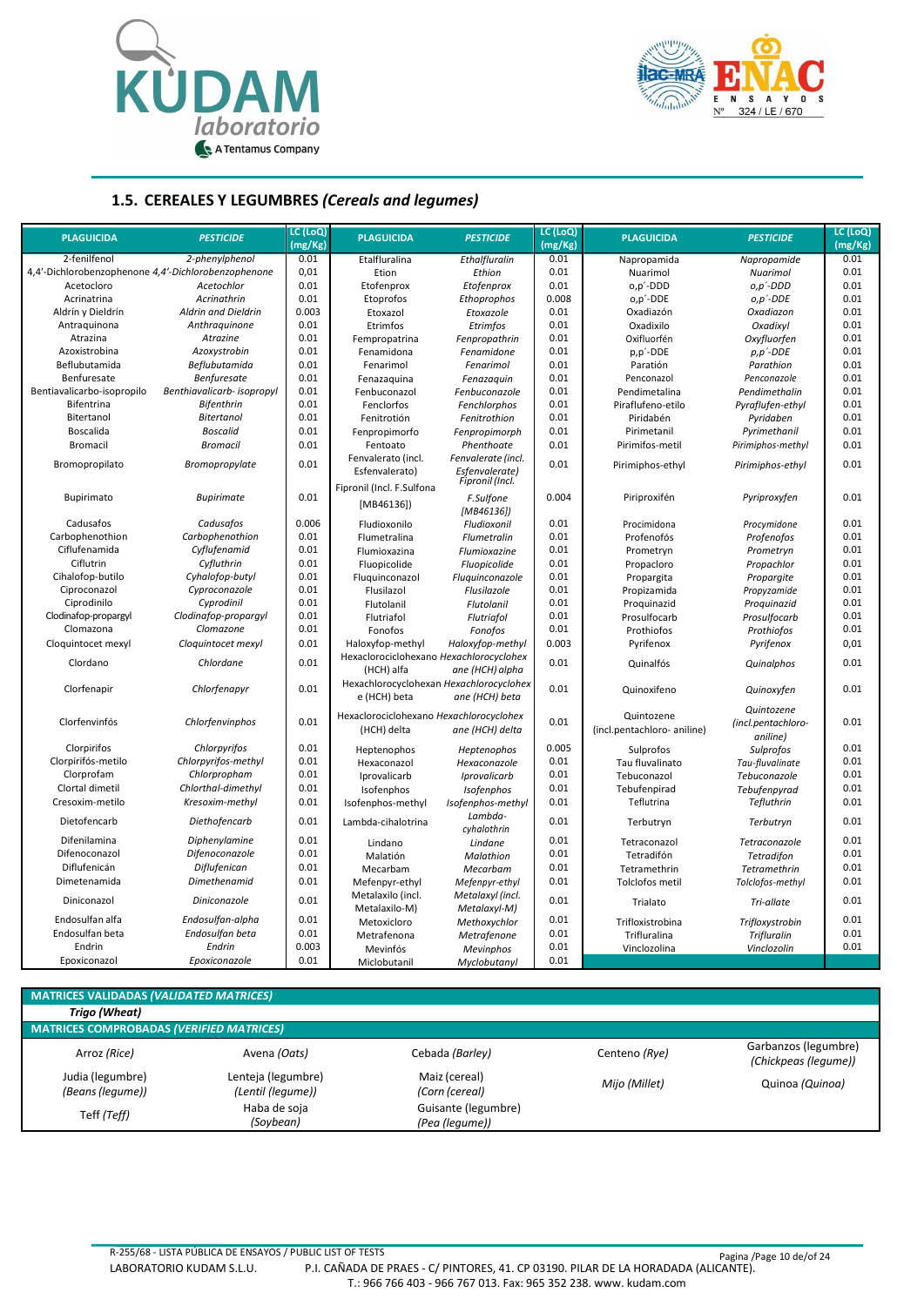## 1.5. CEREALES Y LEGUMBRES *(Cereals and legumes)*

| PLAGUICIDA | PESTICIDE | LC (LoQ) (mg/Kg) | PLAGUICIDA | PESTICIDE | LC (LoQ) (mg/Kg) | PLAGUICIDA | PESTICIDE | LC (LoQ) (mg/Kg) |
|---|---|---|---|---|---|---|---|---|
| 2-fenilfenol | *2-phenylphenol* | 0.01 | Etalfluralina | *Ethalfluralin* | 0.01 | Napropamida | *Napropamide* | 0.01 |
| 4,4'-Dichlorobenzophenone | *4,4'-Dichlorobenzophenone* | 0,01 | Etion | *Ethion* | 0.01 | Nuarimol | *Nuarimol* | 0.01 |
| Acetocloro | *Acetochlor* | 0.01 | Etofenprox | *Etofenprox* | 0.01 | o,p´-DDD | *o,p´-DDD* | 0.01 |
| Acrinatrina | *Acrinathrin* | 0.01 | Etoprofos | *Ethoprophos* | 0.008 | o,p´-DDE | *o,p´-DDE* | 0.01 |
| Aldrin y Dieldrín | *Aldrin and Dieldrin* | 0.003 | Etoxazol | *Etoxazole* | 0.01 | Oxadiazón | *Oxadiazon* | 0.01 |
| Antraquinona | *Anthraquinone* | 0.01 | Etrimfos | *Etrimfos* | 0.01 | Oxadixilo | *Oxadixyl* | 0.01 |
| Atrazina | *Atrazine* | 0.01 | Fempropatrina | *Fenpropathrin* | 0.01 | Oxifluorfén | *Oxyfluorfen* | 0.01 |
| Azoxistrobina | *Azoxystrobin* | 0.01 | Fenamidona | *Fenamidone* | 0.01 | p,p´-DDE | *p,p´-DDE* | 0.01 |
| Beflubutamida | *Beflubutamida* | 0.01 | Fenarimol | *Fenarimol* | 0.01 | Paratión | *Parathion* | 0.01 |
| Benfuresate | *Benfuresate* | 0.01 | Fenazaquina | *Fenazaquin* | 0.01 | Penconazol | *Penconazole* | 0.01 |
| Bentiavalicarbo-isopropilo | *Benthiavalicarb- isopropyl* | 0.01 | Fenbuconazol | *Fenbuconazole* | 0.01 | Pendimetalina | *Pendimethalin* | 0.01 |
| Bifentrina | *Bifenthrin* | 0.01 | Fenclorfos | *Fenchlorphos* | 0.01 | Piraflufeno-etilo | *Pyraflufen-ethyl* | 0.01 |
| Bitertanol | *Bitertanol* | 0.01 | Fenitrotión | *Fenitrothion* | 0.01 | Piridabén | *Pyridaben* | 0.01 |
| Boscalida | *Boscalid* | 0.01 | Fenpropimorfo | *Fenpropimorph* | 0.01 | Pirimetanil | *Pyrimethanil* | 0.01 |
| Bromacil | *Bromacil* | 0.01 | Fentoato | *Phenthoate* | 0.01 | Pirimifos-metil | *Pirimiphos-methyl* | 0.01 |
| Bromopropilato | *Bromopropylate* | 0.01 | Fenvalerato (incl. Esfenvalerato) | *Fenvalerate (incl. Esfenvalerate)* | 0.01 | Pirimiphos-ethyl | *Pirimiphos-ethyl* | 0.01 |
| Bupirimato | *Bupirimate* | 0.01 | Fipronil (Incl. F.Sulfona [MB46136]) | *Fipronil (Incl. F.Sulfone [MB46136])* | 0.004 | Piriproxifén | *Pyriproxyfen* | 0.01 |
| Cadusafos | *Cadusafos* | 0.006 | Fludioxonilo | *Fludioxonil* | 0.01 | Procimidona | *Procymidone* | 0.01 |
| Carbophenothion | *Carbophenothion* | 0.01 | Flumetralina | *Flumetralin* | 0.01 | Profenofós | *Profenofos* | 0.01 |
| Ciflufenamida | *Cyflufenamid* | 0.01 | Flumioxazina | *Flumioxazine* | 0.01 | Prometryn | *Prometryn* | 0.01 |
| Ciflutrin | *Cyfluthrin* | 0.01 | Fluopicolide | *Fluopicolide* | 0.01 | Propacloro | *Propachlor* | 0.01 |
| Cihalofop-butilo | *Cyhalofop-butyl* | 0.01 | Fluquinconazol | *Fluquinconazole* | 0.01 | Propargita | *Propargite* | 0.01 |
| Ciproconazol | *Cyproconazole* | 0.01 | Flusilazol | *Flusilazole* | 0.01 | Propizamida | *Propyzamide* | 0.01 |
| Ciprodinilo | *Cyprodinil* | 0.01 | Flutolanil | *Flutolanil* | 0.01 | Proquinazid | *Proquinazid* | 0.01 |
| Clodinafop-propargyl | *Clodinafop-propargyl* | 0.01 | Flutriafol | *Flutriafol* | 0.01 | Prosulfocarb | *Prosulfocarb* | 0.01 |
| Clomazona | *Clomazone* | 0.01 | Fonofos | *Fonofos* | 0.01 | Prothiofos | *Prothiofos* | 0.01 |
| Cloquintocet mexyl | *Cloquintocet mexyl* | 0.01 | Haloxyfop-methyl | *Haloxyfop-methyl* | 0.003 | Pyrifenox | *Pyrifenox* | 0,01 |
| Clordano | *Chlordane* | 0.01 | Hexaclorociclohexano (HCH) alfa | *Hexachlorocyclohexane (HCH) alpha* | 0.01 | Quinalfós | *Quinalphos* | 0.01 |
| Clorfenapir | *Chlorfenapyr* | 0.01 | Hexachlorocyclohexane (HCH) beta | *Hexachlorocyclohexane (HCH) beta* | 0.01 | Quinoxifeno | *Quinoxyfen* | 0.01 |
| Clorfenvinfós | *Chlorfenvinphos* | 0.01 | Hexaclorociclohexano (HCH) delta | *Hexachlorocyclohexane (HCH) delta* | 0.01 | Quintozene (incl.pentachloro- aniline) | *Quintozene (incl.pentachloro-aniline)* | 0.01 |
| Clorpirifos | *Chlorpyrifos* | 0.01 | Heptenophos | *Heptenophos* | 0.005 | Sulprofos | *Sulprofos* | 0.01 |
| Clorpirifós-metilo | *Chlorpyrifos-methyl* | 0.01 | Hexaconazol | *Hexaconazole* | 0.01 | Tau fluvalinato | *Tau-fluvalinate* | 0.01 |
| Clorprofam | *Chlorpropham* | 0.01 | Iprovalicarb | *Iprovalicarb* | 0.01 | Tebuconazol | *Tebuconazole* | 0.01 |
| Clortal dimetil | *Chlorthal-dimethyl* | 0.01 | Isofenphos | *Isofenphos* | 0.01 | Tebufenpirad | *Tebufenpyrad* | 0.01 |
| Cresoxim-metilo | *Kresoxim-methyl* | 0.01 | Isofenphos-methyl | *Isofenphos-methyl* | 0.01 | Teflutrina | *Tefluthrin* | 0.01 |
| Dietofencarb | *Diethofencarb* | 0.01 | Lambda-cihalotrina | *Lambda-cyhalothrin* | 0.01 | Terbutryn | *Terbutryn* | 0.01 |
| Difenilamina | *Diphenylamine* | 0.01 | Lindano | *Lindane* | 0.01 | Tetraconazol | *Tetraconazole* | 0.01 |
| Difenoconazol | *Difenoconazole* | 0.01 | Malatión | *Malathion* | 0.01 | Tetradifón | *Tetradifon* | 0.01 |
| Diflufenicán | *Diflufenican* | 0.01 | Mecarbam | *Mecarbam* | 0.01 | Tetramethrin | *Tetramethrin* | 0.01 |
| Dimetenamida | *Dimethenamid* | 0.01 | Mefenpyr-ethyl | *Mefenpyr-ethyl* | 0.01 | Tolclofos metil | *Tolclofos-methyl* | 0.01 |
| Diniconazol | *Diniconazole* | 0.01 | Metalaxilo (incl. Metalaxilo-M) | *Metalaxyl (incl. Metalaxyl-M)* | 0.01 | Trialato | *Tri-allate* | 0.01 |
| Endosulfan alfa | *Endosulfan-alpha* | 0.01 | Metoxicloro | *Methoxychlor* | 0.01 | Trifloxistrobina | *Trifloxystrobin* | 0.01 |
| Endosulfan beta | *Endosulfan beta* | 0.01 | Metrafenona | *Metrafenone* | 0.01 | Trifluralina | *Trifluralin* | 0.01 |
| Endrin | *Endrin* | 0.003 | Mevinfós | *Mevinphos* | 0.01 | Vinclozolina | *Vinclozolin* | 0.01 |
| Epoxiconazol | *Epoxiconazole* | 0.01 | Miclobutanil | *Myclobutanyl* | 0.01 | | | |

| MATRICES VALIDADAS *(VALIDATED MATRICES)* | | | | |
|---|---|---|---|---|
| Trigo *(Wheat)* | | | | |
| **MATRICES COMPROBADAS *(VERIFIED MATRICES)*** | | | | |
| Arroz *(Rice)* | Avena *(Oats)* | Cebada *(Barley)* | Centeno *(Rye)* | Garbanzos (legumbre) *(Chickpeas (legume))* |
| Judia (legumbre) *(Beans (legume))* | Lenteja (legumbre) *(Lentil (legume))* | Maiz (cereal) *(Corn (cereal)* | Mijo *(Millet)* | Quinoa *(Quinoa)* |
| Teff *(Teff)* | Haba de soja *(Soybean)* | Guisante (legumbre) *(Pea (legume))* | | |

R-255/68 - LISTA PÚBLICA DE ENSAYOS / PUBLIC LIST OF TESTS
LABORATORIO KUDAM S.L.U. P.I. CAÑADA DE PRAES - C/ PINTORES, 41. CP 03190. PILAR DE LA HORADADA (ALICANTE).
T.: 966 766 403 - 966 767 013. Fax: 965 352 238. www. kudam.com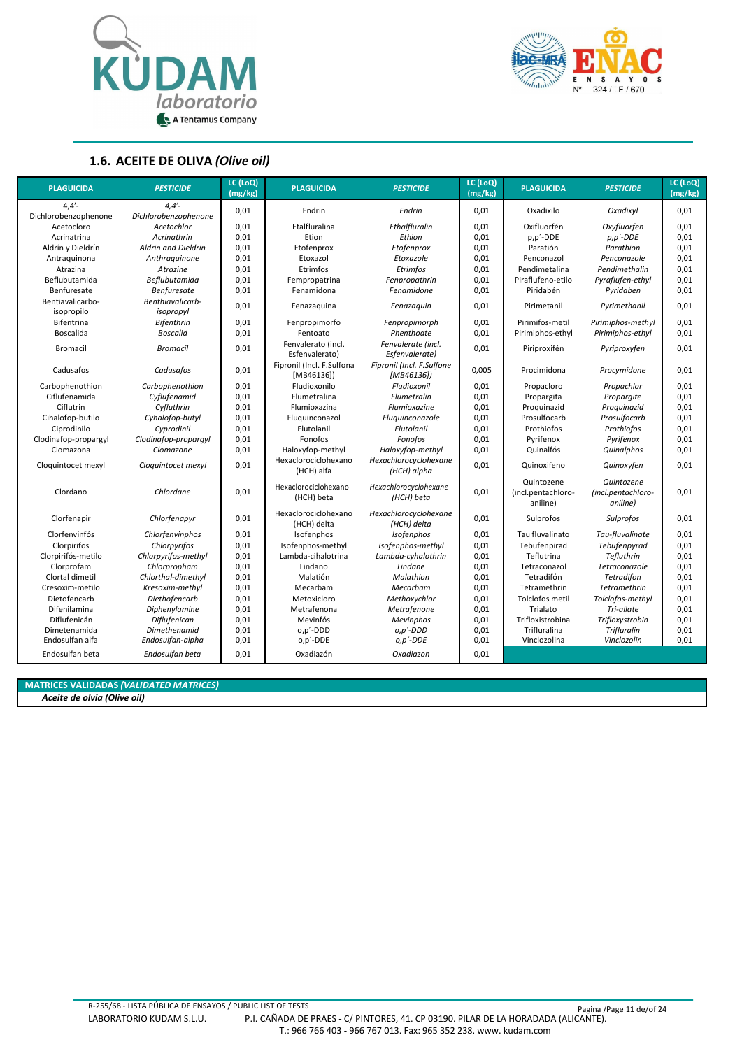## 1.6. ACEITE DE OLIVA *(Olive oil)*

| PLAGUICIDA | *PESTICIDE* | LC (LoQ) (mg/kg) | PLAGUICIDA | *PESTICIDE* | LC (LoQ) (mg/kg) | PLAGUICIDA | *PESTICIDE* | LC (LoQ) (mg/kg) |
|---|---|---|---|---|---|---|---|---|
| 4,4'-Dichlorobenzophenone | *4,4'-Dichlorobenzophenone* | 0,01 | Endrin | *Endrin* | 0,01 | Oxadixilo | *Oxadixyl* | 0,01 |
| Acetocloro | *Acetochlor* | 0,01 | Etalfluralina | *Ethalfluralin* | 0,01 | Oxifluorfén | *Oxyfluorfen* | 0,01 |
| Acrinatrina | *Acrinathrin* | 0,01 | Etion | *Ethion* | 0,01 | p,p´-DDE | *p,p´-DDE* | 0,01 |
| Aldrin y Dieldrín | *Aldrin and Dieldrin* | 0,01 | Etofenprox | *Etofenprox* | 0,01 | Paratión | *Parathion* | 0,01 |
| Antraquinona | *Anthraquinone* | 0,01 | Etoxazol | *Etoxazole* | 0,01 | Penconazol | *Penconazole* | 0,01 |
| Atrazina | *Atrazine* | 0,01 | Etrimfos | *Etrimfos* | 0,01 | Pendimetalina | *Pendimethalin* | 0,01 |
| Beflubutamida | *Beflubutamida* | 0,01 | Fempropatrina | *Fenpropathrin* | 0,01 | Piraflufeno-etilo | *Pyraflufen-ethyl* | 0,01 |
| Benfuresate | *Benfuresate* | 0,01 | Fenamidona | *Fenamidone* | 0,01 | Piridabén | *Pyridaben* | 0,01 |
| Bentiavalicarbo-isopropilo | *Benthiavalicarb-isopropyl* | 0,01 | Fenazaquina | *Fenazaquin* | 0,01 | Pirimetanil | *Pyrimethanil* | 0,01 |
| Bifentrina | *Bifenthrin* | 0,01 | Fenpropimorfo | *Fenpropimorph* | 0,01 | Pirimifos-metil | *Pirimiphos-methyl* | 0,01 |
| Boscalida | *Boscalid* | 0,01 | Fentoato | *Phenthoate* | 0,01 | Pirimiphos-ethyl | *Pirimiphos-ethyl* | 0,01 |
| Bromacil | *Bromacil* | 0,01 | Fenvalerato (incl. Esfenvalerato) | *Fenvalerate (incl. Esfenvalerate)* | 0,01 | Piriproxifén | *Pyriproxyfen* | 0,01 |
| Cadusafos | *Cadusafos* | 0,01 | Fipronil (Incl. F.Sulfona [MB46136]) | *Fipronil (Incl. F.Sulfone [MB46136])* | 0,005 | Procimidona | *Procymidone* | 0,01 |
| Carbophenothion | *Carbophenothion* | 0,01 | Fludioxonilo | *Fludioxonil* | 0,01 | Propacloro | *Propachlor* | 0,01 |
| Ciflufenamida | *Cyflufenamid* | 0,01 | Flumetralina | *Flumetralin* | 0,01 | Propargita | *Propargite* | 0,01 |
| Ciflutrin | *Cyfluthrin* | 0,01 | Flumioxazina | *Flumioxazine* | 0,01 | Proquinazid | *Proquinazid* | 0,01 |
| Cihalofop-butilo | *Cyhalofop-butyl* | 0,01 | Fluquinconazol | *Fluquinconazole* | 0,01 | Prosulfocarb | *Prosulfocarb* | 0,01 |
| Ciprodinilo | *Cyprodinil* | 0,01 | Flutolanil | *Flutolanil* | 0,01 | Prothiofos | *Prothiofos* | 0,01 |
| Clodinafop-propargyl | *Clodinafop-propargyl* | 0,01 | Fonofos | *Fonofos* | 0,01 | Pyrifenox | *Pyrifenox* | 0,01 |
| Clomazona | *Clomazone* | 0,01 | Haloxyfop-methyl | *Haloxyfop-methyl* | 0,01 | Quinalfós | *Quinalphos* | 0,01 |
| Cloquintocet mexyl | *Cloquintocet mexyl* | 0,01 | Hexaclorociclohexano (HCH) alfa | *Hexachlorocyclohexane (HCH) alpha* | 0,01 | Quinoxifeno | *Quinoxyfen* | 0,01 |
| Clordano | *Chlordane* | 0,01 | Hexaclorociclohexano (HCH) beta | *Hexachlorocyclohexane (HCH) beta* | 0,01 | Quintozene (incl.pentachloro-aniline) | *Quintozene (incl.pentachloro-aniline)* | 0,01 |
| Clorfenapir | *Chlorfenapyr* | 0,01 | Hexaclorociclohexano (HCH) delta | *Hexachlorocyclohexane (HCH) delta* | 0,01 | Sulprofos | *Sulprofos* | 0,01 |
| Clorfenvinfós | *Chlorfenvinphos* | 0,01 | Isofenphos | *Isofenphos* | 0,01 | Tau fluvalinato | *Tau-fluvalinate* | 0,01 |
| Clorpirifos | *Chlorpyrifos* | 0,01 | Isofenphos-methyl | *Isofenphos-methyl* | 0,01 | Tebufenpirad | *Tebufenpyrad* | 0,01 |
| Clorpirifós-metilo | *Chlorpyrifos-methyl* | 0,01 | Lambda-cihalotrina | *Lambda-cyhalothrin* | 0,01 | Teflutrina | *Tefluthrin* | 0,01 |
| Clorprofam | *Chlorpropham* | 0,01 | Lindano | *Lindane* | 0,01 | Tetraconazol | *Tetraconazole* | 0,01 |
| Clortal dimetil | *Chlorthal-dimethyl* | 0,01 | Malatión | *Malathion* | 0,01 | Tetradifón | *Tetradifon* | 0,01 |
| Cresoxim-metilo | *Kresoxim-methyl* | 0,01 | Mecarbam | *Mecarbam* | 0,01 | Tetramethrin | *Tetramethrin* | 0,01 |
| Dietofencarb | *Diethofencarb* | 0,01 | Metoxicloro | *Methoxychlor* | 0,01 | Tolclofos metil | *Tolclofos-methyl* | 0,01 |
| Difenilamina | *Diphenylamine* | 0,01 | Metrafenona | *Metrafenone* | 0,01 | Trialato | *Tri-allate* | 0,01 |
| Diflufenicán | *Diflufenican* | 0,01 | Mevinfós | *Mevinphos* | 0,01 | Trifloxistrobina | *Trifloxystrobin* | 0,01 |
| Dimetenamida | *Dimethenamid* | 0,01 | o,p´-DDD | *o,p´-DDD* | 0,01 | Trifluralina | *Trifluralin* | 0,01 |
| Endosulfan alfa | *Endosulfan-alpha* | 0,01 | o,p´-DDE | *o,p´-DDE* | 0,01 | Vinclozolina | *Vinclozolin* | 0,01 |
| Endosulfan beta | *Endosulfan beta* | 0,01 | Oxadiazón | *Oxadiazon* | 0,01 | | | |

**MATRICES VALIDADAS *(VALIDATED MATRICES)***

***Aceite de olvia (Olive oil)***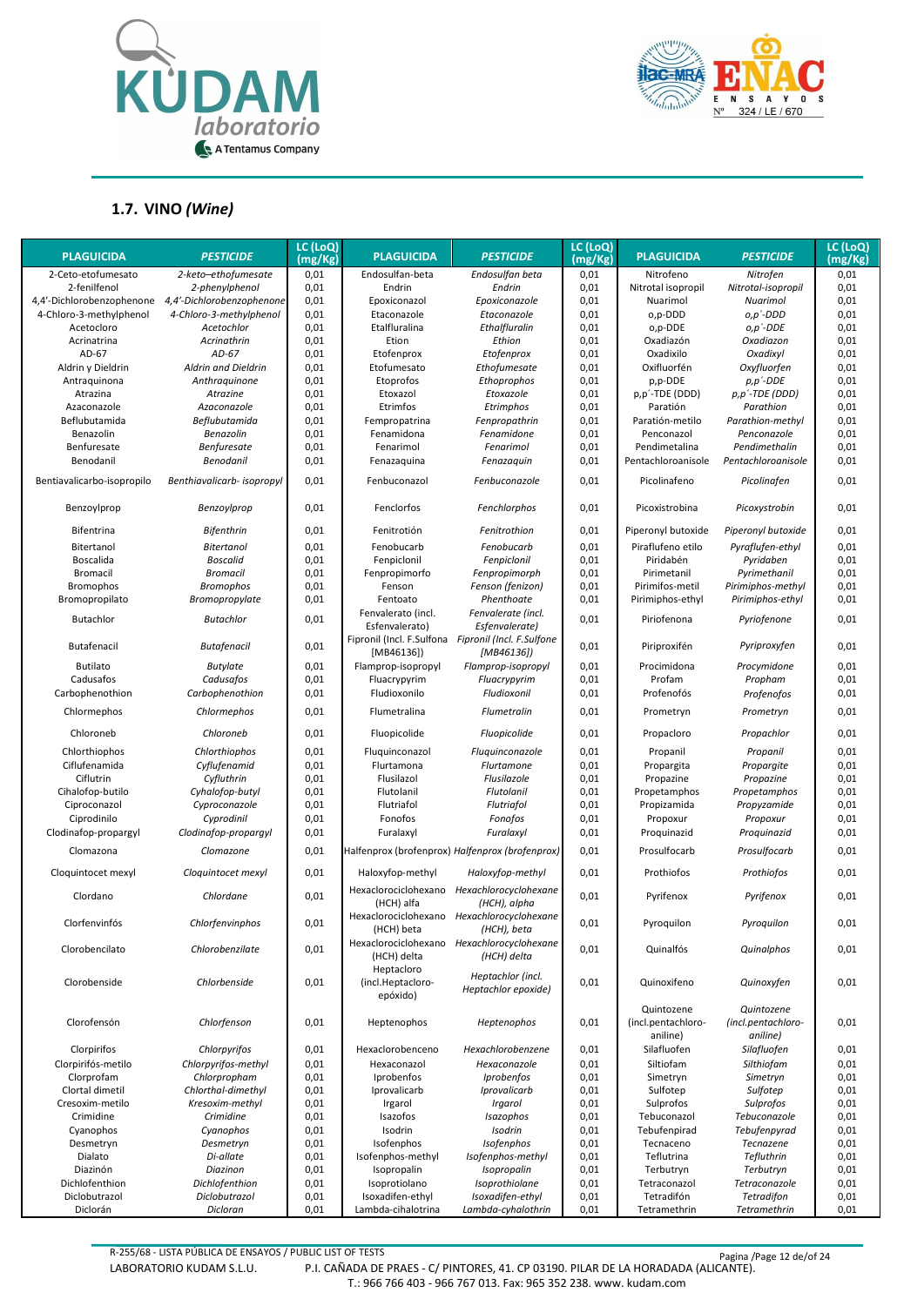## 1.7. VINO *(Wine)*

| PLAGUICIDA | *PESTICIDE* | LC (LoQ) (mg/Kg) | PLAGUICIDA | *PESTICIDE* | LC (LoQ) (mg/Kg) | PLAGUICIDA | *PESTICIDE* | LC (LoQ) (mg/Kg) |
|---|---|---|---|---|---|---|---|---|
| 2-Ceto-etofumesato | *2-keto–ethofumesate* | 0,01 | Endosulfan-beta | *Endosulfan beta* | 0,01 | Nitrofeno | *Nitrofen* | 0,01 |
| 2-fenilfenol | *2-phenylphenol* | 0,01 | Endrin | *Endrin* | 0,01 | Nitrotal isopropil | *Nitrotal-isopropil* | 0,01 |
| 4,4'-Dichlorobenzophenone | *4,4'-Dichlorobenzophenone* | 0,01 | Epoxiconazol | *Epoxiconazole* | 0,01 | Nuarimol | *Nuarimol* | 0,01 |
| 4-Chloro-3-methylphenol | *4-Chloro-3-methylphenol* | 0,01 | Etaconazole | *Etaconazole* | 0,01 | o,p-DDD | *o,p´-DDD* | 0,01 |
| Acetocloro | *Acetochlor* | 0,01 | Etalfluralina | *Ethalfluralin* | 0,01 | o,p-DDE | *o,p´-DDE* | 0,01 |
| Acrinatrina | *Acrinathrin* | 0,01 | Etion | *Ethion* | 0,01 | Oxadiazón | *Oxadiazon* | 0,01 |
| AD-67 | *AD-67* | 0,01 | Etofenprox | *Etofenprox* | 0,01 | Oxadixilo | *Oxadixyl* | 0,01 |
| Aldrin y Dieldrin | *Aldrin and Dieldrin* | 0,01 | Etofumesato | *Ethofumesate* | 0,01 | Oxifluorfén | *Oxyfluorfen* | 0,01 |
| Antraquinona | *Anthraquinone* | 0,01 | Etoprofos | *Ethoprophos* | 0,01 | p,p-DDE | *p,p´-DDE* | 0,01 |
| Atrazina | *Atrazine* | 0,01 | Etoxazol | *Etoxazole* | 0,01 | p,p´-TDE (DDD) | *p,p´-TDE (DDD)* | 0,01 |
| Azaconazole | *Azaconazole* | 0,01 | Etrimfos | *Etrimphos* | 0,01 | Paratión | *Parathion* | 0,01 |
| Beflubutamida | *Beflubutamida* | 0,01 | Fempropatrina | *Fenpropathrin* | 0,01 | Paratión-metilo | *Parathion-methyl* | 0,01 |
| Benazolin | *Benazolin* | 0,01 | Fenamidona | *Fenamidone* | 0,01 | Penconazol | *Penconazole* | 0,01 |
| Benfuresate | *Benfuresate* | 0,01 | Fenarimol | *Fenarimol* | 0,01 | Pendimetalina | *Pendimethalin* | 0,01 |
| Benodanil | *Benodanil* | 0,01 | Fenazaquina | *Fenazaquin* | 0,01 | Pentachloroanisole | *Pentachloroanisole* | 0,01 |
| Bentiavalicarbo-isopropilo | *Benthiavalicarb- isopropyl* | 0,01 | Fenbuconazol | *Fenbuconazole* | 0,01 | Picolinafeno | *Picolinafen* | 0,01 |
| Benzoylprop | *Benzoylprop* | 0,01 | Fenclorfos | *Fenchlorphos* | 0,01 | Picoxistrobina | *Picoxystrobin* | 0,01 |
| Bifentrina | *Bifenthrin* | 0,01 | Fenitrotión | *Fenitrothion* | 0,01 | Piperonyl butoxide | *Piperonyl butoxide* | 0,01 |
| Bitertanol | *Bitertanol* | 0,01 | Fenobucarb | *Fenobucarb* | 0,01 | Piraflufeno etilo | *Pyraflufen-ethyl* | 0,01 |
| Boscalida | *Boscalid* | 0,01 | Fenpiclonil | *Fenpiclonil* | 0,01 | Piridabén | *Pyridaben* | 0,01 |
| Bromacil | *Bromacil* | 0,01 | Fenpropimorfo | *Fenpropimorph* | 0,01 | Pirimetanil | *Pyrimethanil* | 0,01 |
| Bromophos | *Bromophos* | 0,01 | Fenson | *Fenson (fenizon)* | 0,01 | Pirimifos-metil | *Pirimiphos-methyl* | 0,01 |
| Bromopropilato | *Bromopropylate* | 0,01 | Fentoato | *Phenthoate* | 0,01 | Pirimiphos-ethyl | *Pirimiphos-ethyl* | 0,01 |
| Butachlor | *Butachlor* | 0,01 | Fenvalerato (incl. Esfenvalerato) | *Fenvalerate (incl. Esfenvalerate)* | 0,01 | Piriofenona | *Pyriofenone* | 0,01 |
| Butafenacil | *Butafenacil* | 0,01 | Fipronil (Incl. F.Sulfona [MB46136]) | *Fipronil (Incl. F.Sulfone [MB46136])* | 0,01 | Piriproxifén | *Pyriproxyfen* | 0,01 |
| Butilato | *Butylate* | 0,01 | Flamprop-isopropyl | *Flamprop-isopropyl* | 0,01 | Procimidona | *Procymidone* | 0,01 |
| Cadusafos | *Cadusafos* | 0,01 | Fluacrypyrim | *Fluacrypyrim* | 0,01 | Profam | *Propham* | 0,01 |
| Carbophenothion | *Carbophenothion* | 0,01 | Fludioxonilo | *Fludioxonil* | 0,01 | Profenofós | *Profenofos* | 0,01 |
| Chlormephos | *Chlormephos* | 0,01 | Flumetralina | *Flumetralin* | 0,01 | Prometryn | *Prometryn* | 0,01 |
| Chloroneb | *Chloroneb* | 0,01 | Fluopicolide | *Fluopicolide* | 0,01 | Propacloro | *Propachlor* | 0,01 |
| Chlorthiophos | *Chlorthiophos* | 0,01 | Fluquinconazol | *Fluquinconazole* | 0,01 | Propanil | *Propanil* | 0,01 |
| Ciflufenamida | *Cyflufenamid* | 0,01 | Flurtamona | *Flurtamone* | 0,01 | Propargita | *Propargite* | 0,01 |
| Ciflutrin | *Cyfluthrin* | 0,01 | Flusilazol | *Flusilazole* | 0,01 | Propazine | *Propazine* | 0,01 |
| Cihalofop-butilo | *Cyhalofop-butyl* | 0,01 | Flutolanil | *Flutolanil* | 0,01 | Propetamphos | *Propetamphos* | 0,01 |
| Ciproconazol | *Cyproconazole* | 0,01 | Flutriafol | *Flutriafol* | 0,01 | Propizamida | *Propyzamide* | 0,01 |
| Ciprodinilo | *Cyprodinil* | 0,01 | Fonofos | *Fonofos* | 0,01 | Propoxur | *Propoxur* | 0,01 |
| Clodinafop-propargyl | *Clodinafop-propargyl* | 0,01 | Furalaxyl | *Furalaxyl* | 0,01 | Proquinazid | *Proquinazid* | 0,01 |
| Clomazona | *Clomazone* | 0,01 | Halfenprox (brofenprox) | *Halfenprox (brofenprox)* | 0,01 | Prosulfocarb | *Prosulfocarb* | 0,01 |
| Cloquintocet mexyl | *Cloquintocet mexyl* | 0,01 | Haloxyfop-methyl | *Haloxyfop-methyl* | 0,01 | Prothiofos | *Prothiofos* | 0,01 |
| Clordano | *Chlordane* | 0,01 | Hexaclorociclohexano (HCH) alfa | *Hexachlorocyclohexane (HCH), alpha* | 0,01 | Pyrifenox | *Pyrifenox* | 0,01 |
| Clorfenvinfós | *Chlorfenvinphos* | 0,01 | Hexaclorociclohexano (HCH) beta | *Hexachlorocyclohexane (HCH), beta* | 0,01 | Pyroquilon | *Pyroquilon* | 0,01 |
| Clorobencilato | *Chlorobenzilate* | 0,01 | Hexaclorociclohexano (HCH) delta | *Hexachlorocyclohexane (HCH) delta* | 0,01 | Quinalfós | *Quinalphos* | 0,01 |
| Clorobenside | *Chlorbenside* | 0,01 | Heptacloro (incl.Heptacloro-epóxido) | *Heptachlor (incl. Heptachlor epoxide)* | 0,01 | Quinoxifeno | *Quinoxyfen* | 0,01 |
| Clorofensón | *Chlorfenson* | 0,01 | Heptenophos | *Heptenophos* | 0,01 | Quintozene (incl.pentachloro-aniline) | *Quintozene (incl.pentachloro-aniline)* | 0,01 |
| Clorpirifos | *Chlorpyrifos* | 0,01 | Hexaclorobenceno | *Hexachlorobenzene* | 0,01 | Silafluofen | *Silafluofen* | 0,01 |
| Clorpirifós-metilo | *Chlorpyrifos-methyl* | 0,01 | Hexaconazol | *Hexaconazole* | 0,01 | Siltiofam | *Silthiofam* | 0,01 |
| Clorprofam | *Chlorpropham* | 0,01 | Iprobenfos | *Iprobenfos* | 0,01 | Simetryn | *Simetryn* | 0,01 |
| Clortal dimetil | *Chlorthal-dimethyl* | 0,01 | Iprovalicarb | *Iprovalicarb* | 0,01 | Sulfotep | *Sulfotep* | 0,01 |
| Cresoxim-metilo | *Kresoxim-methyl* | 0,01 | Irgarol | *Irgarol* | 0,01 | Sulprofos | *Sulprofos* | 0,01 |
| Crimidine | *Crimidine* | 0,01 | Isazofos | *Isazophos* | 0,01 | Tebuconazol | *Tebuconazole* | 0,01 |
| Cyanophos | *Cyanophos* | 0,01 | Isodrin | *Isodrin* | 0,01 | Tebufenpirad | *Tebufenpyrad* | 0,01 |
| Desmetryn | *Desmetryn* | 0,01 | Isofenphos | *Isofenphos* | 0,01 | Tecnaceno | *Tecnazene* | 0,01 |
| Dialato | *Di-allate* | 0,01 | Isofenphos-methyl | *Isofenphos-methyl* | 0,01 | Teflutrina | *Tefluthrin* | 0,01 |
| Diazinón | *Diazinon* | 0,01 | Isopropalin | *Isopropalin* | 0,01 | Terbutryn | *Terbutryn* | 0,01 |
| Dichlofenthion | *Dichlofenthion* | 0,01 | Isoprotiolano | *Isoprothiolane* | 0,01 | Tetraconazol | *Tetraconazole* | 0,01 |
| Diclobutrazol | *Diclobutrazol* | 0,01 | Isoxadifen-ethyl | *Isoxadifen-ethyl* | 0,01 | Tetradifón | *Tetradifon* | 0,01 |
| Diclorán | *Dicloran* | 0,01 | Lambda-cihalotrina | *Lambda-cyhalothrin* | 0,01 | Tetramethrin | *Tetramethrin* | 0,01 |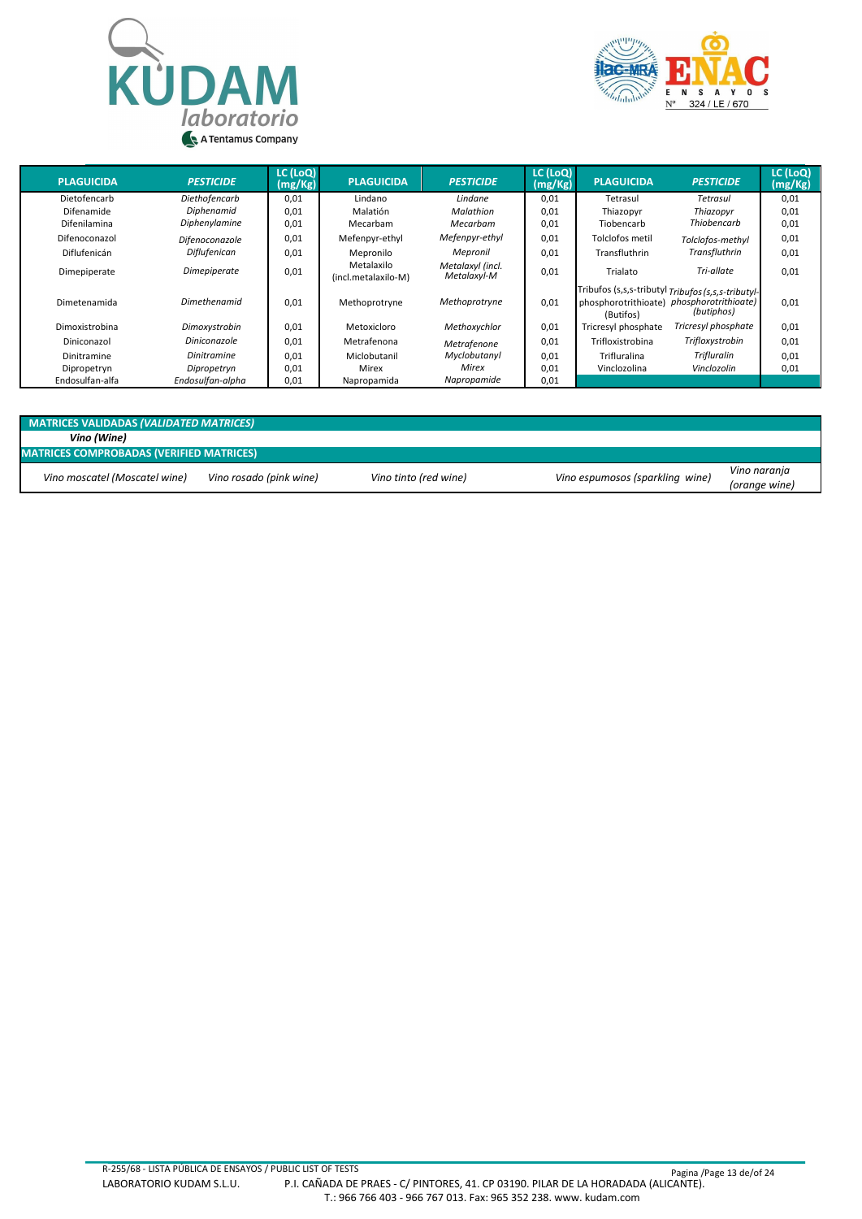| PLAGUICIDA | *PESTICIDE* | LC (LoQ) (mg/Kg) | PLAGUICIDA | *PESTICIDE* | LC (LoQ) (mg/Kg) | PLAGUICIDA | *PESTICIDE* | LC (LoQ) (mg/Kg) |
|---|---|---|---|---|---|---|---|---|
| Dietofencarb | *Diethofencarb* | 0,01 | Lindano | *Lindane* | 0,01 | Tetrasul | *Tetrasul* | 0,01 |
| Difenamide | *Diphenamid* | 0,01 | Malatión | *Malathion* | 0,01 | Thiazopyr | *Thiazopyr* | 0,01 |
| Difenilamina | *Diphenylamine* | 0,01 | Mecarbam | *Mecarbam* | 0,01 | Tiobencarb | *Thiobencarb* | 0,01 |
| Difenoconazol | *Difenoconazole* | 0,01 | Mefenpyr-ethyl | *Mefenpyr-ethyl* | 0,01 | Tolclofos metil | *Tolclofos-methyl* | 0,01 |
| Diflufenicán | *Diflufenican* | 0,01 | Mepronilo | *Mepronil* | 0,01 | Transfluthrin | *Transfluthrin* | 0,01 |
| Dimepiperate | *Dimepiperate* | 0,01 | Metalaxilo (incl.metalaxilo-M) | *Metalaxyl (incl. Metalaxyl-M* | 0,01 | Trialato | *Tri-allate* | 0,01 |
| Dimetenamida | *Dimethenamid* | 0,01 | Methoprotryne | *Methoprotryne* | 0,01 | Tribufos (s,s,s-tributyl phosphorotrithioate) (Butifos) | *Tribufos (s,s,s-tributyl-phosphorotrithioate) (butiphos)* | 0,01 |
| Dimoxistrobina | *Dimoxystrobin* | 0,01 | Metoxicloro | *Methoxychlor* | 0,01 | Tricresyl phosphate | *Tricresyl phosphate* | 0,01 |
| Diniconazol | *Diniconazole* | 0,01 | Metrafenona | *Metrafenone* | 0,01 | Trifloxistrobina | *Trifloxystrobin* | 0,01 |
| Dinitramine | *Dinitramine* | 0,01 | Miclobutanil | *Myclobutanyl* | 0,01 | Trifluralina | *Trifluralin* | 0,01 |
| Dipropetryn | *Dipropetryn* | 0,01 | Mirex | *Mirex* | 0,01 | Vinclozolina | *Vinclozolin* | 0,01 |
| Endosulfan-alfa | *Endosulfan-alpha* | 0,01 | Napropamida | *Napropamide* | 0,01 | | | |

**MATRICES VALIDADAS *(VALIDATED MATRICES)***

***Vino (Wine)***

**MATRICES COMPROBADAS (VERIFIED MATRICES)**

| *Vino moscatel (Moscatel wine)* | *Vino rosado (pink wine)* | *Vino tinto (red wine)* | *Vino espumosos (sparkling wine)* | *Vino naranja (orange wine)* |
|---|---|---|---|---|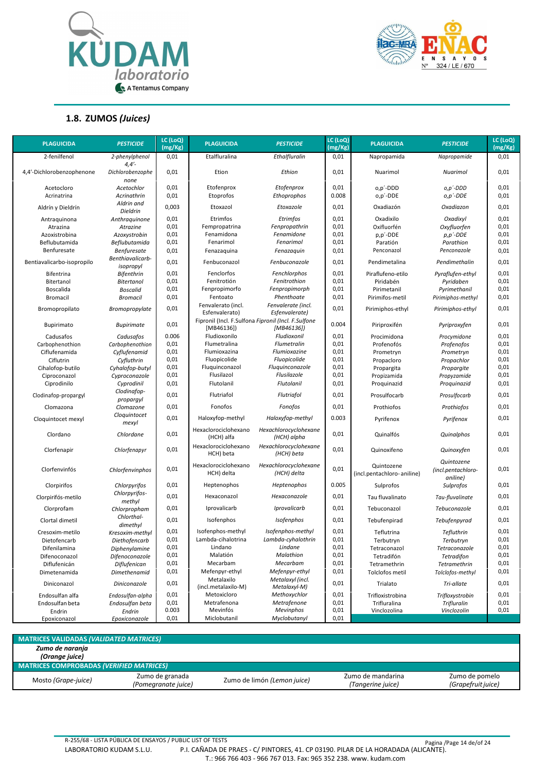## 1.8. ZUMOS *(Juices)*

| PLAGUICIDA | *PESTICIDE* | LC (LoQ) (mg/Kg) | PLAGUICIDA | *PESTICIDE* | LC (LoQ) (mg/Kg) | PLAGUICIDA | *PESTICIDE* | LC (LoQ) (mg/Kg) |
|---|---|---|---|---|---|---|---|---|
| 2-fenilfenol | *2-phenylphenol* | 0,01 | Etalfluralina | *Ethalfluralin* | 0,01 | Napropamida | *Napropamide* | 0,01 |
| 4,4'-Dichlorobenzophenone | *4,4'-Dichlorobenzophenone* | 0,01 | Etion | *Ethion* | 0,01 | Nuarimol | *Nuarimol* | 0,01 |
| Acetocloro | *Acetochlor* | 0,01 | Etofenprox | *Etofenprox* | 0,01 | o,p´-DDD | *o,p´-DDD* | 0,01 |
| Acrinatrina | *Acrinathrin* | 0,01 | Etoprofos | *Ethoprophos* | 0.008 | o,p´-DDE | *o,p´-DDE* | 0,01 |
| Aldrín y Dieldrín | *Aldrin and Dieldrin* | 0,003 | Etoxazol | *Etoxazole* | 0,01 | Oxadiazón | *Oxadiazon* | 0,01 |
| Antraquinona | *Anthraquinone* | 0,01 | Etrimfos | *Etrimfos* | 0,01 | Oxadixilo | *Oxadixyl* | 0,01 |
| Atrazina | *Atrazine* | 0,01 | Fempropatrina | *Fenpropathrin* | 0,01 | Oxifluorfén | *Oxyfluorfen* | 0,01 |
| Azoxistrobina | *Azoxystrobin* | 0,01 | Fenamidona | *Fenamidone* | 0,01 | p,p´-DDE | *p,p´-DDE* | 0,01 |
| Beflubutamida | *Beflubutamida* | 0,01 | Fenarimol | *Fenarimol* | 0,01 | Paratión | *Parathion* | 0,01 |
| Benfuresate | *Benfuresate* | 0,01 | Fenazaquina | *Fenazaquin* | 0,01 | Penconazol | *Penconazole* | 0,01 |
| Bentiavalicarbo-isopropilo | *Benthiavalicarb-isopropyl* | 0,01 | Fenbuconazol | *Fenbuconazole* | 0,01 | Pendimetalina | *Pendimethalin* | 0,01 |
| Bifentrina | *Bifenthrin* | 0,01 | Fenclorfos | *Fenchlorphos* | 0,01 | Piraflufeno-etilo | *Pyraflufen-ethyl* | 0,01 |
| Bitertanol | *Bitertanol* | 0,01 | Fenitrotión | *Fenitrothion* | 0,01 | Piridabén | *Pyridaben* | 0,01 |
| Boscalida | *Boscalid* | 0,01 | Fenpropimorfo | *Fenpropimorph* | 0,01 | Pirimetanil | *Pyrimethanil* | 0,01 |
| Bromacil | *Bromacil* | 0,01 | Fentoato | *Phenthoate* | 0,01 | Pirimifos-metil | *Pirimiphos-methyl* | 0,01 |
| Bromopropilato | *Bromopropylate* | 0,01 | Fenvalerato (incl. Esfenvalerato) | *Fenvalerate (incl. Esfenvalerate)* | 0,01 | Pirimiphos-ethyl | *Pirimiphos-ethyl* | 0,01 |
| Bupirimato | *Bupirimate* | 0,01 | Fipronil (Incl. F.Sulfona [MB46136]) | *Fipronil (Incl. F.Sulfone [MB46136])* | 0.004 | Piriproxifén | *Pyriproxyfen* | 0,01 |
| Cadusafos | *Cadusafos* | 0.006 | Fludioxonilo | *Fludioxonil* | 0,01 | Procimidona | *Procymidone* | 0,01 |
| Carbophenothion | *Carbophenothion* | 0,01 | Flumetralina | *Flumetralin* | 0,01 | Profenofós | *Profenofos* | 0,01 |
| Ciflufenamida | *Cyflufenamid* | 0,01 | Flumioxazina | *Flumioxazine* | 0,01 | Prometryn | *Prometryn* | 0,01 |
| Ciflutrin | *Cyfluthrin* | 0,01 | Fluopicolide | *Fluopicolide* | 0,01 | Propacloro | *Propachlor* | 0,01 |
| Cihalofop-butilo | *Cyhalofop-butyl* | 0,01 | Fluquinconazol | *Fluquinconazole* | 0,01 | Propargita | *Propargite* | 0,01 |
| Ciproconazol | *Cyproconazole* | 0,01 | Flusilazol | *Flusilazole* | 0,01 | Propizamida | *Propyzamide* | 0,01 |
| Ciprodinilo | *Cyprodinil* | 0,01 | Flutolanil | *Flutolanil* | 0,01 | Proquinazid | *Proquinazid* | 0,01 |
| Clodinafop-propargyl | *Clodinafop-propargyl* | 0,01 | Flutriafol | *Flutriafol* | 0,01 | Prosulfocarb | *Prosulfocarb* | 0,01 |
| Clomazona | *Clomazone* | 0,01 | Fonofos | *Fonofos* | 0,01 | Prothiofos | *Prothiofos* | 0,01 |
| Cloquintocet mexyl | *Cloquintocet mexyl* | 0,01 | Haloxyfop-methyl | *Haloxyfop-methyl* | 0.003 | Pyrifenox | *Pyrifenox* | 0,01 |
| Clordano | *Chlordane* | 0,01 | Hexaclorociclohexano (HCH) alfa | *Hexachlorocyclohexane (HCH) alpha* | 0,01 | Quinalfós | *Quinalphos* | 0,01 |
| Clorfenapir | *Chlorfenapyr* | 0,01 | Hexaclorociclohexano HCH) beta | *Hexachlorocyclohexane (HCH) beta* | 0,01 | Quinoxifeno | *Quinoxyfen* | 0,01 |
| Clorfenvinfós | *Chlorfenvinphos* | 0,01 | Hexaclorociclohexano HCH) delta | *Hexachlorocyclohexane (HCH) delta* | 0,01 | Quintozene (incl.pentachloro- aniline) | *Quintozene (incl.pentachloro-aniline)* | 0,01 |
| Clorpirifos | *Chlorpyrifos* | 0,01 | Heptenophos | *Heptenophos* | 0.005 | Sulprofos | *Sulprofos* | 0,01 |
| Clorpirifós-metilo | *Chlorpyrifos-methyl* | 0,01 | Hexaconazol | *Hexaconazole* | 0,01 | Tau fluvalinato | *Tau-fluvalinate* | 0,01 |
| Clorprofam | *Chlorpropham* | 0,01 | Iprovalicarb | *Iprovalicarb* | 0,01 | Tebuconazol | *Tebuconazole* | 0,01 |
| Clortal dimetil | *Chlorthal-dimethyl* | 0,01 | Isofenphos | *Isofenphos* | 0,01 | Tebufenpirad | *Tebufenpyrad* | 0,01 |
| Cresoxim-metilo | *Kresoxim-methyl* | 0,01 | Isofenphos-methyl | *Isofenphos-methyl* | 0,01 | Teflutrina | *Tefluthrin* | 0,01 |
| Dietofencarb | *Diethofencarb* | 0,01 | Lambda-cihalotrina | *Lambda-cyhalothrin* | 0,01 | Terbutryn | *Terbutryn* | 0,01 |
| Difenilamina | *Diphenylamine* | 0,01 | Lindano | *Lindane* | 0,01 | Tetraconazol | *Tetraconazole* | 0,01 |
| Difenoconazol | *Difenoconazole* | 0,01 | Malatión | *Malathion* | 0,01 | Tetradifón | *Tetradifon* | 0,01 |
| Diflufenicán | *Diflufenican* | 0,01 | Mecarbam | *Mecarbam* | 0,01 | Tetramethrin | *Tetramethrin* | 0,01 |
| Dimetenamida | *Dimethenamid* | 0,01 | Mefenpyr-ethyl | *Mefenpyr-ethyl* | 0,01 | Tolclofos metil | *Tolclofos-methyl* | 0,01 |
| Diniconazol | *Diniconazole* | 0,01 | Metalaxilo (incl.metalaxilo-M) | *Metalaxyl (incl. Metalaxyl-M)* | 0,01 | Trialato | *Tri-allate* | 0,01 |
| Endosulfan alfa | *Endosulfan-alpha* | 0,01 | Metoxicloro | *Methoxychlor* | 0,01 | Trifloxistrobina | *Trifloxystrobin* | 0,01 |
| Endosulfan beta | *Endosulfan beta* | 0,01 | Metrafenona | *Metrafenone* | 0,01 | Trifluralina | *Trifluralin* | 0,01 |
| Endrin | *Endrin* | 0.003 | Mevinfós | *Mevinphos* | 0,01 | Vinclozolina | *Vinclozolin* | 0,01 |
| Epoxiconazol | *Epoxiconazole* | 0,01 | Miclobutanil | *Myclobutanyl* | 0,01 | | | |

| MATRICES VALIDADAS *(VALIDATED MATRICES)* | | | | |
|---|---|---|---|---|
| ***Zumo de naranja (Orange juice)*** | | | | |
| **MATRICES COMPROBADAS *(VERIFIED MATRICES)*** | | | | |
| Mosto *(Grape-juice)* | Zumo de granada *(Pomegranate juice)* | Zumo de limón *(Lemon juice)* | Zumo de mandarina *(Tangerine juice)* | Zumo de pomelo *(Grapefruit juice)* |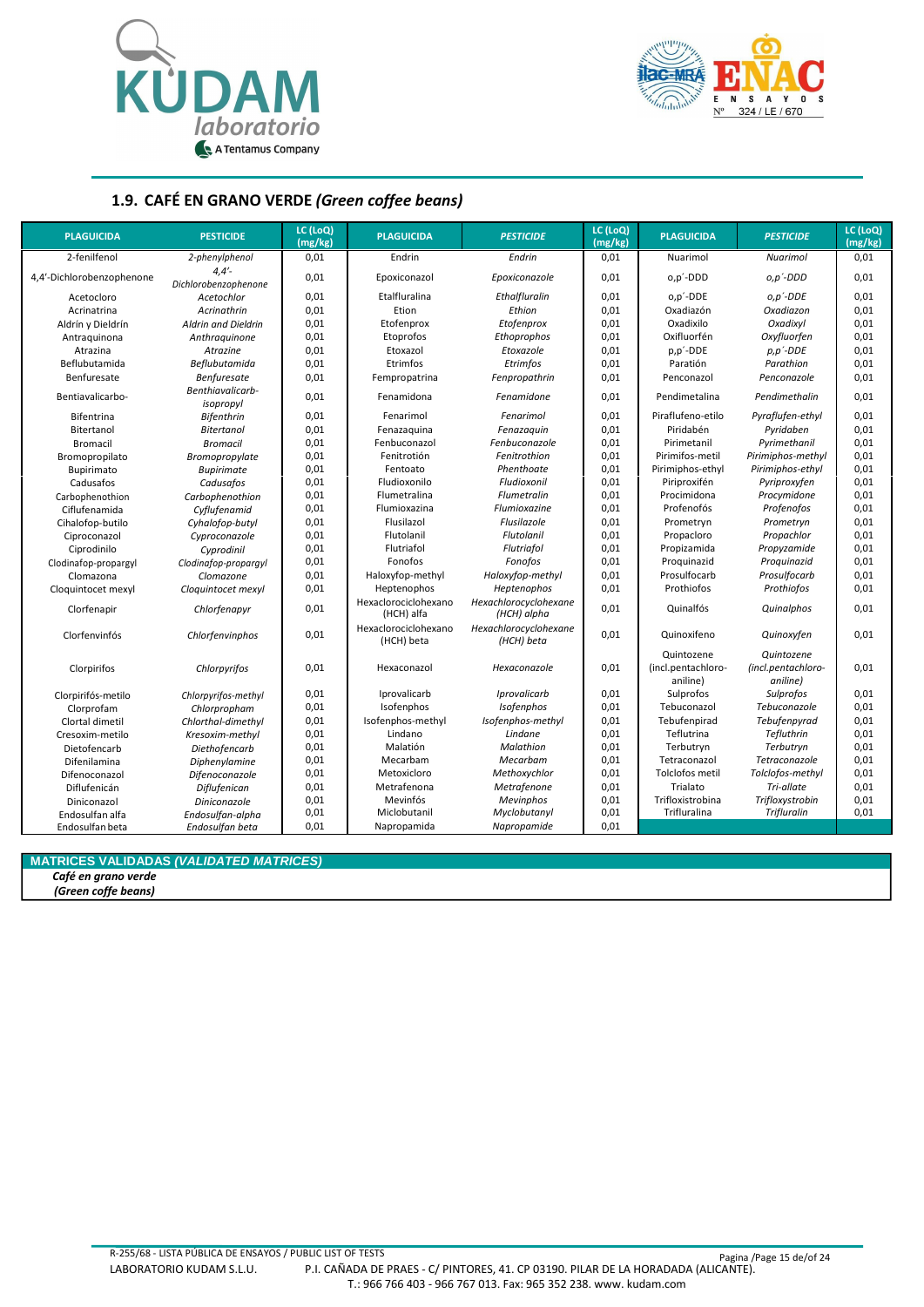## 1.9. CAFÉ EN GRANO VERDE *(Green coffee beans)*

| PLAGUICIDA | PESTICIDE | LC (LoQ) (mg/kg) | PLAGUICIDA | PESTICIDE | LC (LoQ) (mg/kg) | PLAGUICIDA | PESTICIDE | LC (LoQ) (mg/kg) |
|---|---|---|---|---|---|---|---|---|
| 2-fenilfenol | *2-phenylphenol* | 0,01 | Endrin | *Endrin* | 0,01 | Nuarimol | *Nuarimol* | 0,01 |
| 4,4'-Dichlorobenzophenone | *4,4'-Dichlorobenzophenone* | 0,01 | Epoxiconazol | *Epoxiconazole* | 0,01 | o,p'-DDD | *o,p'-DDD* | 0,01 |
| Acetocloro | *Acetochlor* | 0,01 | Etalfluralina | *Ethalfluralin* | 0,01 | o,p'-DDE | *o,p'-DDE* | 0,01 |
| Acrinatrina | *Acrinathrin* | 0,01 | Etion | *Ethion* | 0,01 | Oxadiazón | *Oxadiazon* | 0,01 |
| Aldrín y Dieldrín | *Aldrin and Dieldrin* | 0,01 | Etofenprox | *Etofenprox* | 0,01 | Oxadixilo | *Oxadixyl* | 0,01 |
| Antraquinona | *Anthraquinone* | 0,01 | Etoprofos | *Ethoprophos* | 0,01 | Oxifluorfén | *Oxyfluorfen* | 0,01 |
| Atrazina | *Atrazine* | 0,01 | Etoxazol | *Etoxazole* | 0,01 | p,p'-DDE | *p,p'-DDE* | 0,01 |
| Beflubutamida | *Beflubutamida* | 0,01 | Etrimfos | *Etrimfos* | 0,01 | Paratión | *Parathion* | 0,01 |
| Benfuresate | *Benfuresate* | 0,01 | Fempropatrina | *Fenpropathrin* | 0,01 | Penconazol | *Penconazole* | 0,01 |
| Bentiavalicarbo- | *Benthiavalicarb-isopropyl* | 0,01 | Fenamidona | *Fenamidone* | 0,01 | Pendimetalina | *Pendimethalin* | 0,01 |
| Bifentrina | *Bifenthrin* | 0,01 | Fenarimol | *Fenarimol* | 0,01 | Piraflufeno-etilo | *Pyraflufen-ethyl* | 0,01 |
| Bitertanol | *Bitertanol* | 0,01 | Fenazaquina | *Fenazaquin* | 0,01 | Piridabén | *Pyridaben* | 0,01 |
| Bromacil | *Bromacil* | 0,01 | Fenbuconazol | *Fenbuconazole* | 0,01 | Pirimetanil | *Pyrimethanil* | 0,01 |
| Bromopropilato | *Bromopropylate* | 0,01 | Fenitrotión | *Fenitrothion* | 0,01 | Pirimifos-metil | *Pirimiphos-methyl* | 0,01 |
| Bupirimato | *Bupirimate* | 0,01 | Fentoato | *Phenthoate* | 0,01 | Pirimiphos-ethyl | *Pirimiphos-ethyl* | 0,01 |
| Cadusafos | *Cadusafos* | 0,01 | Fludioxonilo | *Fludioxonil* | 0,01 | Piriproxifén | *Pyriproxyfen* | 0,01 |
| Carbophenothion | *Carbophenothion* | 0,01 | Flumetralina | *Flumetralin* | 0,01 | Procimidona | *Procymidone* | 0,01 |
| Ciflufenamida | *Cyflufenamid* | 0,01 | Flumioxazina | *Flumioxazine* | 0,01 | Profenofós | *Profenofos* | 0,01 |
| Cihalofop-butilo | *Cyhalofop-butyl* | 0,01 | Flusilazol | *Flusilazole* | 0,01 | Prometryn | *Prometryn* | 0,01 |
| Ciproconazol | *Cyproconazole* | 0,01 | Flutolanil | *Flutolanil* | 0,01 | Propacloro | *Propachlor* | 0,01 |
| Ciprodinilo | *Cyprodinil* | 0,01 | Flutriafol | *Flutriafol* | 0,01 | Propizamida | *Propyzamide* | 0,01 |
| Clodinafop-propargyl | *Clodinafop-propargyl* | 0,01 | Fonofos | *Fonofos* | 0,01 | Proquinazid | *Proquinazid* | 0,01 |
| Clomazona | *Clomazone* | 0,01 | Haloxyfop-methyl | *Haloxyfop-methyl* | 0,01 | Prosulfocarb | *Prosulfocarb* | 0,01 |
| Cloquintocet mexyl | *Cloquintocet mexyl* | 0,01 | Heptenophos | *Heptenophos* | 0,01 | Prothiofos | *Prothiofos* | 0,01 |
| Clorfenapir | *Chlorfenapyr* | 0,01 | Hexaclorociclohexano (HCH) alfa | *Hexachlorocyclohexane (HCH) alpha* | 0,01 | Quinalfós | *Quinalphos* | 0,01 |
| Clorfenvinfós | *Chlorfenvinphos* | 0,01 | Hexaclorociclohexano (HCH) beta | *Hexachlorocyclohexane (HCH) beta* | 0,01 | Quinoxifeno | *Quinoxyfen* | 0,01 |
| Clorpirifos | *Chlorpyrifos* | 0,01 | Hexaconazol | *Hexaconazole* | 0,01 | Quintozene (incl.pentachloro-aniline) | *Quintozene (incl.pentachloro-aniline)* | 0,01 |
| Clorpirifós-metilo | *Chlorpyrifos-methyl* | 0,01 | Iprovalicarb | *Iprovalicarb* | 0,01 | Sulprofos | *Sulprofos* | 0,01 |
| Clorprofam | *Chlorpropham* | 0,01 | Isofenphos | *Isofenphos* | 0,01 | Tebuconazol | *Tebuconazole* | 0,01 |
| Clortal dimetil | *Chlorthal-dimethyl* | 0,01 | Isofenphos-methyl | *Isofenphos-methyl* | 0,01 | Tebufenpirad | *Tebufenpyrad* | 0,01 |
| Cresoxim-metilo | *Kresoxim-methyl* | 0,01 | Lindano | *Lindane* | 0,01 | Teflutrina | *Tefluthrin* | 0,01 |
| Dietofencarb | *Diethofencarb* | 0,01 | Malatión | *Malathion* | 0,01 | Terbutryn | *Terbutryn* | 0,01 |
| Difenilamina | *Diphenylamine* | 0,01 | Mecarbam | *Mecarbam* | 0,01 | Tetraconazol | *Tetraconazole* | 0,01 |
| Difenoconazol | *Difenoconazole* | 0,01 | Metoxicloro | *Methoxychlor* | 0,01 | Tolclofos metil | *Tolclofos-methyl* | 0,01 |
| Diflufenicán | *Diflufenican* | 0,01 | Metrafenona | *Metrafenone* | 0,01 | Trialato | *Tri-allate* | 0,01 |
| Diniconazol | *Diniconazole* | 0,01 | Mevinfós | *Mevinphos* | 0,01 | Trifloxistrobina | *Trifloxystrobin* | 0,01 |
| Endosulfan alfa | *Endosulfan-alpha* | 0,01 | Miclobutanil | *Myclobutanyl* | 0,01 | Trifluralina | *Trifluralin* | 0,01 |
| Endosulfan beta | *Endosulfan beta* | 0,01 | Napropamida | *Napropamide* | 0,01 | | | |

| MATRICES VALIDADAS *(VALIDATED MATRICES)* |
|---|
| ***Café en grano verde*** |
| ***(Green coffe beans)*** |

R-255/68 - LISTA PÚBLICA DE ENSAYOS / PUBLIC LIST OF TESTS
LABORATORIO KUDAM S.L.U. P.I. CAÑADA DE PRAES - C/ PINTORES, 41. CP 03190. PILAR DE LA HORADADA (ALICANTE).
T.: 966 766 403 - 966 767 013. Fax: 965 352 238. www. kudam.com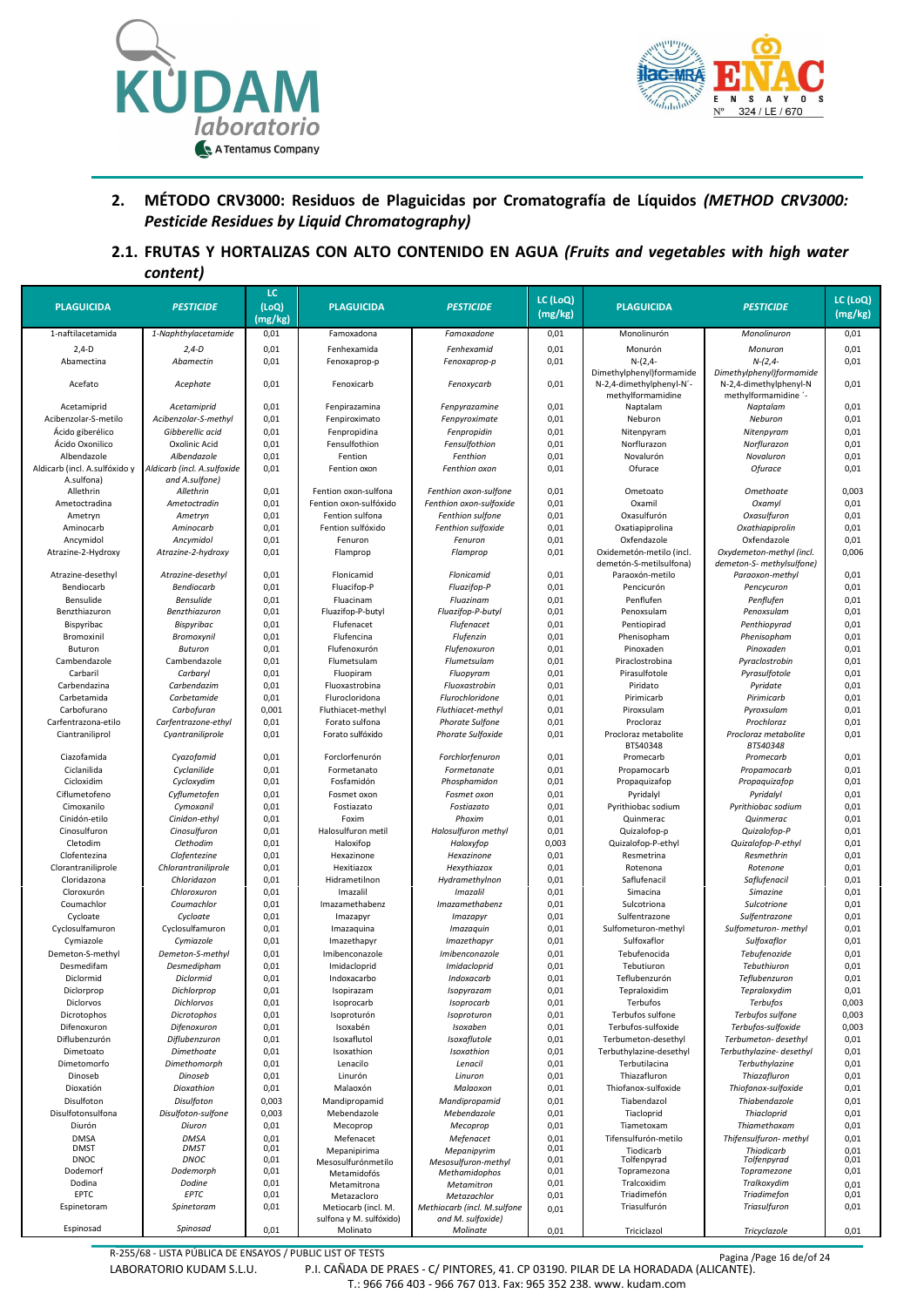## 2. MÉTODO CRV3000: Residuos de Plaguicidas por Cromatografía de Líquidos *(METHOD CRV3000: Pesticide Residues by Liquid Chromatography)*

### 2.1. FRUTAS Y HORTALIZAS CON ALTO CONTENIDO EN AGUA *(Fruits and vegetables with high water content)*

| PLAGUICIDA | *PESTICIDE* | LC (LoQ) (mg/kg) | PLAGUICIDA | *PESTICIDE* | LC (LoQ) (mg/kg) | PLAGUICIDA | *PESTICIDE* | LC (LoQ) (mg/kg) |
|---|---|---|---|---|---|---|---|---|
| 1-naftilacetamida | *1-Naphthylacetamide* | 0,01 | Famoxadona | *Famoxadone* | 0,01 | Monolinurón | *Monolinuron* | 0,01 |
| 2,4-D | *2,4-D* | 0,01 | Fenhexamida | *Fenhexamid* | 0,01 | Monurón | *Monuron* | 0,01 |
| Abamectina | *Abamectin* | 0,01 | Fenoxaprop-p | *Fenoxaprop-p* | 0,01 | N-(2,4-Dimethylphenyl)formamide | *N-(2,4-Dimethylphenyl)formamide* | 0,01 |
| Acefato | *Acephate* | 0,01 | Fenoxicarb | *Fenoxycarb* | 0,01 | N-2,4-dimethylphenyl-N´-methylformamidine | *N-2,4-dimethylphenyl-N methylformamidine ´-* | 0,01 |
| Acetamiprid | *Acetamiprid* | 0,01 | Fenpirazamina | *Fenpyrazamine* | 0,01 | Naptalam | *Naptalam* | 0,01 |
| Acibenzolar-S-metilo | *Acibenzolar-S-methyl* | 0,01 | Fenpiroximato | *Fenpyroximate* | 0,01 | Neburon | *Neburon* | 0,01 |
| Ácido giberélico | *Gibberellic acid* | 0,01 | Fenpropidina | *Fenpropidin* | 0,01 | Nitenpyram | *Nitenpyram* | 0,01 |
| Ácido Oxonilico | *Oxolinic Acid* | 0,01 | Fensulfothion | *Fensulfothion* | 0,01 | Norflurazon | *Norflurazon* | 0,01 |
| Albendazole | *Albendazole* | 0,01 | Fention | *Fenthion* | 0,01 | Novalurón | *Novaluron* | 0,01 |
| Aldicarb (incl. A.sulfóxido y A.sulfona) | *Aldicarb (incl. A.sulfoxide and A.sulfone)* | 0,01 | Fention oxon | *Fenthion oxon* | 0,01 | Ofurace | *Ofurace* | 0,01 |
| Allethrin | *Allethrin* | 0,01 | Fention oxon-sulfona | *Fenthion oxon-sulfone* | 0,01 | Ometoato | *Omethoate* | 0,003 |
| Ametoctradina | *Ametoctradin* | 0,01 | Fention oxon-sulfóxido | *Fenthion oxon-sulfoxide* | 0,01 | Oxamil | *Oxamyl* | 0,01 |
| Ametryn | *Ametryn* | 0,01 | Fention sulfona | *Fenthion sulfone* | 0,01 | Oxasulfurón | *Oxasulfuron* | 0,01 |
| Aminocarb | *Aminocarb* | 0,01 | Fention sulfóxido | *Fenthion sulfoxide* | 0,01 | Oxatiapiprolina | *Oxathiapiprolin* | 0,01 |
| Ancymidol | *Ancymidol* | 0,01 | Fenuron | *Fenuron* | 0,01 | Oxfendazole | *Oxfendazole* | 0,01 |
| Atrazine-2-Hydroxy | *Atrazine-2-hydroxy* | 0,01 | Flamprop | *Flamprop* | 0,01 | Oxidemetón-metilo (incl. demetón-S-metilsulfona) | *Oxydemeton-methyl (incl. demeton-S- methylsulfone)* | 0,006 |
| Atrazine-desethyl | *Atrazine-desethyl* | 0,01 | Flonicamid | *Flonicamid* | 0,01 | Paraoxón-metilo | *Paraoxon-methyl* | 0,01 |
| Bendiocarb | *Bendiocarb* | 0,01 | Fluacifop-P | *Fluazifop-P* | 0,01 | Pencicurón | *Pencycuron* | 0,01 |
| Bensulide | *Bensulide* | 0,01 | Fluacinam | *Fluazinam* | 0,01 | Penflufen | *Penflufen* | 0,01 |
| Benzthiazuron | *Benzthiazuron* | 0,01 | Fluazifop-P-butyl | *Fluazifop-P-butyl* | 0,01 | Penoxsulam | *Penoxsulam* | 0,01 |
| Bispyribac | *Bispyribac* | 0,01 | Flufenacet | *Flufenacet* | 0,01 | Pentiopirad | *Penthiopyrad* | 0,01 |
| Bromoxinil | *Bromoxynil* | 0,01 | Flufencina | *Flufenzin* | 0,01 | Phenisopham | *Phenisopham* | 0,01 |
| Buturon | *Buturon* | 0,01 | Flufenoxurón | *Flufenoxuron* | 0,01 | Pinoxaden | *Pinoxaden* | 0,01 |
| Cambendazole | Cambendazole | 0,01 | Flumetsulam | *Flumetsulam* | 0,01 | Piraclostrobina | *Pyraclostrobin* | 0,01 |
| Carbaril | *Carbaryl* | 0,01 | Fluopiram | *Fluopyram* | 0,01 | Pirasulfotole | *Pyrasulfotole* | 0,01 |
| Carbendazina | *Carbendazim* | 0,01 | Fluoxastrobina | *Fluoxastrobin* | 0,01 | Piridato | *Pyridate* | 0,01 |
| Carbetamida | *Carbetamide* | 0,01 | Flurocloridona | *Flurochloridone* | 0,01 | Pirimicarb | *Pirimicarb* | 0,01 |
| Carbofurano | *Carbofuran* | 0,001 | Fluthiacet-methyl | *Fluthiacet-methyl* | 0,01 | Piroxsulam | *Pyroxsulam* | 0,01 |
| Carfentrazona-etilo | *Carfentrazone-ethyl* | 0,01 | Forato sulfona | *Phorate Sulfone* | 0,01 | Procloraz | *Prochloraz* | 0,01 |
| Ciantraniliprol | *Cyantraniliprole* | 0,01 | Forato sulfóxido | *Phorate Sulfoxide* | 0,01 | Procloraz metabolite BTS40348 | *Procloraz metabolite BTS40348* | 0,01 |
| Ciazofamida | *Cyazofamid* | 0,01 | Forclorfenurón | *Forchlorfenuron* | 0,01 | Promecarb | *Promecarb* | 0,01 |
| Ciclanilida | *Cyclanilide* | 0,01 | Formetanato | *Formetanate* | 0,01 | Propamocarb | *Propamocarb* | 0,01 |
| Cicloxidim | *Cycloxydim* | 0,01 | Fosfamidón | *Phosphamidon* | 0,01 | Propaquizafop | *Propaquizafop* | 0,01 |
| Ciflumetofeno | *Cyflumetofen* | 0,01 | Fosmet oxon | *Fosmet oxon* | 0,01 | Pyridalyl | *Pyridalyl* | 0,01 |
| Cimoxanilo | *Cymoxanil* | 0,01 | Fostiazato | *Fostiazato* | 0,01 | Pyrithiobac sodium | *Pyrithiobac sodium* | 0,01 |
| Cinidón-etilo | *Cinidon-ethyl* | 0,01 | Foxim | *Phoxim* | 0,01 | Quinmerac | *Quinmerac* | 0,01 |
| Cinosulfuron | *Cinosulfuron* | 0,01 | Halosulfuron metil | *Halosulfuron methyl* | 0,01 | Quizalofop-p | *Quizalofop-P* | 0,01 |
| Cletodim | *Clethodim* | 0,01 | Haloxifop | *Haloxyfop* | 0,003 | Quizalofop-P-ethyl | *Quizalofop-P-ethyl* | 0,01 |
| Clofentezina | *Clofentezine* | 0,01 | Hexazinone | *Hexazinone* | 0,01 | Resmetrina | *Resmethrin* | 0,01 |
| Clorantraniliprole | *Chlorantraniliprole* | 0,01 | Hexitiazox | *Hexythiazox* | 0,01 | Rotenona | *Rotenone* | 0,01 |
| Cloridazona | *Chloridazon* | 0,01 | Hidrametilnon | *Hydramethylnon* | 0,01 | Saflufenacil | *Saflufenacil* | 0,01 |
| Cloroxurón | *Chloroxuron* | 0,01 | Imazalil | *Imazalil* | 0,01 | Simacina | *Simazine* | 0,01 |
| Coumachlor | *Coumachlor* | 0,01 | Imazamethabenz | *Imazamethabenz* | 0,01 | Sulcotriona | *Sulcotrione* | 0,01 |
| Cycloate | *Cycloate* | 0,01 | Imazapyr | *Imazapyr* | 0,01 | Sulfentrazone | *Sulfentrazone* | 0,01 |
| Cyclosulfamuron | Cyclosulfamuron | 0,01 | Imazaquina | *Imazaquin* | 0,01 | Sulfometuron-methyl | *Sulfometuron- methyl* | 0,01 |
| Cymiazole | *Cymiazole* | 0,01 | Imazethapyr | *Imazethapyr* | 0,01 | Sulfoxaflor | *Sulfoxaflor* | 0,01 |
| Demeton-S-methyl | *Demeton-S-methyl* | 0,01 | Imibenconazole | *Imibenconazole* | 0,01 | Tebufenocida | *Tebufenozide* | 0,01 |
| Desmedifam | *Desmedipham* | 0,01 | Imidacloprid | *Imidacloprid* | 0,01 | Tebutiuron | *Tebuthiuron* | 0,01 |
| Diclormid | *Diclormid* | 0,01 | Indoxacarbo | *Indoxacarb* | 0,01 | Teflubenzurón | *Teflubenzuron* | 0,01 |
| Diclorprop | *Dichlorprop* | 0,01 | Isopirazam | *Isopyrazam* | 0,01 | Tepraloxidim | *Tepraloxydim* | 0,01 |
| Diclorvos | *Dichlorvos* | 0,01 | Isoprocarb | *Isoprocarb* | 0,01 | Terbufos | *Terbufos* | 0,003 |
| Dicrotophos | *Dicrotophos* | 0,01 | Isoproturón | *Isoproturon* | 0,01 | Terbufos sulfone | *Terbufos sulfone* | 0,003 |
| Difenoxuron | *Difenoxuron* | 0,01 | Isoxabén | *Isoxaben* | 0,01 | Terbufos-sulfoxide | *Terbufos-sulfoxide* | 0,003 |
| Diflubenzurón | *Diflubenzuron* | 0,01 | Isoxaflutol | *Isoxaflutole* | 0,01 | Terbumeton-desethyl | *Terbumeton- desethyl* | 0,01 |
| Dimetoato | *Dimethoate* | 0,01 | Isoxathion | *Isoxathion* | 0,01 | Terbuthylazine-desethyl | *Terbuthylazine- desethyl* | 0,01 |
| Dimetomorfo | *Dimethomorph* | 0,01 | Lenacilo | *Lenacil* | 0,01 | Terbutilacina | *Terbuthylazine* | 0,01 |
| Dinoseb | *Dinoseb* | 0,01 | Linurón | *Linuron* | 0,01 | Thiazafluron | *Thiazafluron* | 0,01 |
| Dioxatión | *Dioxathion* | 0,01 | Malaoxón | *Malaoxon* | 0,01 | Thiofanox-sulfoxide | *Thiofanox-sulfoxide* | 0,01 |
| Disulfoton | *Disulfoton* | 0,003 | Mandipropamid | *Mandipropamid* | 0,01 | Tiabendazol | *Thiabendazole* | 0,01 |
| Disulfotonsulfona | *Disulfoton-sulfone* | 0,003 | Mebendazole | *Mebendazole* | 0,01 | Tiacloprid | *Thiacloprid* | 0,01 |
| Diurón | *Diuron* | 0,01 | Mecoprop | *Mecoprop* | 0,01 | Tiametoxam | *Thiamethoxam* | 0,01 |
| DMSA | *DMSA* | 0,01 | Mefenacet | *Mefenacet* | 0,01 | Tifensulfurón-metilo | *Thifensulfuron- methyl* | 0,01 |
| DMST | *DMST* | 0,01 | Mepanipirima | *Mepanipyrim* | 0,01 | Tiodicarb | *Thiodicarb* | 0,01 |
| DNOC | *DNOC* | 0,01 | Mesosulfurónmetilo | *Mesosulfuron-methyl* | 0,01 | Tolfenpyrad | *Tolfenpyrad* | 0,01 |
| Dodemorf | *Dodemorph* | 0,01 | Metamidofós | *Methamidophos* | 0,01 | Topramezona | *Topramezone* | 0,01 |
| Dodina | *Dodine* | 0,01 | Metamitrona | *Metamitron* | 0,01 | Tralcoxidim | *Tralkoxydim* | 0,01 |
| EPTC | *EPTC* | 0,01 | Metazacloro | *Metazachlor* | 0,01 | Triadimefón | *Triadimefon* | 0,01 |
| Espinetoram | *Spinetoram* | 0,01 | Metiocarb (incl. M. sulfona y M. sulfóxido) | *Methiocarb (incl. M.sulfone and M. sulfoxide)* | 0,01 | Triasulfurón | *Triasulfuron* | 0,01 |
| Espinosad | *Spinosad* | 0,01 | Molinato | *Molinate* | 0,01 | Triciclazol | *Tricyclazole* | 0,01 |

R-255/68 - LISTA PÚBLICA DE ENSAYOS / PUBLIC LIST OF TESTS
LABORATORIO KUDAM S.L.U. P.I. CAÑADA DE PRAES - C/ PINTORES, 41. CP 03190. PILAR DE LA HORADADA (ALICANTE).
T.: 966 766 403 - 966 767 013. Fax: 965 352 238. www. kudam.com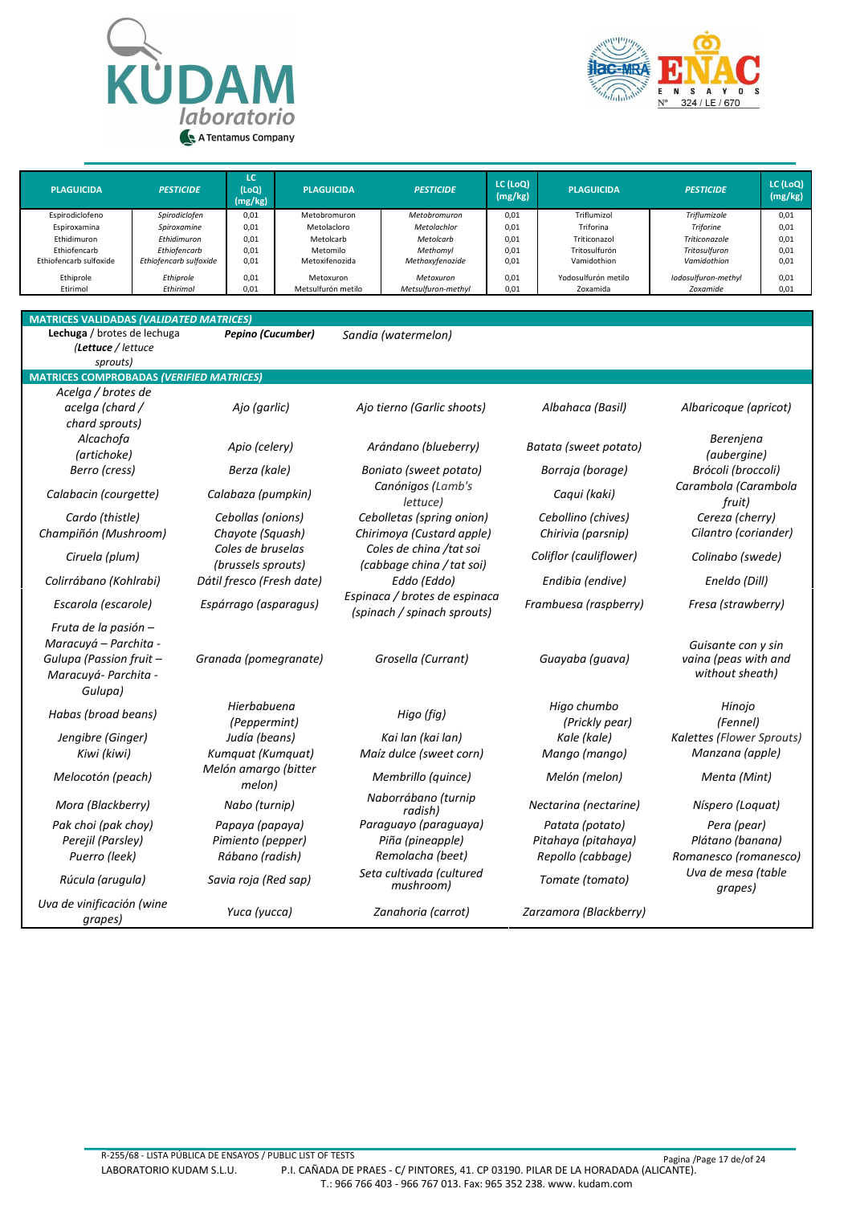| PLAGUICIDA | *PESTICIDE* | LC (LoQ) (mg/kg) | PLAGUICIDA | *PESTICIDE* | LC (LoQ) (mg/kg) | PLAGUICIDA | *PESTICIDE* | LC (LoQ) (mg/kg) |
|---|---|---|---|---|---|---|---|---|
| Espirodiclofeno | *Spirodiclofen* | 0,01 | Metobromuron | *Metobromuron* | 0,01 | Triflumizol | *Triflumizole* | 0,01 |
| Espiroxamina | *Spiroxamine* | 0,01 | Metolacloro | *Metolachlor* | 0,01 | Triforina | *Triforine* | 0,01 |
| Ethidimuron | *Ethidimuron* | 0,01 | Metolcarb | *Metolcarb* | 0,01 | Triticonazol | *Triticonazole* | 0,01 |
| Ethiofencarb | *Ethiofencarb* | 0,01 | Metomilo | *Methomyl* | 0,01 | Tritosulfurón | *Tritosulfuron* | 0,01 |
| Ethiofencarb sulfoxide | *Ethiofencarb sulfoxide* | 0,01 | Metoxifenozida | *Methoxyfenozide* | 0,01 | Vamidothion | *Vamidothion* | 0,01 |
| Ethiprole | *Ethiprole* | 0,01 | Metoxuron | *Metoxuron* | 0,01 | Yodosulfurón metilo | *Iodosulfuron-methyl* | 0,01 |
| Etirimol | *Ethirimol* | 0,01 | Metsulfurón metilo | *Metsulfuron-methyl* | 0,01 | Zoxamida | *Zoxamide* | 0,01 |

**MATRICES VALIDADAS *(VALIDATED MATRICES)***

| | | | | |
|---|---|---|---|---|
| **Lechuga** / brotes de lechuga (***Lettuce** / lettuce sprouts)* | ***Pepino (Cucumber)*** | *Sandia (watermelon)* | | |

**MATRICES COMPROBADAS *(VERIFIED MATRICES)***

| | | | | |
|---|---|---|---|---|
| *Acelga / brotes de acelga (chard / chard sprouts)* | *Ajo (garlic)* | *Ajo tierno (Garlic shoots)* | *Albahaca (Basil)* | *Albaricoque (apricot)* |
| *Alcachofa (artichoke)* | *Apio (celery)* | *Arándano (blueberry)* | *Batata (sweet potato)* | *Berenjena (aubergine)* |
| *Berro (cress)* | *Berza (kale)* | *Boniato (sweet potato)* | *Borraja (borage)* | *Brócoli (broccoli)* |
| *Calabacin (courgette)* | *Calabaza (pumpkin)* | *Canónigos (Lamb's lettuce)* | *Caqui (kaki)* | *Carambola (Carambola fruit)* |
| *Cardo (thistle)* | *Cebollas (onions)* | *Cebolletas (spring onion)* | *Cebollino (chives)* | *Cereza (cherry)* |
| *Champiñón (Mushroom)* | *Chayote (Squash)* | *Chirimoya (Custard apple)* | *Chirivia (parsnip)* | *Cilantro (coriander)* |
| *Ciruela (plum)* | *Coles de bruselas (brussels sprouts)* | *Coles de china /tat soi (cabbage china / tat soi)* | *Coliflor (cauliflower)* | *Colinabo (swede)* |
| *Colirrábano (Kohlrabi)* | *Dátil fresco (Fresh date)* | *Eddo (Eddo)* | *Endibia (endive)* | *Eneldo (Dill)* |
| *Escarola (escarole)* | *Espárrago (asparagus)* | *Espinaca / brotes de espinaca (spinach / spinach sprouts)* | *Frambuesa (raspberry)* | *Fresa (strawberry)* |
| *Fruta de la pasión – Maracuyá – Parchita - Gulupa (Passion fruit – Maracuyá- Parchita - Gulupa)* | *Granada (pomegranate)* | *Grosella (Currant)* | *Guayaba (guava)* | *Guisante con y sin vaina (peas with and without sheath)* |
| *Habas (broad beans)* | *Hierbabuena (Peppermint)* | *Higo (fig)* | *Higo chumbo (Prickly pear)* | *Hinojo (Fennel)* |
| *Jengibre (Ginger)* | *Judía (beans)* | *Kai lan (kai lan)* | *Kale (kale)* | *Kalettes (Flower Sprouts)* |
| *Kiwi (kiwi)* | *Kumquat (Kumquat)* | *Maíz dulce (sweet corn)* | *Mango (mango)* | *Manzana (apple)* |
| *Melocotón (peach)* | *Melón amargo (bitter melon)* | *Membrillo (quince)* | *Melón (melon)* | *Menta (Mint)* |
| *Mora (Blackberry)* | *Nabo (turnip)* | *Naborrábano (turnip radish)* | *Nectarina (nectarine)* | *Níspero (Loquat)* |
| *Pak choi (pak choy)* | *Papaya (papaya)* | *Paraguayo (paraguaya)* | *Patata (potato)* | *Pera (pear)* |
| *Perejil (Parsley)* | *Pimiento (pepper)* | *Piña (pineapple)* | *Pitahaya (pitahaya)* | *Plátano (banana)* |
| *Puerro (leek)* | *Rábano (radish)* | *Remolacha (beet)* | *Repollo (cabbage)* | *Romanesco (romanesco)* |
| *Rúcula (arugula)* | *Savia roja (Red sap)* | *Seta cultivada (cultured mushroom)* | *Tomate (tomato)* | *Uva de mesa (table grapes)* |
| *Uva de vinificación (wine grapes)* | *Yuca (yucca)* | *Zanahoria (carrot)* | *Zarzamora (Blackberry)* | |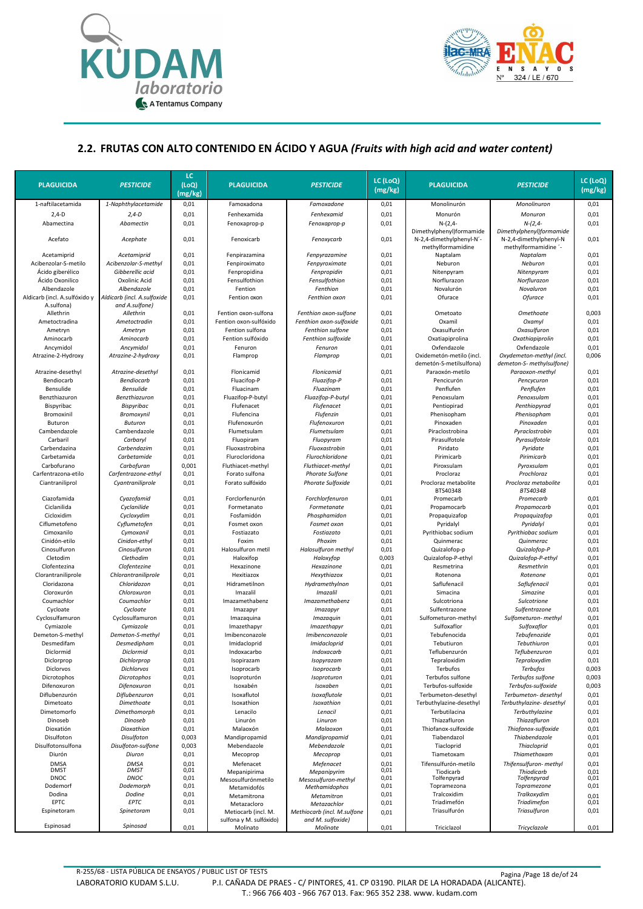## 2.2. FRUTAS CON ALTO CONTENIDO EN ÁCIDO Y AGUA *(Fruits with high acid and water content)*

| PLAGUICIDA | PESTICIDE | LC (LoQ) (mg/kg) | PLAGUICIDA | PESTICIDE | LC (LoQ) (mg/kg) | PLAGUICIDA | PESTICIDE | LC (LoQ) (mg/kg) |
|---|---|---|---|---|---|---|---|---|
| 1-naftilacetamida | *1-Naphthylacetamide* | 0,01 | Famoxadona | *Famoxadone* | 0,01 | Monolinurón | *Monolinuron* | 0,01 |
| 2,4-D | *2,4-D* | 0,01 | Fenhexamida | *Fenhexamid* | 0,01 | Monurón | *Monuron* | 0,01 |
| Abamectina | *Abamectin* | 0,01 | Fenoxaprop-p | *Fenoxaprop-p* | 0,01 | N-(2,4-Dimethylphenyl)formamide | *N-(2,4-Dimethylphenyl)formamide* | 0,01 |
| Acefato | *Acephate* | 0,01 | Fenoxicarb | *Fenoxycarb* | 0,01 | N-2,4-dimethylphenyl-N´-methylformamidine | N-2,4-dimethylphenyl-N methylformamidine ´- | 0,01 |
| Acetamiprid | *Acetamiprid* | 0,01 | Fenpirazamina | *Fenpyrazamine* | 0,01 | Naptalam | *Naptalam* | 0,01 |
| Acibenzolar-S-metilo | *Acibenzolar-S-methyl* | 0,01 | Fenpiroximato | *Fenpyroximate* | 0,01 | Neburon | *Neburon* | 0,01 |
| Ácido giberélico | *Gibberellic acid* | 0,01 | Fenpropidina | *Fenpropidin* | 0,01 | Nitenpyram | *Nitenpyram* | 0,01 |
| Ácido Oxonilico | *Oxolinic Acid* | 0,01 | Fensulfothion | *Fensulfothion* | 0,01 | Norflurazon | *Norflurazon* | 0,01 |
| Albendazole | *Albendazole* | 0,01 | Fention | *Fenthion* | 0,01 | Novalurón | *Novaluron* | 0,01 |
| Aldicarb (incl. A.sulfóxido y A.sulfona) | *Aldicarb (incl. A.sulfoxide and A.sulfone)* | 0,01 | Fention oxon | *Fenthion oxon* | 0,01 | Ofurace | *Ofurace* | 0,01 |
| Allethrin | *Allethrin* | 0,01 | Fention oxon-sulfona | *Fenthion oxon-sulfone* | 0,01 | Ometoato | *Omethoate* | 0,003 |
| Ametoctradina | *Ametoctradin* | 0,01 | Fention oxon-sulfóxido | *Fenthion oxon-sulfoxide* | 0,01 | Oxamil | *Oxamyl* | 0,01 |
| Ametryn | *Ametryn* | 0,01 | Fention sulfona | *Fenthion sulfone* | 0,01 | Oxasulfurón | *Oxasulfuron* | 0,01 |
| Aminocarb | *Aminocarb* | 0,01 | Fention sulfóxido | *Fenthion sulfoxide* | 0,01 | Oxatiapiprolina | *Oxathiapiprolin* | 0,01 |
| Ancymidol | *Ancymidol* | 0,01 | Fenuron | *Fenuron* | 0,01 | Oxfendazole | *Oxfendazole* | 0,01 |
| Atrazine-2-Hydroxy | *Atrazine-2-hydroxy* | 0,01 | Flamprop | *Flamprop* | 0,01 | Oxidemetón-metilo (incl. demetón-S-metilsulfona) | *Oxydemeton-methyl (incl. demeton-S- methylsulfone)* | 0,006 |
| Atrazine-desethyl | *Atrazine-desethyl* | 0,01 | Flonicamid | *Flonicamid* | 0,01 | Paraoxón-metilo | *Paraoxon-methyl* | 0,01 |
| Bendiocarb | *Bendiocarb* | 0,01 | Fluacifop-P | *Fluazifop-P* | 0,01 | Pencicurón | *Pencycuron* | 0,01 |
| Bensulide | *Bensulide* | 0,01 | Fluacinam | *Fluazinam* | 0,01 | Penflufen | *Penflufen* | 0,01 |
| Benzthiazuron | *Benzthiazuron* | 0,01 | Fluazifop-P-butyl | *Fluazifop-P-butyl* | 0,01 | Penoxsulam | *Penoxsulam* | 0,01 |
| Bispyribac | *Bispyribac* | 0,01 | Flufenacet | *Flufenacet* | 0,01 | Pentiopirad | *Penthiopyrad* | 0,01 |
| Bromoxinil | *Bromoxynil* | 0,01 | Flufencina | *Flufenzin* | 0,01 | Phenisopham | *Phenisopham* | 0,01 |
| Buturon | *Buturon* | 0,01 | Flufenoxurón | *Flufenoxuron* | 0,01 | Pinoxaden | *Pinoxaden* | 0,01 |
| Cambendazole | *Cambendazole* | 0,01 | Flumetsulam | *Flumetsulam* | 0,01 | Piraclostrobina | *Pyraclostrobin* | 0,01 |
| Carbaril | *Carbaryl* | 0,01 | Fluopiram | *Fluopyram* | 0,01 | Pirasulfotole | *Pyrasulfotole* | 0,01 |
| Carbendazina | *Carbendazim* | 0,01 | Fluoxastrobina | *Fluoxastrobin* | 0,01 | Piridato | *Pyridate* | 0,01 |
| Carbetamida | *Carbetamide* | 0,01 | Flurocloridona | *Flurochloridone* | 0,01 | Pirimicarb | *Pirimicarb* | 0,01 |
| Carbofurano | *Carbofuran* | 0,001 | Fluthiacet-methyl | *Fluthiacet-methyl* | 0,01 | Piroxsulam | *Pyroxsulam* | 0,01 |
| Carfentrazona-etilo | *Carfentrazone-ethyl* | 0,01 | Forato sulfona | *Phorate Sulfone* | 0,01 | Procloraz | *Prochloraz* | 0,01 |
| Ciantraniliprol | *Cyantraniliprole* | 0,01 | Forato sulfóxido | *Phorate Sulfoxide* | 0,01 | Procloraz metabolite BTS40348 | *Procloraz metabolite BTS40348* | 0,01 |
| Ciazofamida | *Cyazofamid* | 0,01 | Forclorfenurón | *Forchlorfenuron* | 0,01 | Promecarb | *Promecarb* | 0,01 |
| Ciclanilida | *Cyclanilide* | 0,01 | Formetanato | *Formetanate* | 0,01 | Propamocarb | *Propamocarb* | 0,01 |
| Cicloxidim | *Cycloxydim* | 0,01 | Fosfamidón | *Phosphamidon* | 0,01 | Propaquizafop | *Propaquizafop* | 0,01 |
| Ciflumetofeno | *Cyflumetofen* | 0,01 | Fosmet oxon | *Fosmet oxon* | 0,01 | Pyridalyl | *Pyridalyl* | 0,01 |
| Cimoxanilo | *Cymoxanil* | 0,01 | Fostiazato | *Fostiazato* | 0,01 | Pyrithiobac sodium | *Pyrithiobac sodium* | 0,01 |
| Cinidón-etilo | *Cinidon-ethyl* | 0,01 | Foxim | *Phoxim* | 0,01 | Quinmerac | *Quinmerac* | 0,01 |
| Cinosulfuron | *Cinosulfuron* | 0,01 | Halosulfuron metil | *Halosulfuron methyl* | 0,01 | Quizalofop-p | *Quizalofop-P* | 0,01 |
| Cletodim | *Clethodim* | 0,01 | Haloxifop | *Haloxyfop* | 0,003 | Quizalofop-P-ethyl | *Quizalofop-P-ethyl* | 0,01 |
| Clofentezina | *Clofentezine* | 0,01 | Hexazinone | *Hexazinone* | 0,01 | Resmetrina | *Resmethrin* | 0,01 |
| Clorantraniliprole | *Chlorantraniliprole* | 0,01 | Hexitiazox | *Hexythiazox* | 0,01 | Rotenona | *Rotenone* | 0,01 |
| Cloridazona | *Chloridazon* | 0,01 | Hidrametilnon | *Hydramethylnon* | 0,01 | Saflufenacil | *Saflufenacil* | 0,01 |
| Cloroxurón | *Chloroxuron* | 0,01 | Imazalil | *Imazalil* | 0,01 | Simacina | *Simazine* | 0,01 |
| Coumachlor | *Coumachlor* | 0,01 | Imazamethabenz | *Imazamethabenz* | 0,01 | Sulcotriona | *Sulcotrione* | 0,01 |
| Cycloate | *Cycloate* | 0,01 | Imazapyr | *Imazapyr* | 0,01 | Sulfentrazone | *Sulfentrazone* | 0,01 |
| Cyclosulfamuron | *Cyclosulfamuron* | 0,01 | Imazaquina | *Imazaquin* | 0,01 | Sulfometuron-methyl | *Sulfometuron- methyl* | 0,01 |
| Cymiazole | *Cymiazole* | 0,01 | Imazethapyr | *Imazethapyr* | 0,01 | Sulfoxaflor | *Sulfoxaflor* | 0,01 |
| Demeton-S-methyl | *Demeton-S-methyl* | 0,01 | Imibenconazole | *Imibenconazole* | 0,01 | Tebufenocida | *Tebufenozide* | 0,01 |
| Desmedifam | *Desmedipham* | 0,01 | Imidacloprid | *Imidacloprid* | 0,01 | Tebutiuron | *Tebuthiuron* | 0,01 |
| Diclormid | *Diclormid* | 0,01 | Indoxacarbo | *Indoxacarb* | 0,01 | Teflubenzurón | *Teflubenzuron* | 0,01 |
| Diclorprop | *Dichlorprop* | 0,01 | Isopirazam | *Isopyrazam* | 0,01 | Tepraloxidim | *Tepraloxydim* | 0,01 |
| Diclorvos | *Dichlorvos* | 0,01 | Isoprocarb | *Isoprocarb* | 0,01 | Terbufos | *Terbufos* | 0,003 |
| Dicrotophos | *Dicrotophos* | 0,01 | Isoproturón | *Isoproturon* | 0,01 | Terbufos sulfone | *Terbufos sulfone* | 0,003 |
| Difenoxuron | *Difenoxuron* | 0,01 | Isoxabén | *Isoxaben* | 0,01 | Terbufos-sulfoxide | *Terbufos-sulfoxide* | 0,003 |
| Diflubenzurón | *Diflubenzuron* | 0,01 | Isoxaflutol | *Isoxaflutole* | 0,01 | Terbumeton-desethyl | *Terbumeton- desethyl* | 0,01 |
| Dimetoato | *Dimethoate* | 0,01 | Isoxathion | *Isoxathion* | 0,01 | Terbuthylazine-desethyl | *Terbuthylazine- desethyl* | 0,01 |
| Dimetomorfo | *Dimethomorph* | 0,01 | Lenacilo | *Lenacil* | 0,01 | Terbutilacina | *Terbuthylazine* | 0,01 |
| Dinoseb | *Dinoseb* | 0,01 | Linurón | *Linuron* | 0,01 | Thiazafluron | *Thiazafluron* | 0,01 |
| Dioxatión | *Dioxathion* | 0,01 | Malaoxón | *Malaoxon* | 0,01 | Thiofanox-sulfoxide | *Thiofanox-sulfoxide* | 0,01 |
| Disulfoton | *Disulfoton* | 0,003 | Mandipropamid | *Mandipropamid* | 0,01 | Tiabendazol | *Thiabendazole* | 0,01 |
| Disulfotonsulfona | *Disulfoton-sulfone* | 0,003 | Mebendazole | *Mebendazole* | 0,01 | Tiacloprid | *Thiacloprid* | 0,01 |
| Diurón | *Diuron* | 0,01 | Mecoprop | *Mecoprop* | 0,01 | Tiametoxam | *Thiamethoxam* | 0,01 |
| DMSA | *DMSA* | 0,01 | Mefenacet | *Mefenacet* | 0,01 | Tifensulfurón-metilo | *Thifensulfuron- methyl* | 0,01 |
| DMST | *DMST* | 0,01 | Mepanipirima | *Mepanipyrim* | 0,01 | Tiodicarb | *Thiodicarb* | 0,01 |
| DNOC | *DNOC* | 0,01 | Mesosulfurónmetilo | *Mesosulfuron-methyl* | 0,01 | Tolfenpyrad | *Tolfenpyrad* | 0,01 |
| Dodemorf | *Dodemorph* | 0,01 | Metamidofós | *Methamidophos* | 0,01 | Topramezona | *Topramezone* | 0,01 |
| Dodina | *Dodine* | 0,01 | Metamitrona | *Metamitron* | 0,01 | Tralcoxidim | *Tralkoxydim* | 0,01 |
| EPTC | *EPTC* | 0,01 | Metazacloro | *Metazachlor* | 0,01 | Triadimefón | *Triadimefon* | 0,01 |
| Espinetoram | *Spinetoram* | 0,01 | Metiocarb (incl. M. sulfona y M. sulfóxido) | *Methiocarb (incl. M.sulfone and M. sulfoxide)* | 0,01 | Triasulfurón | *Triasulfuron* | 0,01 |
| Espinosad | *Spinosad* | 0,01 | Molinato | *Molinate* | 0,01 | Triciclazol | *Tricyclazole* | 0,01 |

R-255/68 - LISTA PÚBLICA DE ENSAYOS / PUBLIC LIST OF TESTS
LABORATORIO KUDAM S.L.U. P.I. CAÑADA DE PRAES - C/ PINTORES, 41. CP 03190. PILAR DE LA HORADADA (ALICANTE).
T.: 966 766 403 - 966 767 013. Fax: 965 352 238. www. kudam.com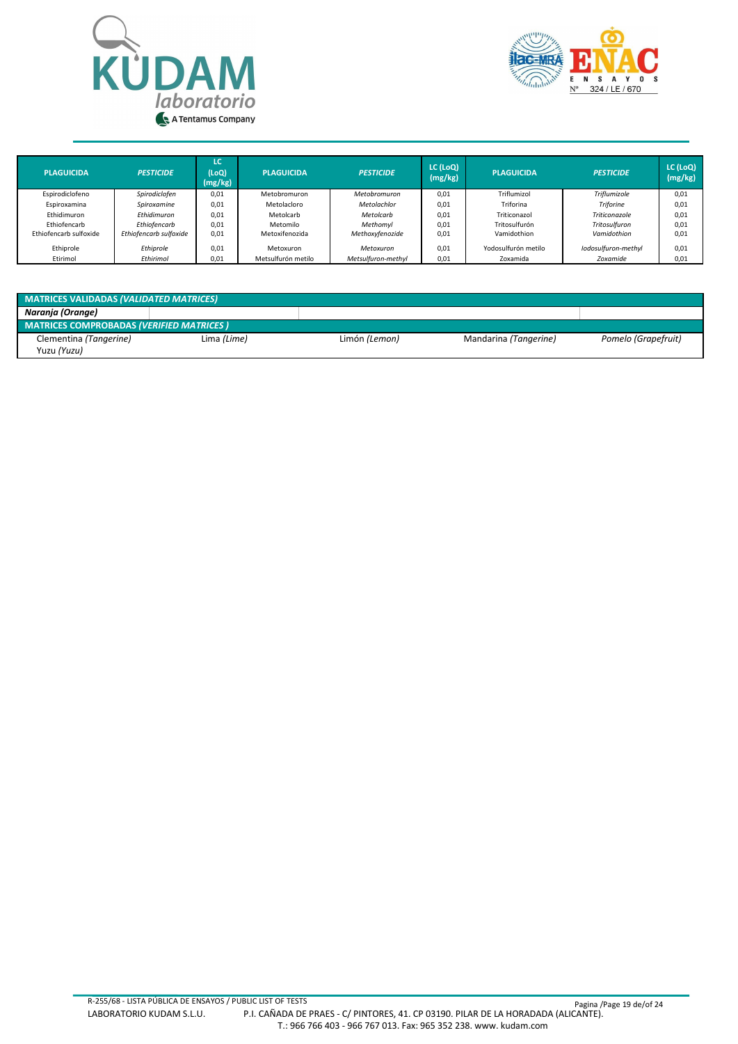| PLAGUICIDA | *PESTICIDE* | LC (LoQ) (mg/kg) | PLAGUICIDA | *PESTICIDE* | LC (LoQ) (mg/kg) | PLAGUICIDA | *PESTICIDE* | LC (LoQ) (mg/kg) |
|---|---|---|---|---|---|---|---|---|
| Espirodiclofeno | *Spirodiclofen* | 0,01 | Metobromuron | *Metobromuron* | 0,01 | Triflumizol | *Triflumizole* | 0,01 |
| Espiroxamina | *Spiroxamine* | 0,01 | Metolacloro | *Metolachlor* | 0,01 | Triforina | *Triforine* | 0,01 |
| Ethidimuron | *Ethidimuron* | 0,01 | Metolcarb | *Metolcarb* | 0,01 | Triticonazol | *Triticonazole* | 0,01 |
| Ethiofencarb | *Ethiofencarb* | 0,01 | Metomilo | *Methomyl* | 0,01 | Tritosulfurón | *Tritosulfuron* | 0,01 |
| Ethiofencarb sulfoxide | *Ethiofencarb sulfoxide* | 0,01 | Metoxifenozida | *Methoxyfenozide* | 0,01 | Vamidothion | *Vamidothion* | 0,01 |
| Ethiprole | *Ethiprole* | 0,01 | Metoxuron | *Metoxuron* | 0,01 | Yodosulfurón metilo | *Iodosulfuron-methyl* | 0,01 |
| Etirimol | *Ethirimol* | 0,01 | Metsulfurón metilo | *Metsulfuron-methyl* | 0,01 | Zoxamida | *Zoxamide* | 0,01 |

| MATRICES VALIDADAS *(VALIDATED MATRICES)* | | | | |
|---|---|---|---|---|
| ***Naranja (Orange)*** | | | | |
| **MATRICES COMPROBADAS *(VERIFIED MATRICES )*** | | | | |
| Clementina *(Tangerine)* | Lima *(Lime)* | Limón *(Lemon)* | Mandarina *(Tangerine)* | *Pomelo (Grapefruit)* |
| Yuzu *(Yuzu)* | | | | |

R-255/68 - LISTA PÚBLICA DE ENSAYOS / PUBLIC LIST OF TESTS

LABORATORIO KUDAM S.L.U. P.I. CAÑADA DE PRAES - C/ PINTORES, 41. CP 03190. PILAR DE LA HORADADA (ALICANTE). T.: 966 766 403 - 966 767 013. Fax: 965 352 238. www. kudam.com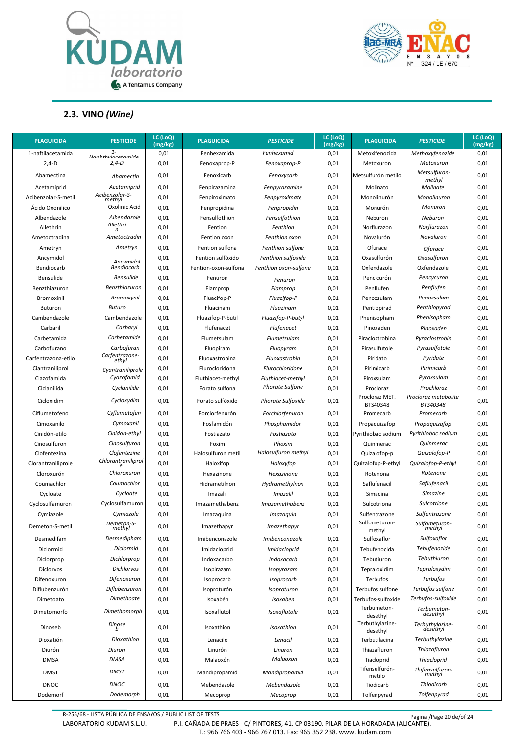## 2.3. VINO *(Wine)*

| PLAGUICIDA | PESTICIDE | LC (LoQ) (mg/kg) | PLAGUICIDA | PESTICIDE | LC (LoQ) (mg/kg) | PLAGUICIDA | PESTICIDE | LC (LoQ) (mg/kg) |
|---|---|---|---|---|---|---|---|---|
| 1-naftilacetamida | *1-Naphthylacetamide* | 0,01 | Fenhexamida | *Fenhexamid* | 0,01 | Metoxifenozida | *Methoxyfenozide* | 0,01 |
| 2,4-D | *2,4-D* | 0,01 | Fenoxaprop-P | *Fenoxaprop-P* | 0,01 | Metoxuron | *Metoxuron* | 0,01 |
| Abamectina | *Abamectin* | 0,01 | Fenoxicarb | *Fenoxycarb* | 0,01 | Metsulfurón metilo | *Metsulfuron-methyl* | 0,01 |
| Acetamiprid | *Acetamiprid* | 0,01 | Fenpirazamina | *Fenpyrazamine* | 0,01 | Molinato | *Molinate* | 0,01 |
| Acibenzolar-S-metil | *Acibenzolar-S-methyl* | 0,01 | Fenpiroximato | *Fenpyroximate* | 0,01 | Monolinurón | *Monolinuron* | 0,01 |
| Ácido Oxonilico | Oxolinic Acid | 0,01 | Fenpropidina | *Fenpropidin* | 0,01 | Monurón | *Monuron* | 0,01 |
| Albendazole | *Albendazole* | 0,01 | Fensulfothion | *Fensulfothion* | 0,01 | Neburon | *Neburon* | 0,01 |
| Allethrin | *Allethrin* | 0,01 | Fention | *Fenthion* | 0,01 | Norflurazon | *Norflurazon* | 0,01 |
| Ametoctradina | *Ametoctradin* | 0,01 | Fention oxon | *Fenthion oxon* | 0,01 | Novalurón | *Novaluron* | 0,01 |
| Ametryn | *Ametryn* | 0,01 | Fention sulfona | *Fenthion sulfone* | 0,01 | Ofurace | *Ofurace* | 0,01 |
| Ancymidol | *Ancymidol* | 0,01 | Fention sulfóxido | *Fenthion sulfoxide* | 0,01 | Oxasulfurón | *Oxasulfuron* | 0,01 |
| Bendiocarb | *Bendiocarb* | 0,01 | Fention-oxon-sulfona | *Fenthion oxon-sulfone* | 0,01 | Oxfendazole | Oxfendazole | 0,01 |
| Bensulide | *Bensulide* | 0,01 | Fenuron | *Fenuron* | 0,01 | Pencicurón | *Pencycuron* | 0,01 |
| Benzthiazuron | *Benzthiazuron* | 0,01 | Flamprop | *Flamprop* | 0,01 | Penflufen | *Penflufen* | 0,01 |
| Bromoxinil | *Bromoxynil* | 0,01 | Fluacifop-P | *Fluazifop-P* | 0,01 | Penoxsulam | *Penoxsulam* | 0,01 |
| Buturon | *Buturo* | 0,01 | Fluacinam | *Fluazinam* | 0,01 | Pentiopirad | *Penthiopyrad* | 0,01 |
| Cambendazole | Cambendazole | 0,01 | Fluazifop-P-butil | *Fluazifop-P-butyl* | 0,01 | Phenisopham | *Phenisopham* | 0,01 |
| Carbaril | *Carbaryl* | 0,01 | Flufenacet | *Flufenacet* | 0,01 | Pinoxaden | *Pinoxaden* | 0,01 |
| Carbetamida | *Carbetamide* | 0,01 | Flumetsulam | *Flumetsulam* | 0,01 | Piraclostrobina | *Pyraclostrobin* | 0,01 |
| Carbofurano | *Carbofuran* | 0,01 | Fluopiram | *Fluopyram* | 0,01 | Pirasulfutole | *Pyrasulfotole* | 0,01 |
| Carfentrazona-etilo | *Carfentrazone-ethyl* | 0,01 | Fluoxastrobina | *Fluoxastrobin* | 0,01 | Piridato | *Pyridate* | 0,01 |
| Ciantraniliprol | *Cyantraniliprole* | 0,01 | Flurocloridona | *Flurochloridone* | 0,01 | Pirimicarb | *Pirimicarb* | 0,01 |
| Ciazofamida | *Cyazofamid* | 0,01 | Fluthiacet-methyl | *Fluthiacet-methyl* | 0,01 | Piroxsulam | *Pyroxsulam* | 0,01 |
| Ciclanilida | *Cyclanilide* | 0,01 | Forato sulfona | *Phorate Sulfone* | 0,01 | Procloraz | *Prochloraz* | 0,01 |
| Cicloxidim | *Cycloxydim* | 0,01 | Forato sulfóxido | *Phorate Sulfoxide* | 0,01 | Procloraz MET. BTS40348 | *Procloraz metabolite BTS40348* | 0,01 |
| Ciflumetofeno | *Cyflumetofen* | 0,01 | Forclorfenurón | *Forchlorfenuron* | 0,01 | Promecarb | *Promecarb* | 0,01 |
| Cimoxanilo | *Cymoxanil* | 0,01 | Fosfamidón | *Phosphamidon* | 0,01 | Propaquizafop | *Propaquizafop* | 0,01 |
| Cinidón-etilo | *Cinidon-ethyl* | 0,01 | Fostiazato | *Fostiazato* | 0,01 | Pyrithiobac sodium | *Pyrithiobac sodium* | 0,01 |
| Cinosulfuron | *Cinosulfuron* | 0,01 | Foxim | *Phoxim* | 0,01 | Quinmerac | *Quinmerac* | 0,01 |
| Clofentezina | *Clofentezine* | 0,01 | Halosulfuron metil | *Halosulfuron methyl* | 0,01 | Quizalofop-p | *Quizalofop-P* | 0,01 |
| Clorantraniliprole | *Chlorantraniliprole* | 0,01 | Haloxifop | *Haloxyfop* | 0,01 | Quizalofop-P-ethyl | *Quizalofop-P-ethyl* | 0,01 |
| Cloroxurón | *Chloroxuron* | 0,01 | Hexazinone | *Hexazinone* | 0,01 | Rotenona | *Rotenone* | 0,01 |
| Coumachlor | *Coumachlor* | 0,01 | Hidrametilnon | *Hydramethylnon* | 0,01 | Saflufenacil | *Saflufenacil* | 0,01 |
| Cycloate | *Cycloate* | 0,01 | Imazalil | *Imazalil* | 0,01 | Simacina | *Simazine* | 0,01 |
| Cyclosulfamuron | Cyclosulfamuron | 0,01 | Imazamethabenz | *Imazamethabenz* | 0,01 | Sulcotriona | *Sulcotrione* | 0,01 |
| Cymiazole | *Cymiazole* | 0,01 | Imazaquina | *Imazaquin* | 0,01 | Sulfentrazone | *Sulfentrazone* | 0,01 |
| Demeton-S-metil | *Demeton-S-methyl* | 0,01 | Imazethapyr | *Imazethapyr* | 0,01 | Sulfometuron-methyl | *Sulfometuron-methyl* | 0,01 |
| Desmedifam | *Desmedipham* | 0,01 | Imibenconazole | *Imibenconazole* | 0,01 | Sulfoxaflor | *Sulfoxaflor* | 0,01 |
| Diclormid | *Diclormid* | 0,01 | Imidacloprid | *Imidacloprid* | 0,01 | Tebufenocida | *Tebufenozide* | 0,01 |
| Diclorprop | *Dichlorprop* | 0,01 | Indoxacarbo | *Indoxacarb* | 0,01 | Tebutiuron | *Tebuthiuron* | 0,01 |
| Diclorvos | *Dichlorvos* | 0,01 | Isopirazam | *Isopyrazam* | 0,01 | Tepraloxidim | *Tepraloxydim* | 0,01 |
| Difenoxuron | *Difenoxuron* | 0,01 | Isoprocarb | *Isoprocarb* | 0,01 | Terbufos | *Terbufos* | 0,01 |
| Diflubenzurón | *Diflubenzuron* | 0,01 | Isoproturón | *Isoproturon* | 0,01 | Terbufos sulfone | *Terbufos sulfone* | 0,01 |
| Dimetoato | *Dimethoate* | 0,01 | Isoxabén | *Isoxaben* | 0,01 | Terbufos-sulfoxide | *Terbufos-sulfoxide* | 0,01 |
| Dimetomorfo | *Dimethomorph* | 0,01 | Isoxaflutol | *Isoxaflutole* | 0,01 | Terbumeton-desethyl | *Terbumeton-desethyl* | 0,01 |
| Dinoseb | *Dinoseb* | 0,01 | Isoxathion | *Isoxathion* | 0,01 | Terbuthylazine-desethyl | *Terbuthylazine-desethyl* | 0,01 |
| Dioxatión | *Dioxathion* | 0,01 | Lenacilo | *Lenacil* | 0,01 | Terbutilacina | *Terbuthylazine* | 0,01 |
| Diurón | *Diuron* | 0,01 | Linurón | *Linuron* | 0,01 | Thiazafluron | *Thiazafluron* | 0,01 |
| DMSA | *DMSA* | 0,01 | Malaoxón | *Malaoxon* | 0,01 | Tiacloprid | *Thiacloprid* | 0,01 |
| DMST | *DMST* | 0,01 | Mandipropamid | *Mandipropamid* | 0,01 | Tifensulfurón-metilo | *Thifensulfuron-methyl* | 0,01 |
| DNOC | *DNOC* | 0,01 | Mebendazole | *Mebendazole* | 0,01 | Tiodicarb | *Thiodicarb* | 0,01 |
| Dodemorf | *Dodemorph* | 0,01 | Mecoprop | *Mecoprop* | 0,01 | Tolfenpyrad | *Tolfenpyrad* | 0,01 |

R-255/68 - LISTA PÚBLICA DE ENSAYOS / PUBLIC LIST OF TESTS
LABORATORIO KUDAM S.L.U. P.I. CAÑADA DE PRAES - C/ PINTORES, 41. CP 03190. PILAR DE LA HORADADA (ALICANTE).
T.: 966 766 403 - 966 767 013. Fax: 965 352 238. www. kudam.com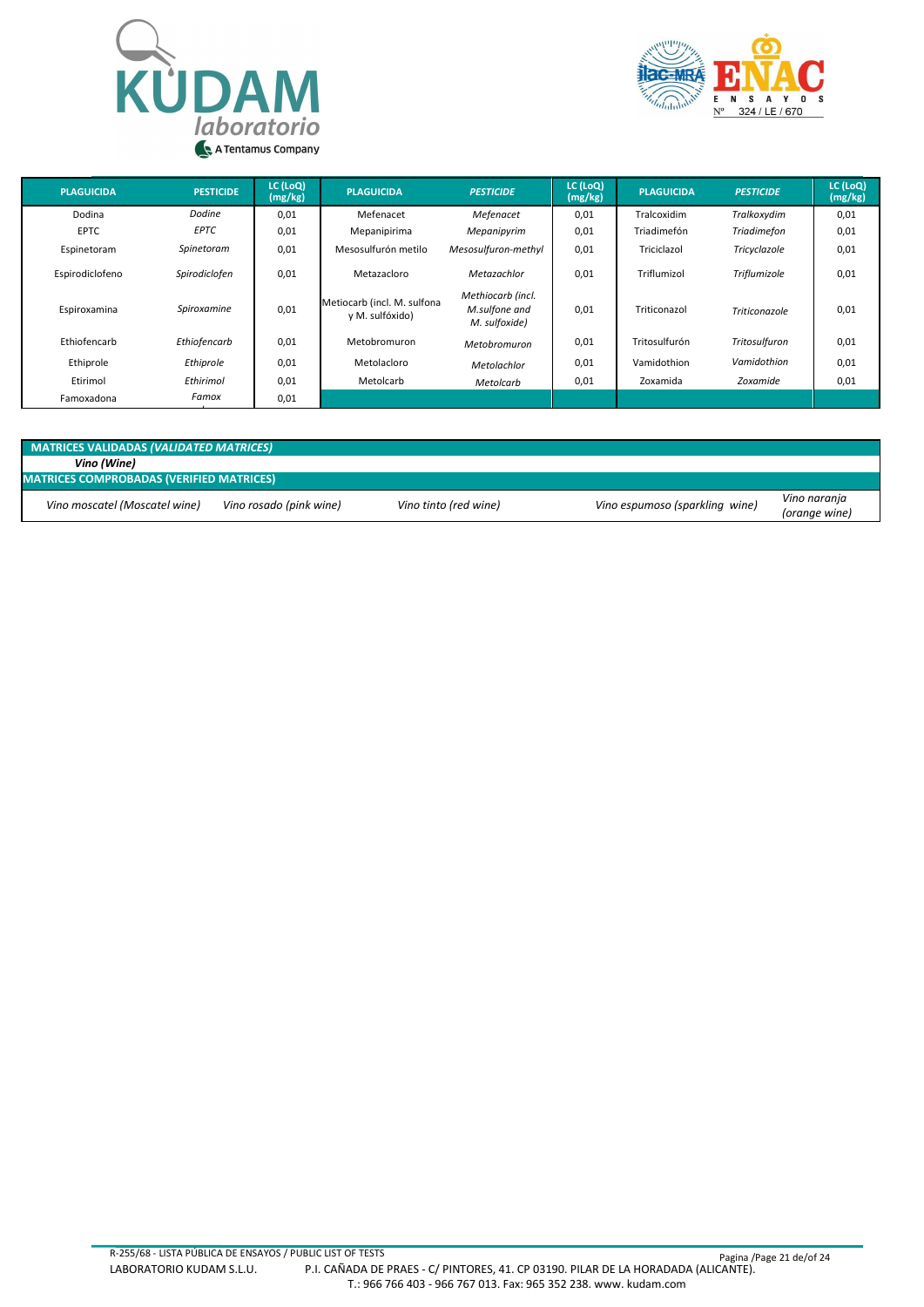| PLAGUICIDA | *PESTICIDE* | LC (LoQ) (mg/kg) | PLAGUICIDA | *PESTICIDE* | LC (LoQ) (mg/kg) | PLAGUICIDA | *PESTICIDE* | LC (LoQ) (mg/kg) |
|---|---|---|---|---|---|---|---|---|
| Dodina | *Dodine* | 0,01 | Mefenacet | *Mefenacet* | 0,01 | Tralcoxidim | *Tralkoxydim* | 0,01 |
| EPTC | *EPTC* | 0,01 | Mepanipirima | *Mepanipyrim* | 0,01 | Triadimefón | *Triadimefon* | 0,01 |
| Espinetoram | *Spinetoram* | 0,01 | Mesosulfurón metilo | *Mesosulfuron-methyl* | 0,01 | Triciclazol | *Tricyclazole* | 0,01 |
| Espirodiclofeno | *Spirodiclofen* | 0,01 | Metazacloro | *Metazachlor* | 0,01 | Triflumizol | *Triflumizole* | 0,01 |
| Espiroxamina | *Spiroxamine* | 0,01 | Metiocarb (incl. M. sulfona y M. sulfóxido) | *Methiocarb (incl. M.sulfone and M. sulfoxide)* | 0,01 | Triticonazol | *Triticonazole* | 0,01 |
| Ethiofencarb | *Ethiofencarb* | 0,01 | Metobromuron | *Metobromuron* | 0,01 | Tritosulfurón | *Tritosulfuron* | 0,01 |
| Ethiprole | *Ethiprole* | 0,01 | Metolacloro | *Metolachlor* | 0,01 | Vamidothion | *Vamidothion* | 0,01 |
| Etirimol | *Ethirimol* | 0,01 | Metolcarb | *Metolcarb* | 0,01 | Zoxamida | *Zoxamide* | 0,01 |
| Famoxadona | *Famox* | 0,01 | | | | | | |

**MATRICES VALIDADAS *(VALIDATED MATRICES)***

***Vino (Wine)***

**MATRICES COMPROBADAS (VERIFIED MATRICES)**

| *Vino moscatel (Moscatel wine)* | *Vino rosado (pink wine)* | *Vino tinto (red wine)* | *Vino espumoso (sparkling wine)* | *Vino naranja (orange wine)* |
|---|---|---|---|---|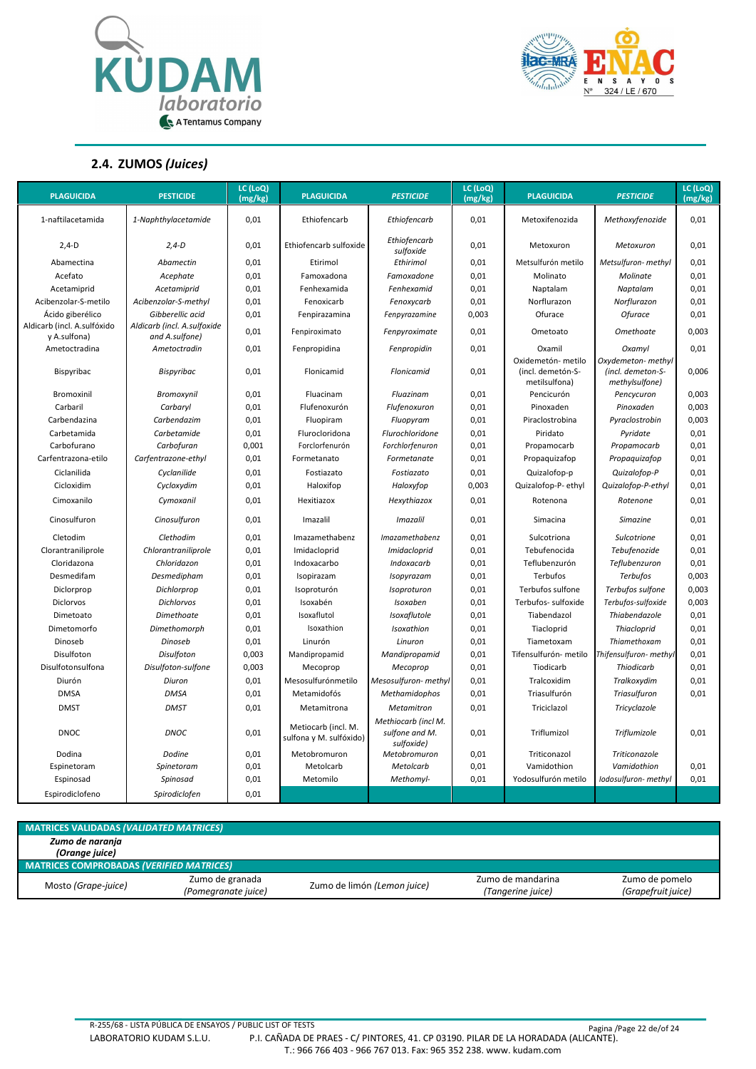## 2.4. ZUMOS *(Juices)*

| PLAGUICIDA | PESTICIDE | LC (LoQ) (mg/kg) | PLAGUICIDA | *PESTICIDE* | LC (LoQ) (mg/kg) | PLAGUICIDA | *PESTICIDE* | LC (LoQ) (mg/kg) |
|---|---|---|---|---|---|---|---|---|
| 1-naftilacetamida | *1-Naphthylacetamide* | 0,01 | Ethiofencarb | *Ethiofencarb* | 0,01 | Metoxifenozida | *Methoxyfenozide* | 0,01 |
| 2,4-D | *2,4-D* | 0,01 | Ethiofencarb sulfoxide | *Ethiofencarb sulfoxide* | 0,01 | Metoxuron | *Metoxuron* | 0,01 |
| Abamectina | *Abamectin* | 0,01 | Etirimol | *Ethirimol* | 0,01 | Metsulfurón metilo | *Metsulfuron- methyl* | 0,01 |
| Acefato | *Acephate* | 0,01 | Famoxadona | *Famoxadone* | 0,01 | Molinato | *Molinate* | 0,01 |
| Acetamiprid | *Acetamiprid* | 0,01 | Fenhexamida | *Fenhexamid* | 0,01 | Naptalam | *Naptalam* | 0,01 |
| Acibenzolar-S-metilo | *Acibenzolar-S-methyl* | 0,01 | Fenoxicarb | *Fenoxycarb* | 0,01 | Norflurazon | *Norflurazon* | 0,01 |
| Ácido giberélico | *Gibberellic acid* | 0,01 | Fenpirazamina | *Fenpyrazamine* | 0,003 | Ofurace | *Ofurace* | 0,01 |
| Aldicarb (incl. A.sulfóxido y A.sulfona) | *Aldicarb (incl. A.sulfoxide and A.sulfone)* | 0,01 | Fenpiroximato | *Fenpyroximate* | 0,01 | Ometoato | *Omethoate* | 0,003 |
| Ametoctradina | *Ametoctradin* | 0,01 | Fenpropidina | *Fenpropidin* | 0,01 | Oxamil | *Oxamyl* | 0,01 |
| Bispyribac | *Bispyribac* | 0,01 | Flonicamid | *Flonicamid* | 0,01 | Oxidemetón- metilo (incl. demetón-S-metilsulfona) | *Oxydemeton- methyl (incl. demeton-S-methylsulfone)* | 0,006 |
| Bromoxinil | *Bromoxynil* | 0,01 | Fluacinam | *Fluazinam* | 0,01 | Pencicurón | *Pencycuron* | 0,003 |
| Carbaril | *Carbaryl* | 0,01 | Flufenoxurón | *Flufenoxuron* | 0,01 | Pinoxaden | *Pinoxaden* | 0,003 |
| Carbendazina | *Carbendazim* | 0,01 | Fluopiram | *Fluopyram* | 0,01 | Piraclostrobina | *Pyraclostrobin* | 0,003 |
| Carbetamida | *Carbetamide* | 0,01 | Flurocloridona | *Flurochloridone* | 0,01 | Piridato | *Pyridate* | 0,01 |
| Carbofurano | *Carbofuran* | 0,001 | Forclorfenurón | *Forchlorfenuron* | 0,01 | Propamocarb | *Propamocarb* | 0,01 |
| Carfentrazona-etilo | *Carfentrazone-ethyl* | 0,01 | Formetanato | *Formetanate* | 0,01 | Propaquizafop | *Propaquizafop* | 0,01 |
| Ciclanilida | *Cyclanilide* | 0,01 | Fostiazato | *Fostiazato* | 0,01 | Quizalofop-p | *Quizalofop-P* | 0,01 |
| Cicloxidim | *Cycloxydim* | 0,01 | Haloxifop | *Haloxyfop* | 0,003 | Quizalofop-P- ethyl | *Quizalofop-P-ethyl* | 0,01 |
| Cimoxanilo | *Cymoxanil* | 0,01 | Hexitiazox | *Hexythiazox* | 0,01 | Rotenona | *Rotenone* | 0,01 |
| Cinosulfuron | *Cinosulfuron* | 0,01 | Imazalil | *Imazalil* | 0,01 | Simacina | *Simazine* | 0,01 |
| Cletodim | *Clethodim* | 0,01 | Imazamethabenz | *Imazamethabenz* | 0,01 | Sulcotriona | *Sulcotrione* | 0,01 |
| Clorantraniliprole | *Chlorantraniliprole* | 0,01 | Imidacloprid | *Imidacloprid* | 0,01 | Tebufenocida | *Tebufenozide* | 0,01 |
| Cloridazona | *Chloridazon* | 0,01 | Indoxacarbo | *Indoxacarb* | 0,01 | Teflubenzurón | *Teflubenzuron* | 0,01 |
| Desmedifam | *Desmedipham* | 0,01 | Isopirazam | *Isopyrazam* | 0,01 | Terbufos | *Terbufos* | 0,003 |
| Diclorprop | *Dichlorprop* | 0,01 | Isoproturón | *Isoproturon* | 0,01 | Terbufos sulfone | *Terbufos sulfone* | 0,003 |
| Diclorvos | *Dichlorvos* | 0,01 | Isoxabén | *Isoxaben* | 0,01 | Terbufos- sulfoxide | *Terbufos-sulfoxide* | 0,003 |
| Dimetoato | *Dimethoate* | 0,01 | Isoxaflutol | *Isoxaflutole* | 0,01 | Tiabendazol | *Thiabendazole* | 0,01 |
| Dimetomorfo | *Dimethomorph* | 0,01 | Isoxathion | *Isoxathion* | 0,01 | Tiacloprid | *Thiacloprid* | 0,01 |
| Dinoseb | *Dinoseb* | 0,01 | Linurón | *Linuron* | 0,01 | Tiametoxam | *Thiamethoxam* | 0,01 |
| Disulfoton | *Disulfoton* | 0,003 | Mandipropamid | *Mandipropamid* | 0,01 | Tifensulfurón- metilo | *Thifensulfuron- methyl* | 0,01 |
| Disulfotonsulfona | *Disulfoton-sulfone* | 0,003 | Mecoprop | *Mecoprop* | 0,01 | Tiodicarb | *Thiodicarb* | 0,01 |
| Diurón | *Diuron* | 0,01 | Mesosulfurónmetilo | *Mesosulfuron- methyl* | 0,01 | Tralcoxidim | *Tralkoxydim* | 0,01 |
| DMSA | *DMSA* | 0,01 | Metamidofós | *Methamidophos* | 0,01 | Triasulfurón | *Triasulfuron* | 0,01 |
| DMST | *DMST* | 0,01 | Metamitrona | *Metamitron* | 0,01 | Triciclazol | *Tricyclazole* | |
| DNOC | *DNOC* | 0,01 | Metiocarb (incl. M. sulfona y M. sulfóxido) | *Methiocarb (incl M. sulfone and M. sulfoxide)* | 0,01 | Triflumizol | *Triflumizole* | 0,01 |
| Dodina | *Dodine* | 0,01 | Metobromuron | *Metobromuron* | 0,01 | Triticonazol | *Triticonazole* | |
| Espinetoram | *Spinetoram* | 0,01 | Metolcarb | *Metolcarb* | 0,01 | Vamidothion | *Vamidothion* | 0,01 |
| Espinosad | *Spinosad* | 0,01 | Metomilo | *Methomyl-* | 0,01 | Yodosulfurón metilo | *Iodosulfuron- methyl* | 0,01 |
| Espirodiclofeno | *Spirodiclofen* | 0,01 | | | | | | |

| MATRICES VALIDADAS *(VALIDATED MATRICES)* | | | | |
|---|---|---|---|---|
| ***Zumo de naranja (Orange juice)*** | | | | |
| **MATRICES COMPROBADAS *(VERIFIED MATRICES)*** | | | | |
| Mosto *(Grape-juice)* | Zumo de granada *(Pomegranate juice)* | Zumo de limón *(Lemon juice)* | Zumo de mandarina *(Tangerine juice)* | Zumo de pomelo *(Grapefruit juice)* |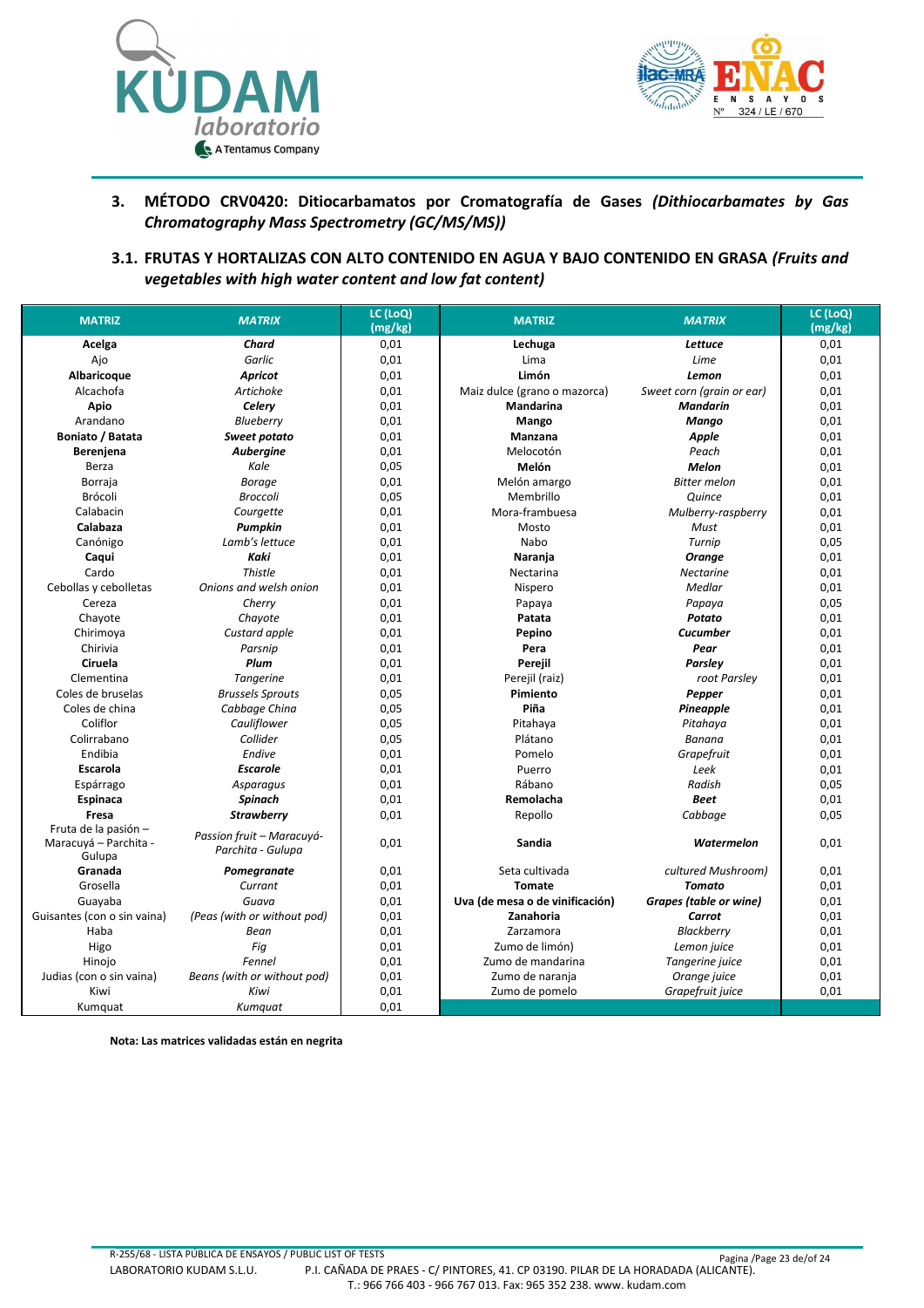## 3. MÉTODO CRV0420: Ditiocarbamatos por Cromatografía de Gases *(Dithiocarbamates by Gas Chromatography Mass Spectrometry (GC/MS/MS))*

### 3.1. FRUTAS Y HORTALIZAS CON ALTO CONTENIDO EN AGUA Y BAJO CONTENIDO EN GRASA *(Fruits and vegetables with high water content and low fat content)*

| MATRIZ | *MATRIX* | LC (LoQ) (mg/kg) | MATRIZ | *MATRIX* | LC (LoQ) (mg/kg) |
|---|---|---|---|---|---|
| **Acelga** | ***Chard*** | 0,01 | **Lechuga** | ***Lettuce*** | 0,01 |
| Ajo | *Garlic* | 0,01 | Lima | *Lime* | 0,01 |
| **Albaricoque** | ***Apricot*** | 0,01 | **Limón** | ***Lemon*** | 0,01 |
| Alcachofa | *Artichoke* | 0,01 | Maiz dulce (grano o mazorca) | *Sweet corn (grain or ear)* | 0,01 |
| **Apio** | ***Celery*** | 0,01 | **Mandarina** | ***Mandarin*** | 0,01 |
| Arandano | *Blueberry* | 0,01 | **Mango** | ***Mango*** | 0,01 |
| **Boniato / Batata** | ***Sweet potato*** | 0,01 | **Manzana** | ***Apple*** | 0,01 |
| **Berenjena** | ***Aubergine*** | 0,01 | Melocotón | *Peach* | 0,01 |
| Berza | *Kale* | 0,05 | **Melón** | ***Melon*** | 0,01 |
| Borraja | *Borage* | 0,01 | Melón amargo | *Bitter melon* | 0,01 |
| Brócoli | *Broccoli* | 0,05 | Membrillo | *Quince* | 0,01 |
| Calabacin | *Courgette* | 0,01 | Mora-frambuesa | *Mulberry-raspberry* | 0,01 |
| **Calabaza** | ***Pumpkin*** | 0,01 | Mosto | *Must* | 0,01 |
| Canónigo | *Lamb's lettuce* | 0,01 | Nabo | *Turnip* | 0,05 |
| **Caqui** | ***Kaki*** | 0,01 | **Naranja** | ***Orange*** | 0,01 |
| Cardo | *Thistle* | 0,01 | Nectarina | *Nectarine* | 0,01 |
| Cebollas y cebolletas | *Onions and welsh onion* | 0,01 | Nispero | *Medlar* | 0,01 |
| Cereza | *Cherry* | 0,01 | Papaya | *Papaya* | 0,05 |
| Chayote | *Chayote* | 0,01 | **Patata** | ***Potato*** | 0,01 |
| Chirimoya | *Custard apple* | 0,01 | **Pepino** | ***Cucumber*** | 0,01 |
| Chirivia | *Parsnip* | 0,01 | **Pera** | ***Pear*** | 0,01 |
| **Ciruela** | ***Plum*** | 0,01 | **Perejil** | ***Parsley*** | 0,01 |
| Clementina | *Tangerine* | 0,01 | Perejil (raiz) | *root Parsley* | 0,01 |
| Coles de bruselas | *Brussels Sprouts* | 0,05 | **Pimiento** | ***Pepper*** | 0,01 |
| Coles de china | *Cabbage China* | 0,05 | **Piña** | ***Pineapple*** | 0,01 |
| Coliflor | *Cauliflower* | 0,05 | Pitahaya | *Pitahaya* | 0,01 |
| Colirrabano | *Collider* | 0,05 | Plátano | *Banana* | 0,01 |
| Endibia | *Endive* | 0,01 | Pomelo | *Grapefruit* | 0,01 |
| **Escarola** | ***Escarole*** | 0,01 | Puerro | *Leek* | 0,01 |
| Espárrago | *Asparagus* | 0,01 | Rábano | *Radish* | 0,05 |
| **Espinaca** | ***Spinach*** | 0,01 | **Remolacha** | ***Beet*** | 0,01 |
| **Fresa** | ***Strawberry*** | 0,01 | Repollo | *Cabbage* | 0,05 |
| Fruta de la pasión – Maracuyá – Parchita - Gulupa | *Passion fruit – Maracuyá-Parchita - Gulupa* | 0,01 | **Sandia** | ***Watermelon*** | 0,01 |
| **Granada** | ***Pomegranate*** | 0,01 | Seta cultivada | *cultured Mushroom)* | 0,01 |
| Grosella | *Currant* | 0,01 | **Tomate** | ***Tomato*** | 0,01 |
| Guayaba | *Guava* | 0,01 | **Uva (de mesa o de vinificación)** | ***Grapes (table or wine)*** | 0,01 |
| Guisantes (con o sin vaina) | *(Peas (with or without pod)* | 0,01 | **Zanahoria** | ***Carrot*** | 0,01 |
| Haba | *Bean* | 0,01 | Zarzamora | *Blackberry* | 0,01 |
| Higo | *Fig* | 0,01 | Zumo de limón) | *Lemon juice* | 0,01 |
| Hinojo | *Fennel* | 0,01 | Zumo de mandarina | *Tangerine juice* | 0,01 |
| Judias (con o sin vaina) | *Beans (with or without pod)* | 0,01 | Zumo de naranja | *Orange juice* | 0,01 |
| Kiwi | *Kiwi* | 0,01 | Zumo de pomelo | *Grapefruit juice* | 0,01 |
| Kumquat | *Kumquat* | 0,01 | | | |

**Nota: Las matrices validadas están en negrita**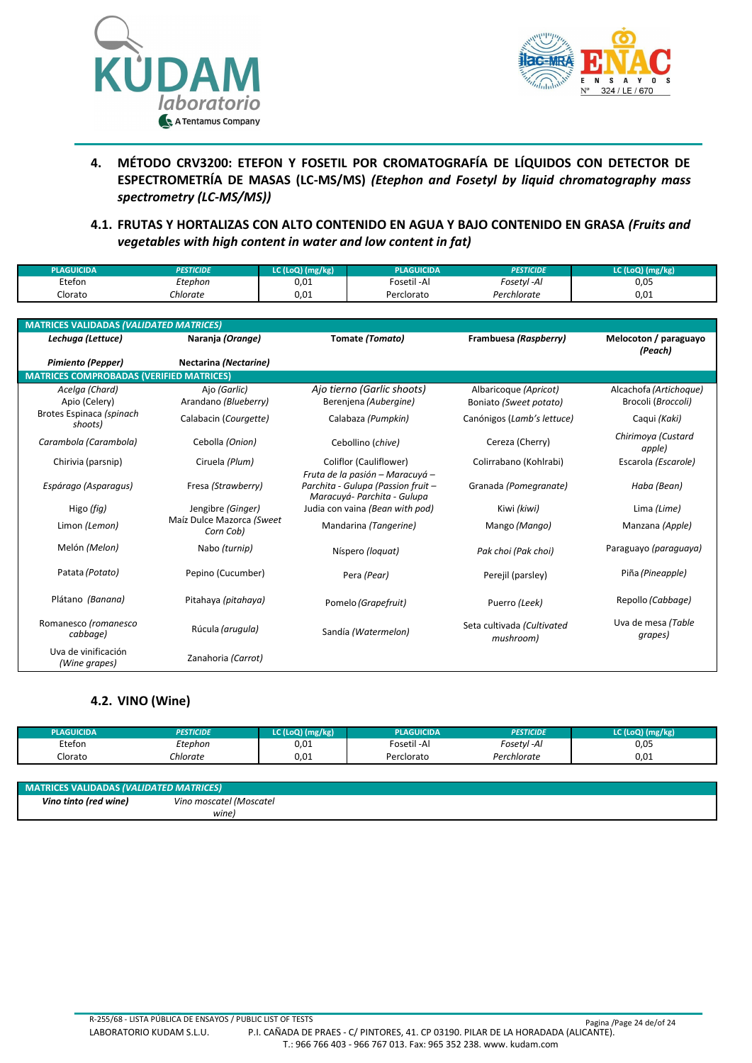## 4. MÉTODO CRV3200: ETEFON Y FOSETIL POR CROMATOGRAFÍA DE LÍQUIDOS CON DETECTOR DE ESPECTROMETRÍA DE MASAS (LC-MS/MS) *(Ephephon and Fosetyl by liquid chromatography mass spectrometry (LC-MS/MS))*

### 4.1. FRUTAS Y HORTALIZAS CON ALTO CONTENIDO EN AGUA Y BAJO CONTENIDO EN GRASA *(Fruits and vegetables with high content in water and low content in fat)*

| PLAGUICIDA | *PESTICIDE* | LC (LoQ) (mg/kg) | PLAGUICIDA | *PESTICIDE* | LC (LoQ) (mg/kg) |
|---|---|---|---|---|---|
| Etefon | *Etephon* | 0,01 | Fosetil -Al | *Fosetyl -Al* | 0,05 |
| Clorato | *Chlorate* | 0,01 | Perclorato | *Perchlorate* | 0,01 |

| MATRICES VALIDADAS *(VALIDATED MATRICES)* | | | | |
|---|---|---|---|---|
| ***Lechuga (Lettuce)*** | **Naranja *(Orange)*** | **Tomate *(Tomato)*** | **Frambuesa *(Raspberry)*** | **Melocoton / paraguayo *(Peach)*** |
| ***Pimiento (Pepper)*** | **Nectarina *(Nectarine)*** | | | |
| **MATRICES COMPROBADAS *(VERIFIED MATRICES)*** | | | | |
| *Acelga (Chard)* | Ajo *(Garlic)* | *Ajo tierno (Garlic shoots)* | Albaricoque *(Apricot)* | Alcachofa *(Artichoque)* |
| Apio (Celery) | Arandano *(Blueberry)* | Berenjena *(Aubergine)* | Boniato *(Sweet potato)* | Brocoli *(Broccoli)* |
| Brotes Espinaca *(spinach shoots)* | Calabacin *(Courgette)* | Calabaza *(Pumpkin)* | Canónigos (*Lamb's lettuce)* | Caqui *(Kaki)* |
| *Carambola (Carambola)* | Cebolla *(Onion)* | Cebollino *(chive)* | Cereza (Cherry) | *Chirimoya (Custard apple)* |
| Chirivia (parsnip) | Ciruela *(Plum)* | Coliflor (Cauliflower) | Colirrabano (Kohlrabi) | Escarola *(Escarole)* |
| *Espárrago (Asparagus)* | Fresa *(Strawberry)* | *Fruta de la pasión – Maracuyá – Parchita - Gulupa (Passion fruit – Maracuyá- Parchita - Gulupa* | Granada *(Pomegranate)* | *Haba (Bean)* |
| Higo *(fig)* | Jengibre *(Ginger)* | Judia con vaina *(Bean with pod)* | Kiwi *(kiwi)* | Lima *(Lime)* |
| Limon *(Lemon)* | Maíz Dulce Mazorca *(Sweet Corn Cob)* | Mandarina *(Tangerine)* | Mango *(Mango)* | Manzana *(Apple)* |
| Melón *(Melon)* | Nabo *(turnip)* | Níspero *(loquat)* | *Pak choi (Pak choi)* | Paraguayo *(paraguaya)* |
| Patata *(Potato)* | Pepino (Cucumber) | Pera *(Pear)* | Perejil (parsley) | Piña *(Pineapple)* |
| Plátano *(Banana)* | Pitahaya *(pitahaya)* | Pomelo *(Grapefruit)* | Puerro *(Leek)* | Repollo *(Cabbage)* |
| Romanesco *(romanesco cabbage)* | Rúcula *(arugula)* | Sandía *(Watermelon)* | Seta cultivada *(Cultivated mushroom)* | Uva de mesa *(Table grapes)* |
| Uva de vinificación *(Wine grapes)* | Zanahoria *(Carrot)* | | | |

### 4.2. VINO (Wine)

| PLAGUICIDA | *PESTICIDE* | LC (LoQ) (mg/kg) | PLAGUICIDA | *PESTICIDE* | LC (LoQ) (mg/kg) |
|---|---|---|---|---|---|
| Etefon | *Etephon* | 0,01 | Fosetil -Al | *Fosetyl -Al* | 0,05 |
| Clorato | *Chlorate* | 0,01 | Perclorato | *Perchlorate* | 0,01 |

| MATRICES VALIDADAS *(VALIDATED MATRICES)* | |
|---|---|
| ***Vino tinto (red wine)*** | *Vino moscatel (Moscatel wine)* |